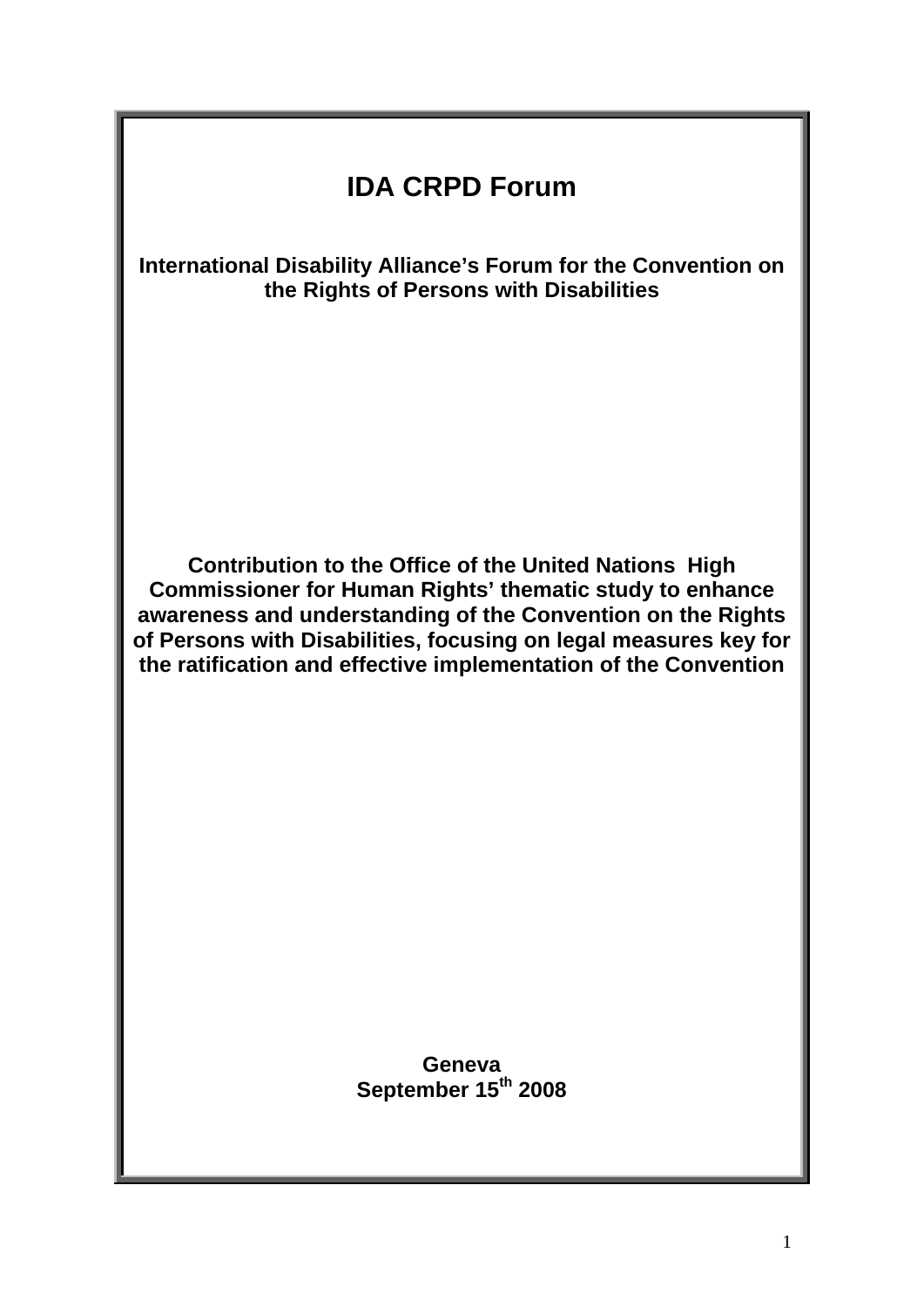# IDA CRPD Forum

**International Disability Alliance's Forum for the Convention on the Rights of Persons with Disabilities**

**Contribution to the Office of the United Nations High Commissioner for Human Rights' thematic study to enhance awareness and understanding of the Convention on the Rights of Persons with Disabilities, focusing on legal measures key for the ratification and effective implementation of the Convention**

**Geneva**
**September 15th 2008**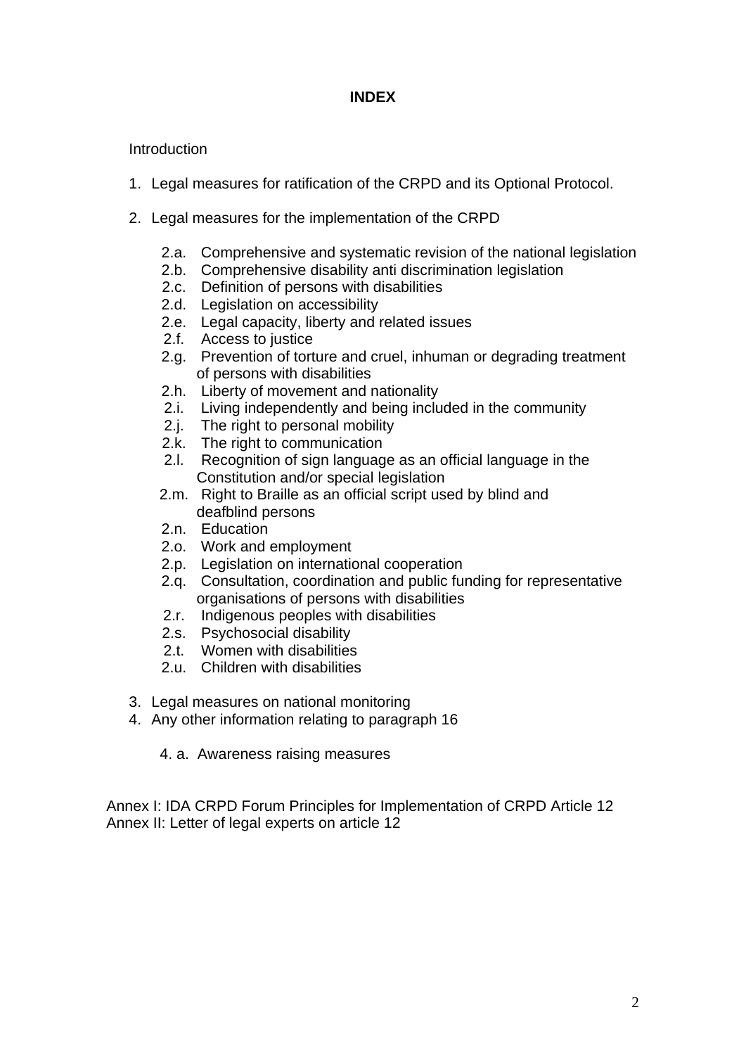**INDEX**

Introduction

1. Legal measures for ratification of the CRPD and its Optional Protocol.

2. Legal measures for the implementation of the CRPD

   - 2.a. Comprehensive and systematic revision of the national legislation
   - 2.b. Comprehensive disability anti discrimination legislation
   - 2.c. Definition of persons with disabilities
   - 2.d. Legislation on accessibility
   - 2.e. Legal capacity, liberty and related issues
   - 2.f. Access to justice
   - 2.g. Prevention of torture and cruel, inhuman or degrading treatment of persons with disabilities
   - 2.h. Liberty of movement and nationality
   - 2.i. Living independently and being included in the community
   - 2.j. The right to personal mobility
   - 2.k. The right to communication
   - 2.l. Recognition of sign language as an official language in the Constitution and/or special legislation
   - 2.m. Right to Braille as an official script used by blind and deafblind persons
   - 2.n. Education
   - 2.o. Work and employment
   - 2.p. Legislation on international cooperation
   - 2.q. Consultation, coordination and public funding for representative organisations of persons with disabilities
   - 2.r. Indigenous peoples with disabilities
   - 2.s. Psychosocial disability
   - 2.t. Women with disabilities
   - 2.u. Children with disabilities

3. Legal measures on national monitoring
4. Any other information relating to paragraph 16

   - 4. a. Awareness raising measures

Annex I: IDA CRPD Forum Principles for Implementation of CRPD Article 12
Annex II: Letter of legal experts on article 12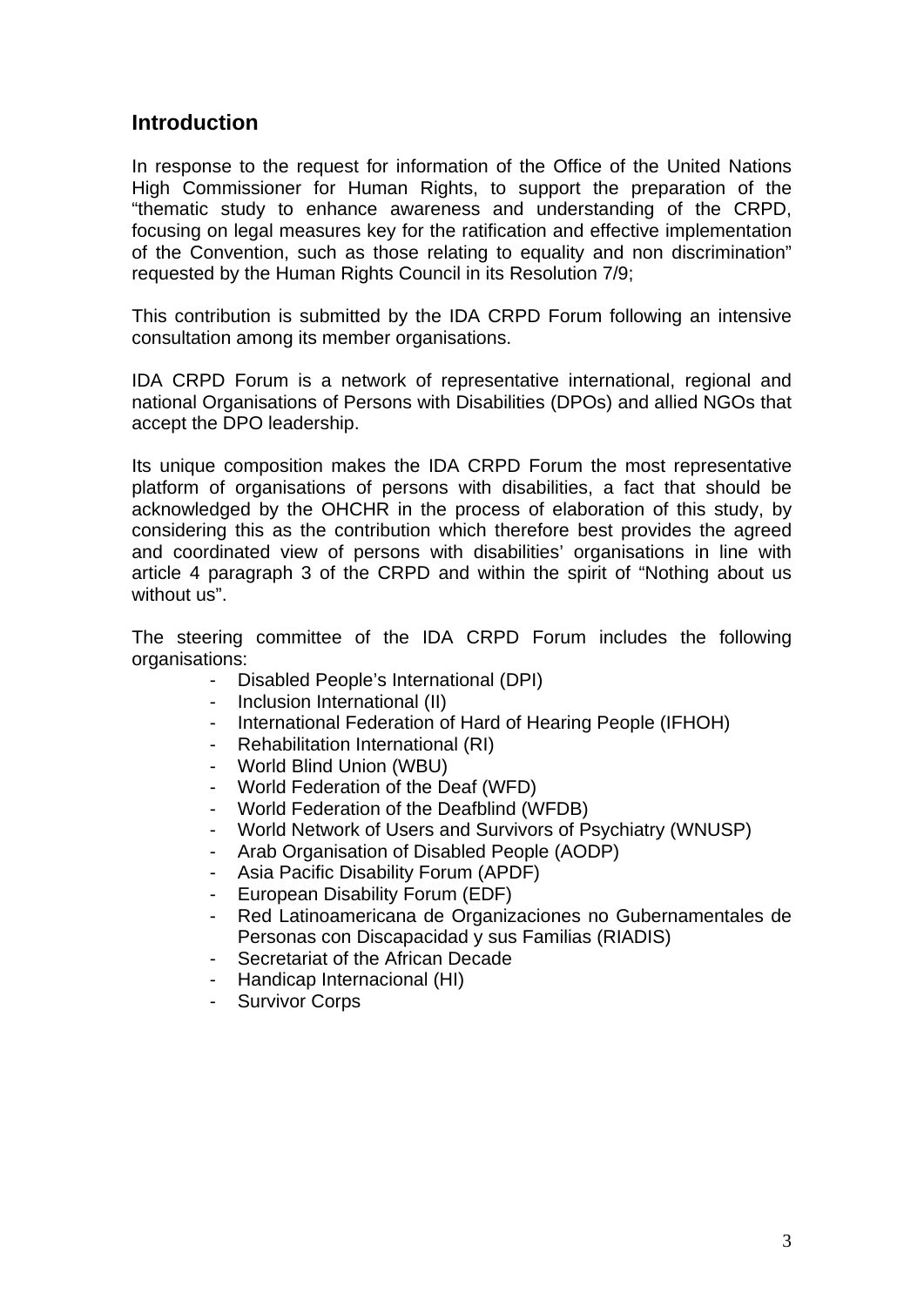## Introduction

In response to the request for information of the Office of the United Nations High Commissioner for Human Rights, to support the preparation of the "thematic study to enhance awareness and understanding of the CRPD, focusing on legal measures key for the ratification and effective implementation of the Convention, such as those relating to equality and non discrimination" requested by the Human Rights Council in its Resolution 7/9;

This contribution is submitted by the IDA CRPD Forum following an intensive consultation among its member organisations.

IDA CRPD Forum is a network of representative international, regional and national Organisations of Persons with Disabilities (DPOs) and allied NGOs that accept the DPO leadership.

Its unique composition makes the IDA CRPD Forum the most representative platform of organisations of persons with disabilities, a fact that should be acknowledged by the OHCHR in the process of elaboration of this study, by considering this as the contribution which therefore best provides the agreed and coordinated view of persons with disabilities' organisations in line with article 4 paragraph 3 of the CRPD and within the spirit of "Nothing about us without us".

The steering committee of the IDA CRPD Forum includes the following organisations:

- Disabled People's International (DPI)
- Inclusion International (II)
- International Federation of Hard of Hearing People (IFHOH)
- Rehabilitation International (RI)
- World Blind Union (WBU)
- World Federation of the Deaf (WFD)
- World Federation of the Deafblind (WFDB)
- World Network of Users and Survivors of Psychiatry (WNUSP)
- Arab Organisation of Disabled People (AODP)
- Asia Pacific Disability Forum (APDF)
- European Disability Forum (EDF)
- Red Latinoamericana de Organizaciones no Gubernamentales de Personas con Discapacidad y sus Familias (RIADIS)
- Secretariat of the African Decade
- Handicap Internacional (HI)
- Survivor Corps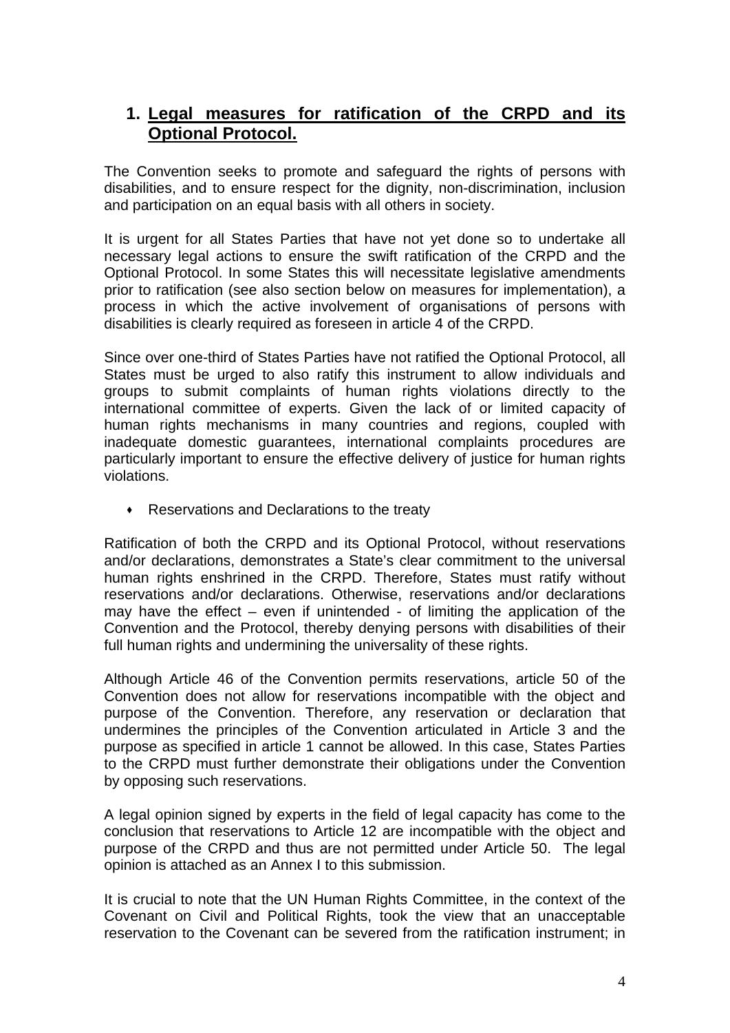## 1. Legal measures for ratification of the CRPD and its Optional Protocol.

The Convention seeks to promote and safeguard the rights of persons with disabilities, and to ensure respect for the dignity, non-discrimination, inclusion and participation on an equal basis with all others in society.

It is urgent for all States Parties that have not yet done so to undertake all necessary legal actions to ensure the swift ratification of the CRPD and the Optional Protocol. In some States this will necessitate legislative amendments prior to ratification (see also section below on measures for implementation), a process in which the active involvement of organisations of persons with disabilities is clearly required as foreseen in article 4 of the CRPD.

Since over one-third of States Parties have not ratified the Optional Protocol, all States must be urged to also ratify this instrument to allow individuals and groups to submit complaints of human rights violations directly to the international committee of experts. Given the lack of or limited capacity of human rights mechanisms in many countries and regions, coupled with inadequate domestic guarantees, international complaints procedures are particularly important to ensure the effective delivery of justice for human rights violations.

- Reservations and Declarations to the treaty

Ratification of both the CRPD and its Optional Protocol, without reservations and/or declarations, demonstrates a State's clear commitment to the universal human rights enshrined in the CRPD. Therefore, States must ratify without reservations and/or declarations. Otherwise, reservations and/or declarations may have the effect – even if unintended - of limiting the application of the Convention and the Protocol, thereby denying persons with disabilities of their full human rights and undermining the universality of these rights.

Although Article 46 of the Convention permits reservations, article 50 of the Convention does not allow for reservations incompatible with the object and purpose of the Convention. Therefore, any reservation or declaration that undermines the principles of the Convention articulated in Article 3 and the purpose as specified in article 1 cannot be allowed. In this case, States Parties to the CRPD must further demonstrate their obligations under the Convention by opposing such reservations.

A legal opinion signed by experts in the field of legal capacity has come to the conclusion that reservations to Article 12 are incompatible with the object and purpose of the CRPD and thus are not permitted under Article 50. The legal opinion is attached as an Annex I to this submission.

It is crucial to note that the UN Human Rights Committee, in the context of the Covenant on Civil and Political Rights, took the view that an unacceptable reservation to the Covenant can be severed from the ratification instrument; in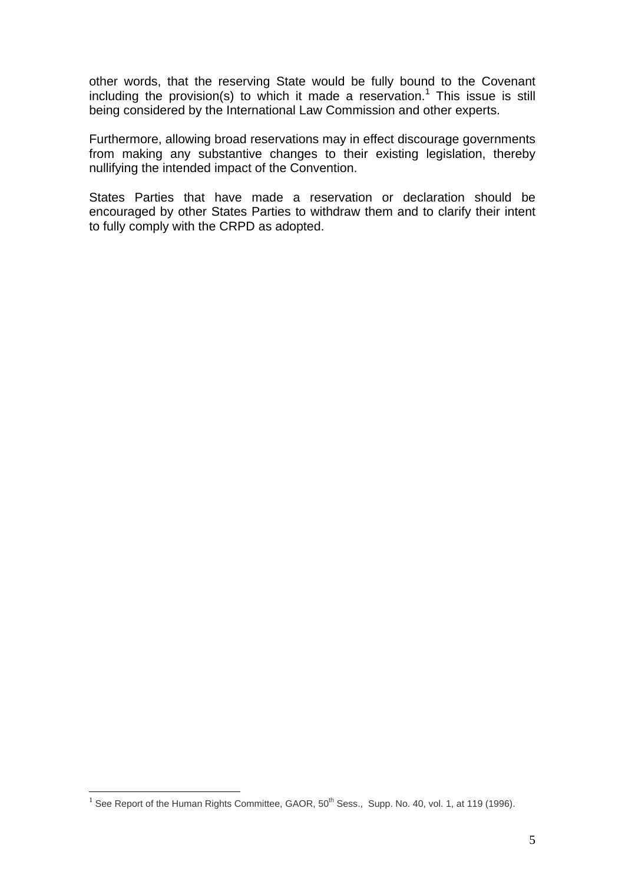other words, that the reserving State would be fully bound to the Covenant including the provision(s) to which it made a reservation.[1] This issue is still being considered by the International Law Commission and other experts.

Furthermore, allowing broad reservations may in effect discourage governments from making any substantive changes to their existing legislation, thereby nullifying the intended impact of the Convention.

States Parties that have made a reservation or declaration should be encouraged by other States Parties to withdraw them and to clarify their intent to fully comply with the CRPD as adopted.

---

[1] See Report of the Human Rights Committee, GAOR, 50th Sess., Supp. No. 40, vol. 1, at 119 (1996).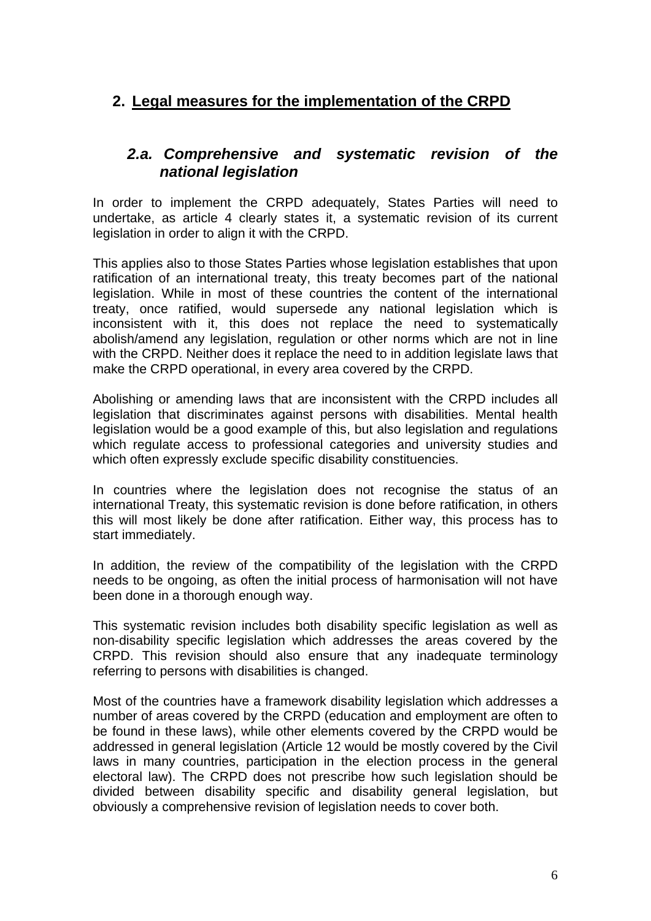## 2. Legal measures for the implementation of the CRPD

### *2.a. Comprehensive and systematic revision of the national legislation*

In order to implement the CRPD adequately, States Parties will need to undertake, as article 4 clearly states it, a systematic revision of its current legislation in order to align it with the CRPD.

This applies also to those States Parties whose legislation establishes that upon ratification of an international treaty, this treaty becomes part of the national legislation. While in most of these countries the content of the international treaty, once ratified, would supersede any national legislation which is inconsistent with it, this does not replace the need to systematically abolish/amend any legislation, regulation or other norms which are not in line with the CRPD. Neither does it replace the need to in addition legislate laws that make the CRPD operational, in every area covered by the CRPD.

Abolishing or amending laws that are inconsistent with the CRPD includes all legislation that discriminates against persons with disabilities. Mental health legislation would be a good example of this, but also legislation and regulations which regulate access to professional categories and university studies and which often expressly exclude specific disability constituencies.

In countries where the legislation does not recognise the status of an international Treaty, this systematic revision is done before ratification, in others this will most likely be done after ratification. Either way, this process has to start immediately.

In addition, the review of the compatibility of the legislation with the CRPD needs to be ongoing, as often the initial process of harmonisation will not have been done in a thorough enough way.

This systematic revision includes both disability specific legislation as well as non-disability specific legislation which addresses the areas covered by the CRPD. This revision should also ensure that any inadequate terminology referring to persons with disabilities is changed.

Most of the countries have a framework disability legislation which addresses a number of areas covered by the CRPD (education and employment are often to be found in these laws), while other elements covered by the CRPD would be addressed in general legislation (Article 12 would be mostly covered by the Civil laws in many countries, participation in the election process in the general electoral law). The CRPD does not prescribe how such legislation should be divided between disability specific and disability general legislation, but obviously a comprehensive revision of legislation needs to cover both.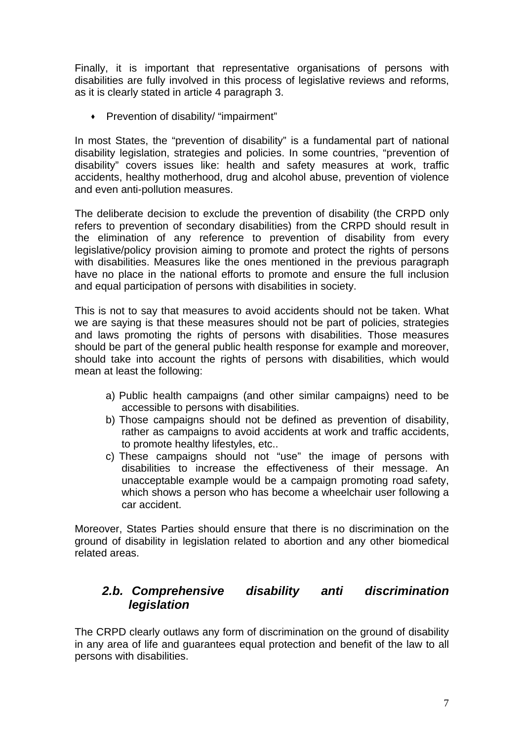Finally, it is important that representative organisations of persons with disabilities are fully involved in this process of legislative reviews and reforms, as it is clearly stated in article 4 paragraph 3.

- Prevention of disability/ “impairment”

In most States, the “prevention of disability” is a fundamental part of national disability legislation, strategies and policies. In some countries, “prevention of disability” covers issues like: health and safety measures at work, traffic accidents, healthy motherhood, drug and alcohol abuse, prevention of violence and even anti-pollution measures.

The deliberate decision to exclude the prevention of disability (the CRPD only refers to prevention of secondary disabilities) from the CRPD should result in the elimination of any reference to prevention of disability from every legislative/policy provision aiming to promote and protect the rights of persons with disabilities. Measures like the ones mentioned in the previous paragraph have no place in the national efforts to promote and ensure the full inclusion and equal participation of persons with disabilities in society.

This is not to say that measures to avoid accidents should not be taken. What we are saying is that these measures should not be part of policies, strategies and laws promoting the rights of persons with disabilities. Those measures should be part of the general public health response for example and moreover, should take into account the rights of persons with disabilities, which would mean at least the following:

a) Public health campaigns (and other similar campaigns) need to be accessible to persons with disabilities.
b) Those campaigns should not be defined as prevention of disability, rather as campaigns to avoid accidents at work and traffic accidents, to promote healthy lifestyles, etc..
c) These campaigns should not “use” the image of persons with disabilities to increase the effectiveness of their message. An unacceptable example would be a campaign promoting road safety, which shows a person who has become a wheelchair user following a car accident.

Moreover, States Parties should ensure that there is no discrimination on the ground of disability in legislation related to abortion and any other biomedical related areas.

### *2.b. Comprehensive disability anti discrimination legislation*

The CRPD clearly outlaws any form of discrimination on the ground of disability in any area of life and guarantees equal protection and benefit of the law to all persons with disabilities.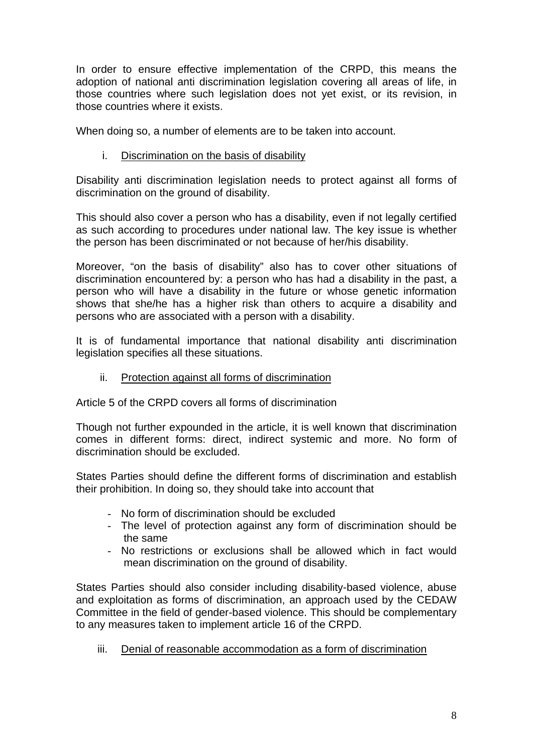In order to ensure effective implementation of the CRPD, this means the adoption of national anti discrimination legislation covering all areas of life, in those countries where such legislation does not yet exist, or its revision, in those countries where it exists.

When doing so, a number of elements are to be taken into account.

i. Discrimination on the basis of disability

Disability anti discrimination legislation needs to protect against all forms of discrimination on the ground of disability.

This should also cover a person who has a disability, even if not legally certified as such according to procedures under national law. The key issue is whether the person has been discriminated or not because of her/his disability.

Moreover, "on the basis of disability" also has to cover other situations of discrimination encountered by: a person who has had a disability in the past, a person who will have a disability in the future or whose genetic information shows that she/he has a higher risk than others to acquire a disability and persons who are associated with a person with a disability.

It is of fundamental importance that national disability anti discrimination legislation specifies all these situations.

ii. Protection against all forms of discrimination

Article 5 of the CRPD covers all forms of discrimination

Though not further expounded in the article, it is well known that discrimination comes in different forms: direct, indirect systemic and more. No form of discrimination should be excluded.

States Parties should define the different forms of discrimination and establish their prohibition. In doing so, they should take into account that

- No form of discrimination should be excluded
- The level of protection against any form of discrimination should be the same
- No restrictions or exclusions shall be allowed which in fact would mean discrimination on the ground of disability.

States Parties should also consider including disability-based violence, abuse and exploitation as forms of discrimination, an approach used by the CEDAW Committee in the field of gender-based violence. This should be complementary to any measures taken to implement article 16 of the CRPD.

iii. Denial of reasonable accommodation as a form of discrimination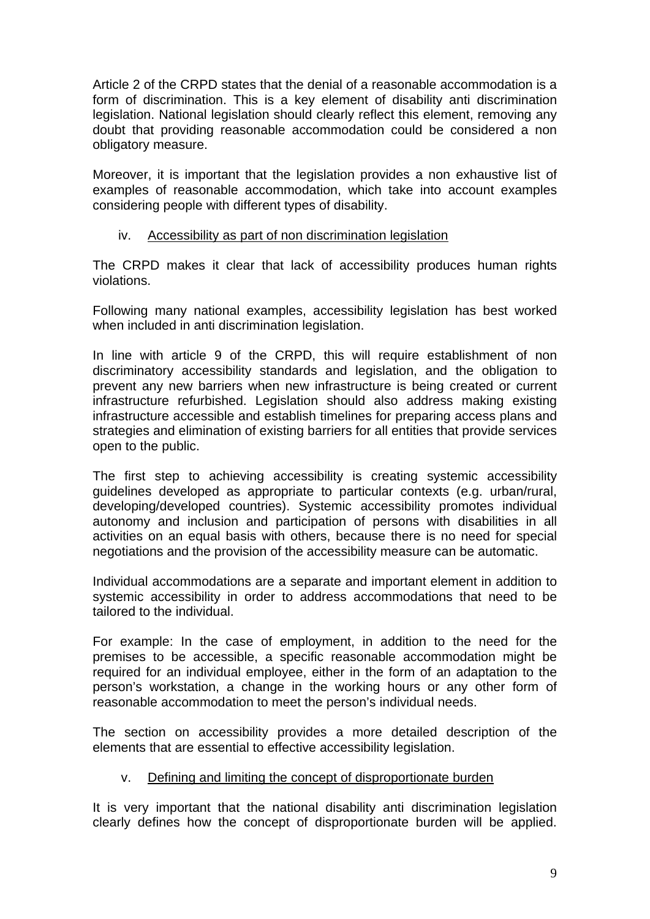Article 2 of the CRPD states that the denial of a reasonable accommodation is a form of discrimination. This is a key element of disability anti discrimination legislation. National legislation should clearly reflect this element, removing any doubt that providing reasonable accommodation could be considered a non obligatory measure.

Moreover, it is important that the legislation provides a non exhaustive list of examples of reasonable accommodation, which take into account examples considering people with different types of disability.

iv. Accessibility as part of non discrimination legislation

The CRPD makes it clear that lack of accessibility produces human rights violations.

Following many national examples, accessibility legislation has best worked when included in anti discrimination legislation.

In line with article 9 of the CRPD, this will require establishment of non discriminatory accessibility standards and legislation, and the obligation to prevent any new barriers when new infrastructure is being created or current infrastructure refurbished. Legislation should also address making existing infrastructure accessible and establish timelines for preparing access plans and strategies and elimination of existing barriers for all entities that provide services open to the public.

The first step to achieving accessibility is creating systemic accessibility guidelines developed as appropriate to particular contexts (e.g. urban/rural, developing/developed countries). Systemic accessibility promotes individual autonomy and inclusion and participation of persons with disabilities in all activities on an equal basis with others, because there is no need for special negotiations and the provision of the accessibility measure can be automatic.

Individual accommodations are a separate and important element in addition to systemic accessibility in order to address accommodations that need to be tailored to the individual.

For example: In the case of employment, in addition to the need for the premises to be accessible, a specific reasonable accommodation might be required for an individual employee, either in the form of an adaptation to the person's workstation, a change in the working hours or any other form of reasonable accommodation to meet the person's individual needs.

The section on accessibility provides a more detailed description of the elements that are essential to effective accessibility legislation.

v. Defining and limiting the concept of disproportionate burden

It is very important that the national disability anti discrimination legislation clearly defines how the concept of disproportionate burden will be applied.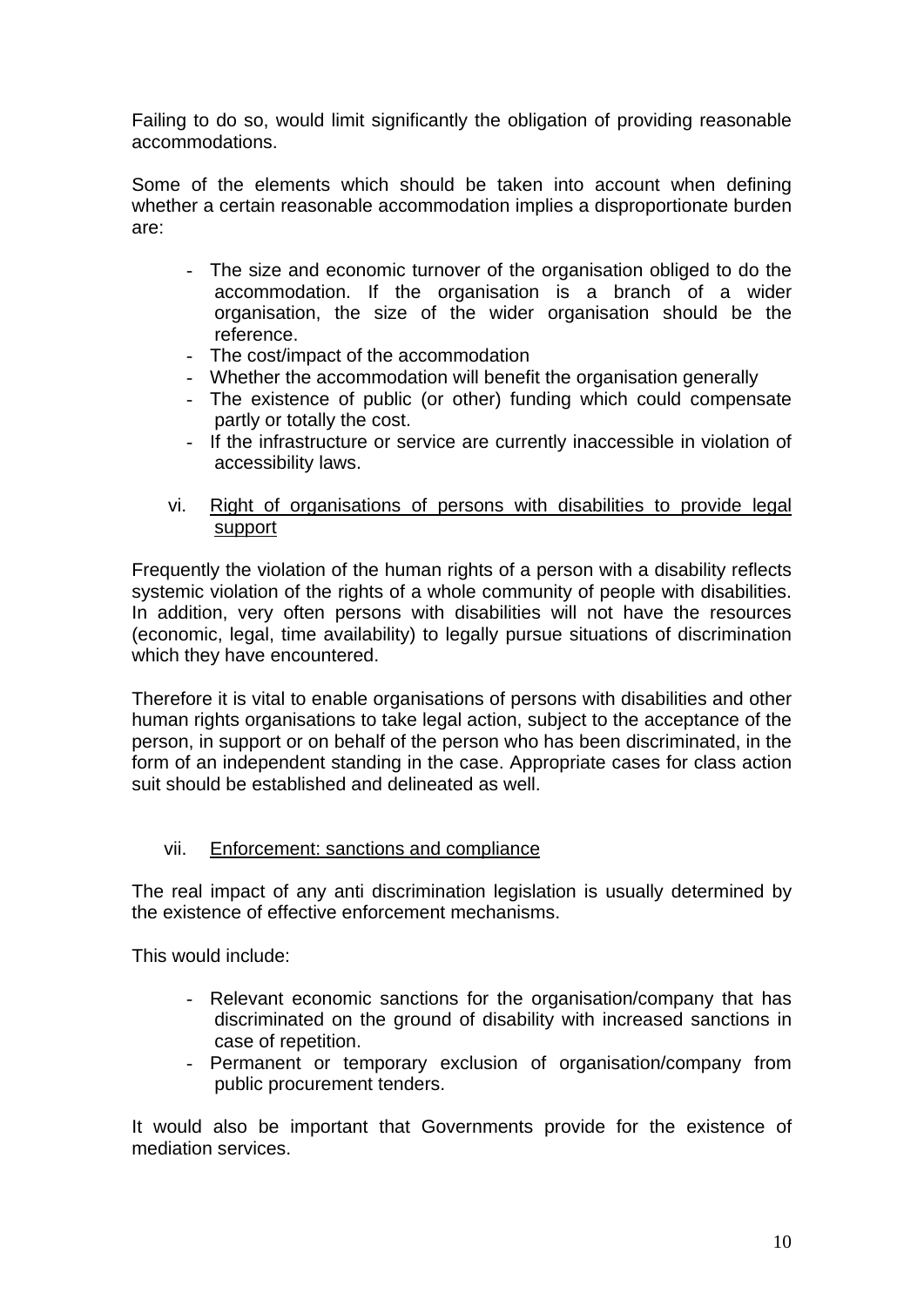Failing to do so, would limit significantly the obligation of providing reasonable accommodations.

Some of the elements which should be taken into account when defining whether a certain reasonable accommodation implies a disproportionate burden are:

- The size and economic turnover of the organisation obliged to do the accommodation. If the organisation is a branch of a wider organisation, the size of the wider organisation should be the reference.
- The cost/impact of the accommodation
- Whether the accommodation will benefit the organisation generally
- The existence of public (or other) funding which could compensate partly or totally the cost.
- If the infrastructure or service are currently inaccessible in violation of accessibility laws.

vi. <u>Right of organisations of persons with disabilities to provide legal support</u>

Frequently the violation of the human rights of a person with a disability reflects systemic violation of the rights of a whole community of people with disabilities. In addition, very often persons with disabilities will not have the resources (economic, legal, time availability) to legally pursue situations of discrimination which they have encountered.

Therefore it is vital to enable organisations of persons with disabilities and other human rights organisations to take legal action, subject to the acceptance of the person, in support or on behalf of the person who has been discriminated, in the form of an independent standing in the case. Appropriate cases for class action suit should be established and delineated as well.

vii. <u>Enforcement: sanctions and compliance</u>

The real impact of any anti discrimination legislation is usually determined by the existence of effective enforcement mechanisms.

This would include:

- Relevant economic sanctions for the organisation/company that has discriminated on the ground of disability with increased sanctions in case of repetition.
- Permanent or temporary exclusion of organisation/company from public procurement tenders.

It would also be important that Governments provide for the existence of mediation services.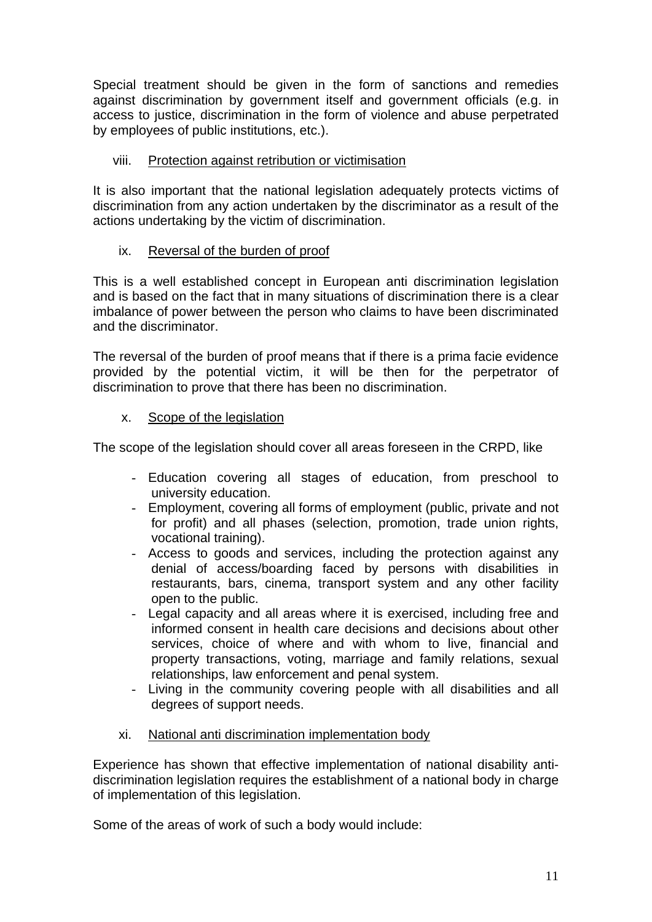Special treatment should be given in the form of sanctions and remedies against discrimination by government itself and government officials (e.g. in access to justice, discrimination in the form of violence and abuse perpetrated by employees of public institutions, etc.).

viii. <u>Protection against retribution or victimisation</u>

It is also important that the national legislation adequately protects victims of discrimination from any action undertaken by the discriminator as a result of the actions undertaking by the victim of discrimination.

ix. <u>Reversal of the burden of proof</u>

This is a well established concept in European anti discrimination legislation and is based on the fact that in many situations of discrimination there is a clear imbalance of power between the person who claims to have been discriminated and the discriminator.

The reversal of the burden of proof means that if there is a prima facie evidence provided by the potential victim, it will be then for the perpetrator of discrimination to prove that there has been no discrimination.

x. <u>Scope of the legislation</u>

The scope of the legislation should cover all areas foreseen in the CRPD, like

- Education covering all stages of education, from preschool to university education.
- Employment, covering all forms of employment (public, private and not for profit) and all phases (selection, promotion, trade union rights, vocational training).
- Access to goods and services, including the protection against any denial of access/boarding faced by persons with disabilities in restaurants, bars, cinema, transport system and any other facility open to the public.
- Legal capacity and all areas where it is exercised, including free and informed consent in health care decisions and decisions about other services, choice of where and with whom to live, financial and property transactions, voting, marriage and family relations, sexual relationships, law enforcement and penal system.
- Living in the community covering people with all disabilities and all degrees of support needs.

xi. <u>National anti discrimination implementation body</u>

Experience has shown that effective implementation of national disability anti-discrimination legislation requires the establishment of a national body in charge of implementation of this legislation.

Some of the areas of work of such a body would include: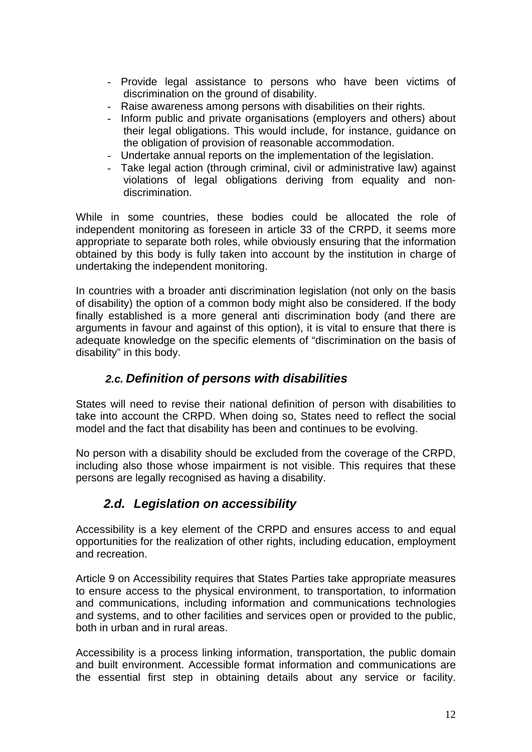- Provide legal assistance to persons who have been victims of discrimination on the ground of disability.
- Raise awareness among persons with disabilities on their rights.
- Inform public and private organisations (employers and others) about their legal obligations. This would include, for instance, guidance on the obligation of provision of reasonable accommodation.
- Undertake annual reports on the implementation of the legislation.
- Take legal action (through criminal, civil or administrative law) against violations of legal obligations deriving from equality and non-discrimination.

While in some countries, these bodies could be allocated the role of independent monitoring as foreseen in article 33 of the CRPD, it seems more appropriate to separate both roles, while obviously ensuring that the information obtained by this body is fully taken into account by the institution in charge of undertaking the independent monitoring.

In countries with a broader anti discrimination legislation (not only on the basis of disability) the option of a common body might also be considered. If the body finally established is a more general anti discrimination body (and there are arguments in favour and against of this option), it is vital to ensure that there is adequate knowledge on the specific elements of "discrimination on the basis of disability" in this body.

### *2.c. Definition of persons with disabilities*

States will need to revise their national definition of person with disabilities to take into account the CRPD. When doing so, States need to reflect the social model and the fact that disability has been and continues to be evolving.

No person with a disability should be excluded from the coverage of the CRPD, including also those whose impairment is not visible. This requires that these persons are legally recognised as having a disability.

### *2.d. Legislation on accessibility*

Accessibility is a key element of the CRPD and ensures access to and equal opportunities for the realization of other rights, including education, employment and recreation.

Article 9 on Accessibility requires that States Parties take appropriate measures to ensure access to the physical environment, to transportation, to information and communications, including information and communications technologies and systems, and to other facilities and services open or provided to the public, both in urban and in rural areas.

Accessibility is a process linking information, transportation, the public domain and built environment. Accessible format information and communications are the essential first step in obtaining details about any service or facility.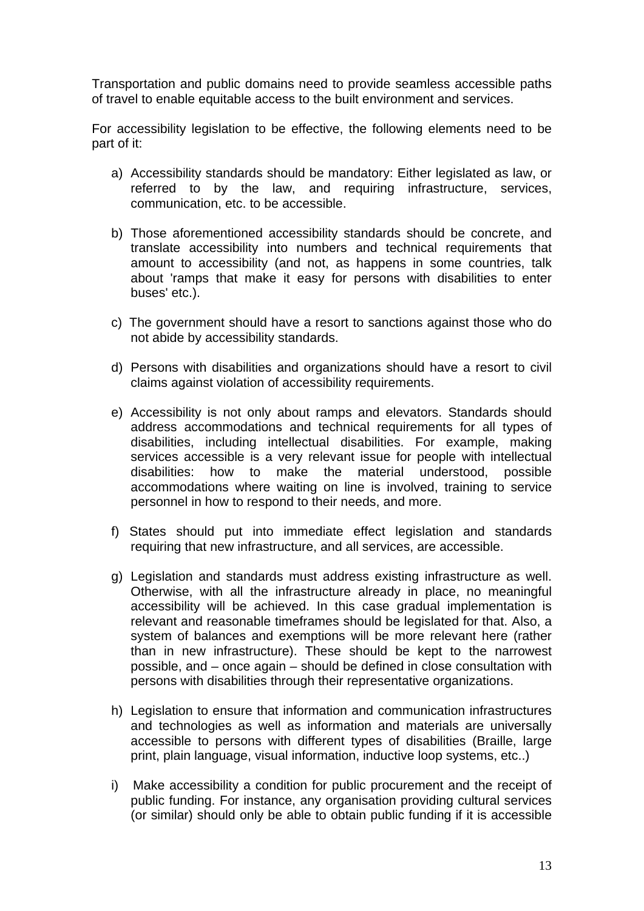Transportation and public domains need to provide seamless accessible paths of travel to enable equitable access to the built environment and services.

For accessibility legislation to be effective, the following elements need to be part of it:

a) Accessibility standards should be mandatory: Either legislated as law, or referred to by the law, and requiring infrastructure, services, communication, etc. to be accessible.

b) Those aforementioned accessibility standards should be concrete, and translate accessibility into numbers and technical requirements that amount to accessibility (and not, as happens in some countries, talk about 'ramps that make it easy for persons with disabilities to enter buses' etc.).

c) The government should have a resort to sanctions against those who do not abide by accessibility standards.

d) Persons with disabilities and organizations should have a resort to civil claims against violation of accessibility requirements.

e) Accessibility is not only about ramps and elevators. Standards should address accommodations and technical requirements for all types of disabilities, including intellectual disabilities. For example, making services accessible is a very relevant issue for people with intellectual disabilities: how to make the material understood, possible accommodations where waiting on line is involved, training to service personnel in how to respond to their needs, and more.

f) States should put into immediate effect legislation and standards requiring that new infrastructure, and all services, are accessible.

g) Legislation and standards must address existing infrastructure as well. Otherwise, with all the infrastructure already in place, no meaningful accessibility will be achieved. In this case gradual implementation is relevant and reasonable timeframes should be legislated for that. Also, a system of balances and exemptions will be more relevant here (rather than in new infrastructure). These should be kept to the narrowest possible, and – once again – should be defined in close consultation with persons with disabilities through their representative organizations.

h) Legislation to ensure that information and communication infrastructures and technologies as well as information and materials are universally accessible to persons with different types of disabilities (Braille, large print, plain language, visual information, inductive loop systems, etc..)

i) Make accessibility a condition for public procurement and the receipt of public funding. For instance, any organisation providing cultural services (or similar) should only be able to obtain public funding if it is accessible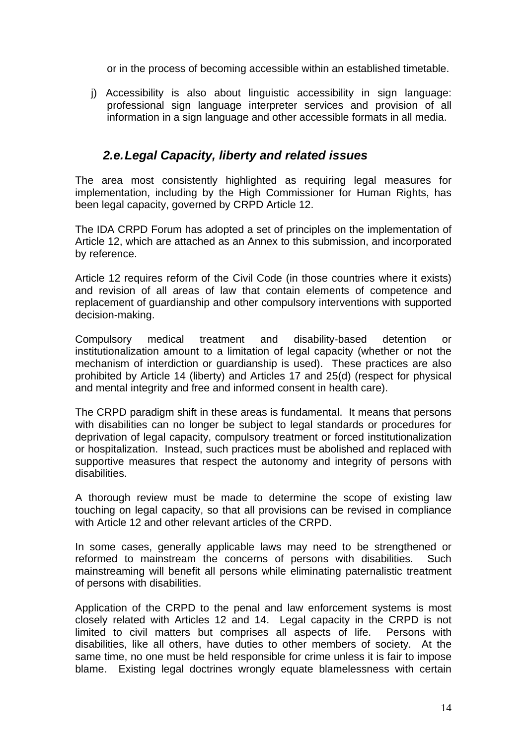or in the process of becoming accessible within an established timetable.

j) Accessibility is also about linguistic accessibility in sign language: professional sign language interpreter services and provision of all information in a sign language and other accessible formats in all media.

### *2.e. Legal Capacity, liberty and related issues*

The area most consistently highlighted as requiring legal measures for implementation, including by the High Commissioner for Human Rights, has been legal capacity, governed by CRPD Article 12.

The IDA CRPD Forum has adopted a set of principles on the implementation of Article 12, which are attached as an Annex to this submission, and incorporated by reference.

Article 12 requires reform of the Civil Code (in those countries where it exists) and revision of all areas of law that contain elements of competence and replacement of guardianship and other compulsory interventions with supported decision-making.

Compulsory medical treatment and disability-based detention or institutionalization amount to a limitation of legal capacity (whether or not the mechanism of interdiction or guardianship is used). These practices are also prohibited by Article 14 (liberty) and Articles 17 and 25(d) (respect for physical and mental integrity and free and informed consent in health care).

The CRPD paradigm shift in these areas is fundamental. It means that persons with disabilities can no longer be subject to legal standards or procedures for deprivation of legal capacity, compulsory treatment or forced institutionalization or hospitalization. Instead, such practices must be abolished and replaced with supportive measures that respect the autonomy and integrity of persons with disabilities.

A thorough review must be made to determine the scope of existing law touching on legal capacity, so that all provisions can be revised in compliance with Article 12 and other relevant articles of the CRPD.

In some cases, generally applicable laws may need to be strengthened or reformed to mainstream the concerns of persons with disabilities. Such mainstreaming will benefit all persons while eliminating paternalistic treatment of persons with disabilities.

Application of the CRPD to the penal and law enforcement systems is most closely related with Articles 12 and 14. Legal capacity in the CRPD is not limited to civil matters but comprises all aspects of life. Persons with disabilities, like all others, have duties to other members of society. At the same time, no one must be held responsible for crime unless it is fair to impose blame. Existing legal doctrines wrongly equate blamelessness with certain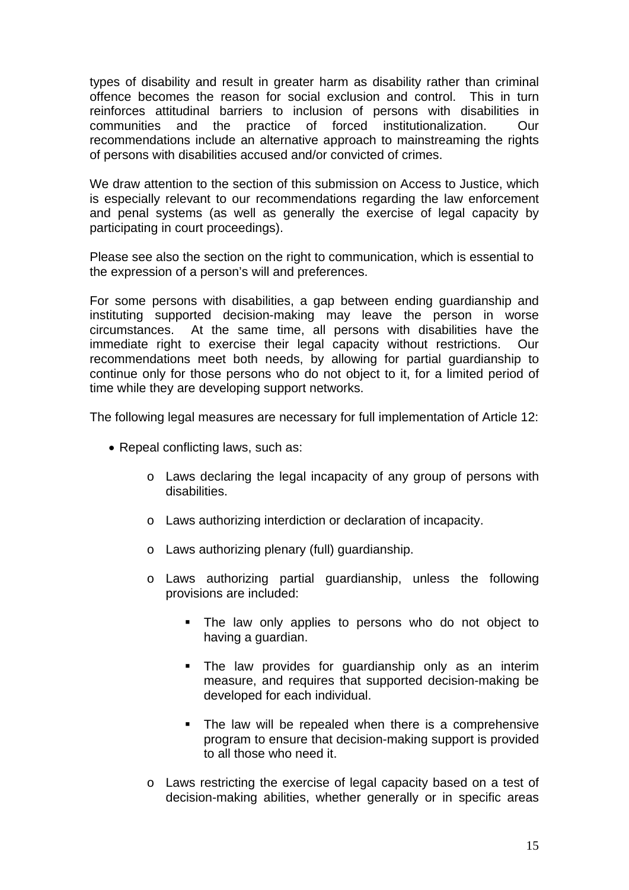types of disability and result in greater harm as disability rather than criminal offence becomes the reason for social exclusion and control. This in turn reinforces attitudinal barriers to inclusion of persons with disabilities in communities and the practice of forced institutionalization. Our recommendations include an alternative approach to mainstreaming the rights of persons with disabilities accused and/or convicted of crimes.

We draw attention to the section of this submission on Access to Justice, which is especially relevant to our recommendations regarding the law enforcement and penal systems (as well as generally the exercise of legal capacity by participating in court proceedings).

Please see also the section on the right to communication, which is essential to the expression of a person's will and preferences.

For some persons with disabilities, a gap between ending guardianship and instituting supported decision-making may leave the person in worse circumstances. At the same time, all persons with disabilities have the immediate right to exercise their legal capacity without restrictions. Our recommendations meet both needs, by allowing for partial guardianship to continue only for those persons who do not object to it, for a limited period of time while they are developing support networks.

The following legal measures are necessary for full implementation of Article 12:

- Repeal conflicting laws, such as:
    - Laws declaring the legal incapacity of any group of persons with disabilities.
    - Laws authorizing interdiction or declaration of incapacity.
    - Laws authorizing plenary (full) guardianship.
    - Laws authorizing partial guardianship, unless the following provisions are included:
        - The law only applies to persons who do not object to having a guardian.
        - The law provides for guardianship only as an interim measure, and requires that supported decision-making be developed for each individual.
        - The law will be repealed when there is a comprehensive program to ensure that decision-making support is provided to all those who need it.
    - Laws restricting the exercise of legal capacity based on a test of decision-making abilities, whether generally or in specific areas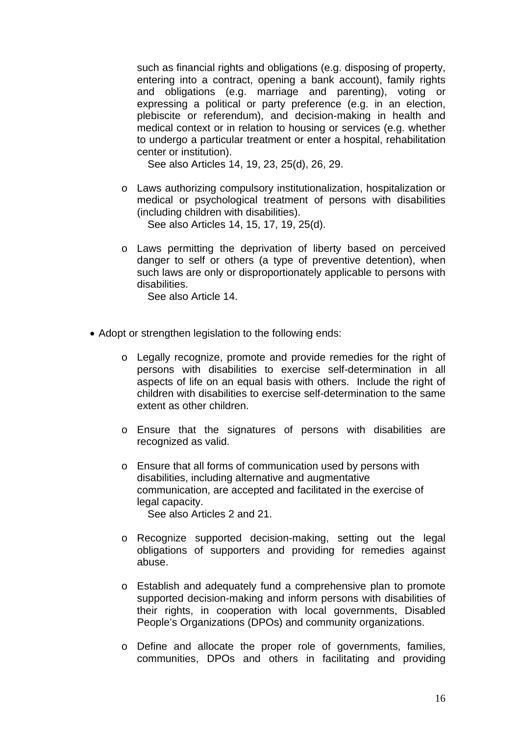such as financial rights and obligations (e.g. disposing of property, entering into a contract, opening a bank account), family rights and obligations (e.g. marriage and parenting), voting or expressing a political or party preference (e.g. in an election, plebiscite or referendum), and decision-making in health and medical context or in relation to housing or services (e.g. whether to undergo a particular treatment or enter a hospital, rehabilitation center or institution).
See also Articles 14, 19, 23, 25(d), 26, 29.

- Laws authorizing compulsory institutionalization, hospitalization or medical or psychological treatment of persons with disabilities (including children with disabilities).
  See also Articles 14, 15, 17, 19, 25(d).

- Laws permitting the deprivation of liberty based on perceived danger to self or others (a type of preventive detention), when such laws are only or disproportionately applicable to persons with disabilities.
  See also Article 14.

- Adopt or strengthen legislation to the following ends:

  - Legally recognize, promote and provide remedies for the right of persons with disabilities to exercise self-determination in all aspects of life on an equal basis with others. Include the right of children with disabilities to exercise self-determination to the same extent as other children.

  - Ensure that the signatures of persons with disabilities are recognized as valid.

  - Ensure that all forms of communication used by persons with disabilities, including alternative and augmentative communication, are accepted and facilitated in the exercise of legal capacity.
    See also Articles 2 and 21.

  - Recognize supported decision-making, setting out the legal obligations of supporters and providing for remedies against abuse.

  - Establish and adequately fund a comprehensive plan to promote supported decision-making and inform persons with disabilities of their rights, in cooperation with local governments, Disabled People's Organizations (DPOs) and community organizations.

  - Define and allocate the proper role of governments, families, communities, DPOs and others in facilitating and providing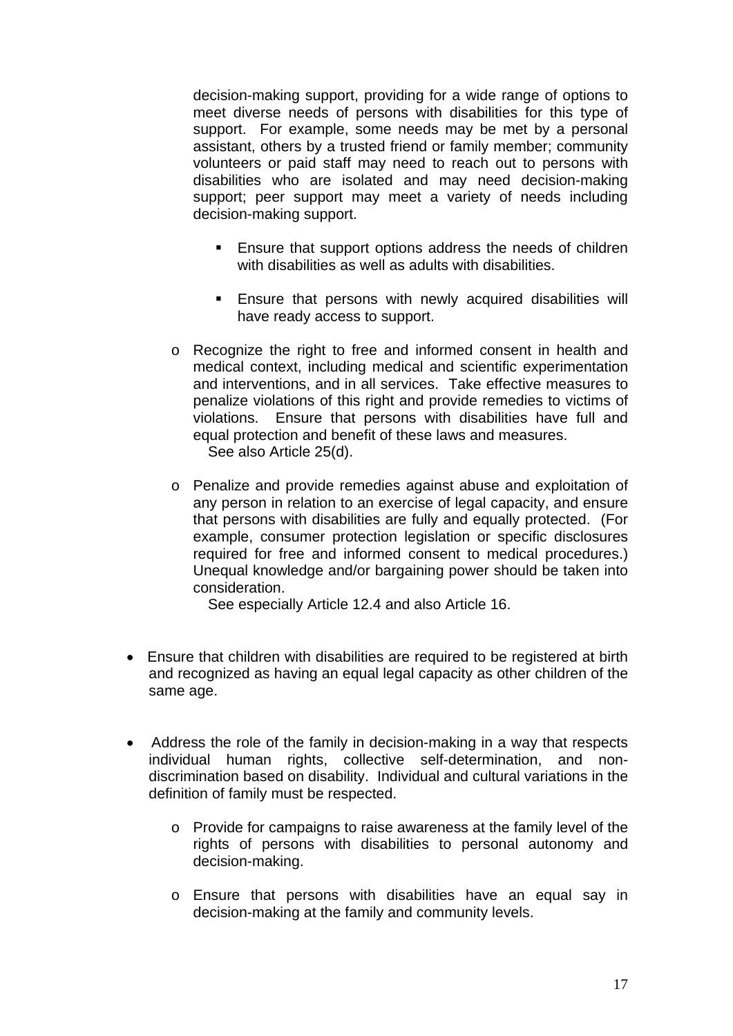decision-making support, providing for a wide range of options to meet diverse needs of persons with disabilities for this type of support. For example, some needs may be met by a personal assistant, others by a trusted friend or family member; community volunteers or paid staff may need to reach out to persons with disabilities who are isolated and may need decision-making support; peer support may meet a variety of needs including decision-making support.

    - Ensure that support options address the needs of children with disabilities as well as adults with disabilities.

    - Ensure that persons with newly acquired disabilities will have ready access to support.

  - Recognize the right to free and informed consent in health and medical context, including medical and scientific experimentation and interventions, and in all services. Take effective measures to penalize violations of this right and provide remedies to victims of violations. Ensure that persons with disabilities have full and equal protection and benefit of these laws and measures.
    See also Article 25(d).

  - Penalize and provide remedies against abuse and exploitation of any person in relation to an exercise of legal capacity, and ensure that persons with disabilities are fully and equally protected. (For example, consumer protection legislation or specific disclosures required for free and informed consent to medical procedures.) Unequal knowledge and/or bargaining power should be taken into consideration.
    See especially Article 12.4 and also Article 16.

- Ensure that children with disabilities are required to be registered at birth and recognized as having an equal legal capacity as other children of the same age.

- Address the role of the family in decision-making in a way that respects individual human rights, collective self-determination, and non-discrimination based on disability. Individual and cultural variations in the definition of family must be respected.

  - Provide for campaigns to raise awareness at the family level of the rights of persons with disabilities to personal autonomy and decision-making.

  - Ensure that persons with disabilities have an equal say in decision-making at the family and community levels.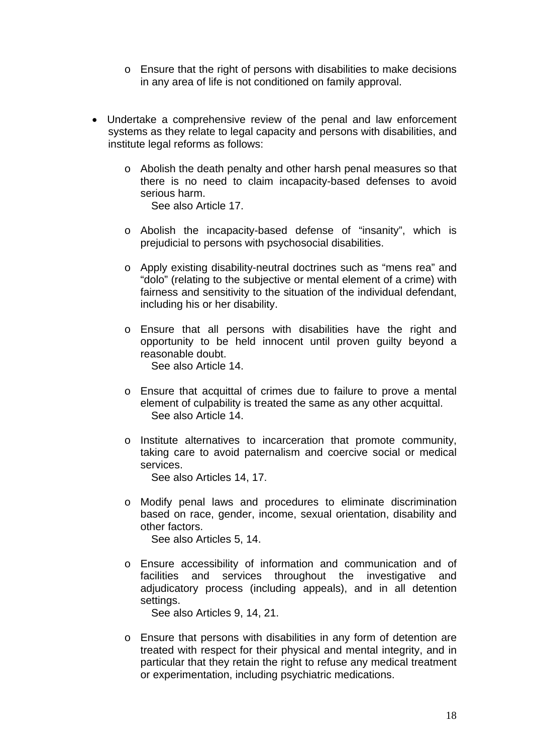- Ensure that the right of persons with disabilities to make decisions in any area of life is not conditioned on family approval.

- Undertake a comprehensive review of the penal and law enforcement systems as they relate to legal capacity and persons with disabilities, and institute legal reforms as follows:

  - Abolish the death penalty and other harsh penal measures so that there is no need to claim incapacity-based defenses to avoid serious harm.
    See also Article 17.

  - Abolish the incapacity-based defense of "insanity", which is prejudicial to persons with psychosocial disabilities.

  - Apply existing disability-neutral doctrines such as "mens rea" and "dolo" (relating to the subjective or mental element of a crime) with fairness and sensitivity to the situation of the individual defendant, including his or her disability.

  - Ensure that all persons with disabilities have the right and opportunity to be held innocent until proven guilty beyond a reasonable doubt.
    See also Article 14.

  - Ensure that acquittal of crimes due to failure to prove a mental element of culpability is treated the same as any other acquittal.
    See also Article 14.

  - Institute alternatives to incarceration that promote community, taking care to avoid paternalism and coercive social or medical services.
    See also Articles 14, 17.

  - Modify penal laws and procedures to eliminate discrimination based on race, gender, income, sexual orientation, disability and other factors.
    See also Articles 5, 14.

  - Ensure accessibility of information and communication and of facilities and services throughout the investigative and adjudicatory process (including appeals), and in all detention settings.
    See also Articles 9, 14, 21.

  - Ensure that persons with disabilities in any form of detention are treated with respect for their physical and mental integrity, and in particular that they retain the right to refuse any medical treatment or experimentation, including psychiatric medications.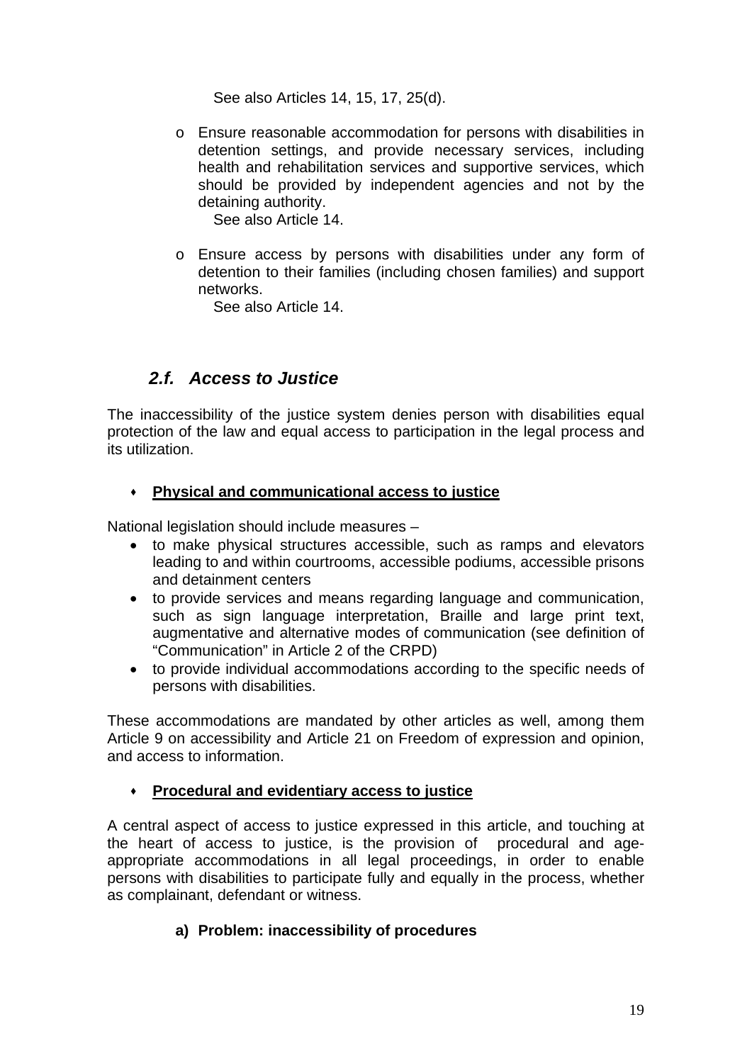See also Articles 14, 15, 17, 25(d).

- Ensure reasonable accommodation for persons with disabilities in detention settings, and provide necessary services, including health and rehabilitation services and supportive services, which should be provided by independent agencies and not by the detaining authority.
  See also Article 14.

- Ensure access by persons with disabilities under any form of detention to their families (including chosen families) and support networks.
  See also Article 14.

## *2.f. Access to Justice*

The inaccessibility of the justice system denies person with disabilities equal protection of the law and equal access to participation in the legal process and its utilization.

- **Physical and communicational access to justice**

National legislation should include measures –

- to make physical structures accessible, such as ramps and elevators leading to and within courtrooms, accessible podiums, accessible prisons and detainment centers
- to provide services and means regarding language and communication, such as sign language interpretation, Braille and large print text, augmentative and alternative modes of communication (see definition of "Communication" in Article 2 of the CRPD)
- to provide individual accommodations according to the specific needs of persons with disabilities.

These accommodations are mandated by other articles as well, among them Article 9 on accessibility and Article 21 on Freedom of expression and opinion, and access to information.

- **Procedural and evidentiary access to justice**

A central aspect of access to justice expressed in this article, and touching at the heart of access to justice, is the provision of procedural and age-appropriate accommodations in all legal proceedings, in order to enable persons with disabilities to participate fully and equally in the process, whether as complainant, defendant or witness.

**a) Problem: inaccessibility of procedures**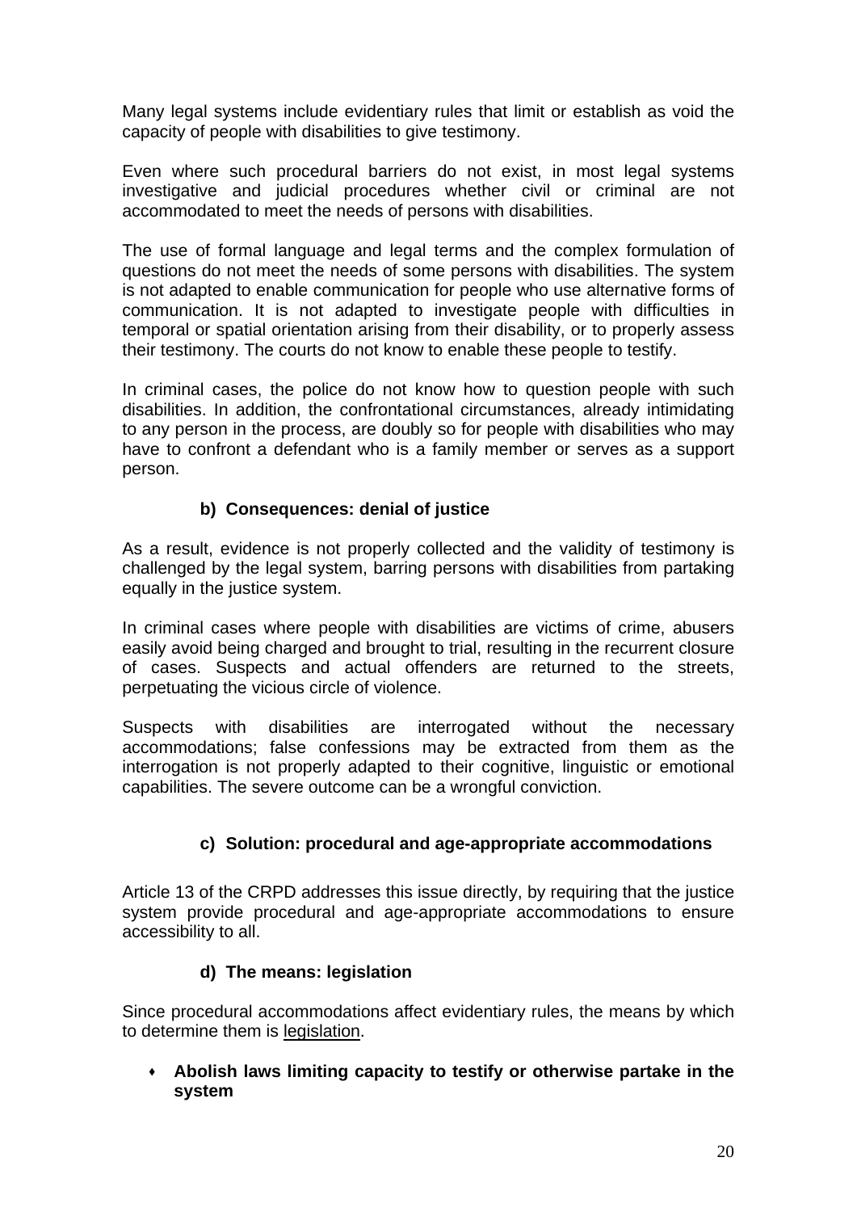Many legal systems include evidentiary rules that limit or establish as void the capacity of people with disabilities to give testimony.

Even where such procedural barriers do not exist, in most legal systems investigative and judicial procedures whether civil or criminal are not accommodated to meet the needs of persons with disabilities.

The use of formal language and legal terms and the complex formulation of questions do not meet the needs of some persons with disabilities. The system is not adapted to enable communication for people who use alternative forms of communication. It is not adapted to investigate people with difficulties in temporal or spatial orientation arising from their disability, or to properly assess their testimony. The courts do not know to enable these people to testify.

In criminal cases, the police do not know how to question people with such disabilities. In addition, the confrontational circumstances, already intimidating to any person in the process, are doubly so for people with disabilities who may have to confront a defendant who is a family member or serves as a support person.

#### b) Consequences: denial of justice

As a result, evidence is not properly collected and the validity of testimony is challenged by the legal system, barring persons with disabilities from partaking equally in the justice system.

In criminal cases where people with disabilities are victims of crime, abusers easily avoid being charged and brought to trial, resulting in the recurrent closure of cases. Suspects and actual offenders are returned to the streets, perpetuating the vicious circle of violence.

Suspects with disabilities are interrogated without the necessary accommodations; false confessions may be extracted from them as the interrogation is not properly adapted to their cognitive, linguistic or emotional capabilities. The severe outcome can be a wrongful conviction.

#### c) Solution: procedural and age-appropriate accommodations

Article 13 of the CRPD addresses this issue directly, by requiring that the justice system provide procedural and age-appropriate accommodations to ensure accessibility to all.

#### d) The means: legislation

Since procedural accommodations affect evidentiary rules, the means by which to determine them is legislation.

- **Abolish laws limiting capacity to testify or otherwise partake in the system**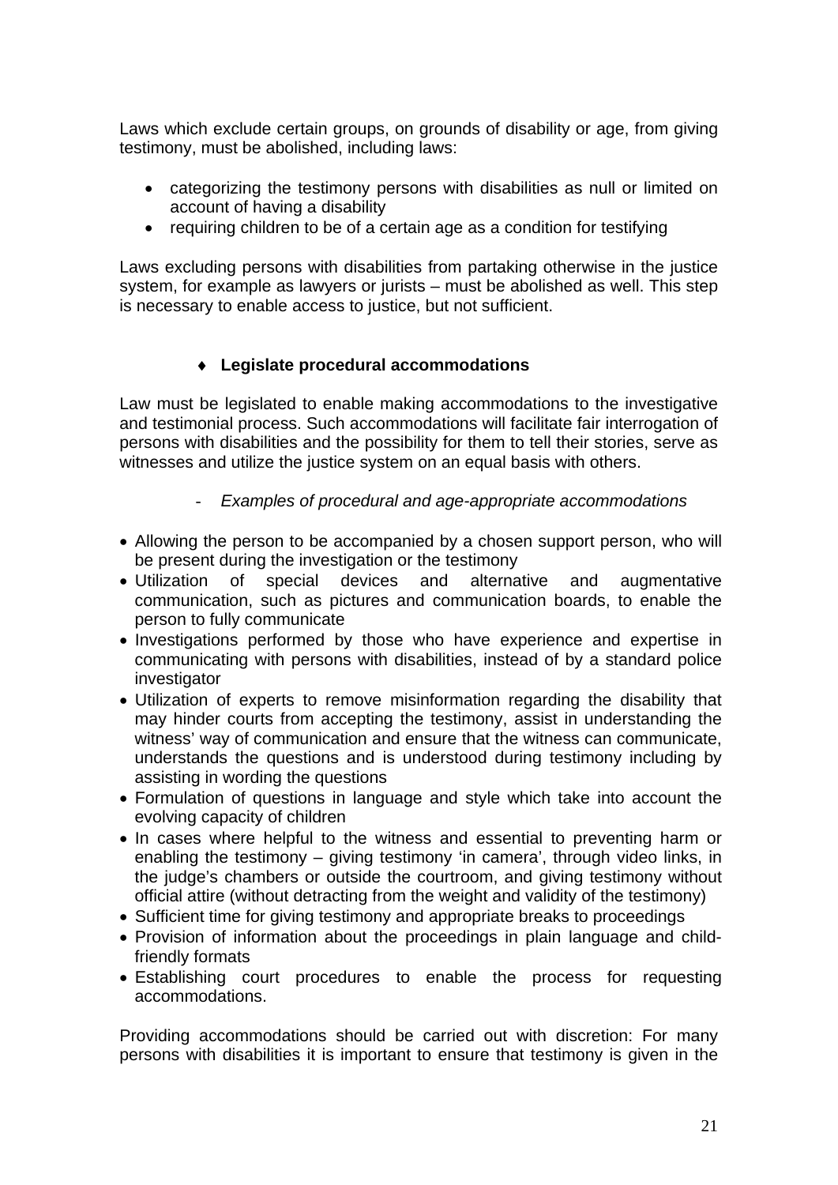Laws which exclude certain groups, on grounds of disability or age, from giving testimony, must be abolished, including laws:

- categorizing the testimony persons with disabilities as null or limited on account of having a disability
- requiring children to be of a certain age as a condition for testifying

Laws excluding persons with disabilities from partaking otherwise in the justice system, for example as lawyers or jurists – must be abolished as well. This step is necessary to enable access to justice, but not sufficient.

### ♦ Legislate procedural accommodations

Law must be legislated to enable making accommodations to the investigative and testimonial process. Such accommodations will facilitate fair interrogation of persons with disabilities and the possibility for them to tell their stories, serve as witnesses and utilize the justice system on an equal basis with others.

- *Examples of procedural and age-appropriate accommodations*

- Allowing the person to be accompanied by a chosen support person, who will be present during the investigation or the testimony
- Utilization of special devices and alternative and augmentative communication, such as pictures and communication boards, to enable the person to fully communicate
- Investigations performed by those who have experience and expertise in communicating with persons with disabilities, instead of by a standard police investigator
- Utilization of experts to remove misinformation regarding the disability that may hinder courts from accepting the testimony, assist in understanding the witness' way of communication and ensure that the witness can communicate, understands the questions and is understood during testimony including by assisting in wording the questions
- Formulation of questions in language and style which take into account the evolving capacity of children
- In cases where helpful to the witness and essential to preventing harm or enabling the testimony – giving testimony 'in camera', through video links, in the judge's chambers or outside the courtroom, and giving testimony without official attire (without detracting from the weight and validity of the testimony)
- Sufficient time for giving testimony and appropriate breaks to proceedings
- Provision of information about the proceedings in plain language and child-friendly formats
- Establishing court procedures to enable the process for requesting accommodations.

Providing accommodations should be carried out with discretion: For many persons with disabilities it is important to ensure that testimony is given in the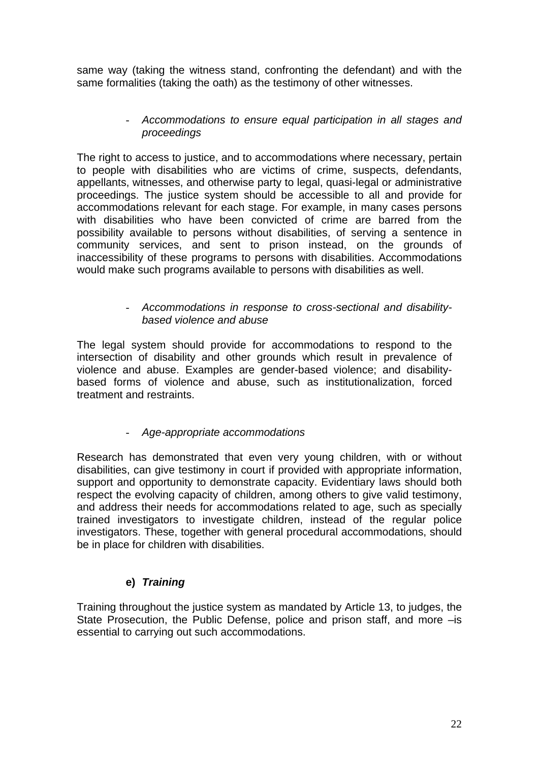same way (taking the witness stand, confronting the defendant) and with the same formalities (taking the oath) as the testimony of other witnesses.

- *Accommodations to ensure equal participation in all stages and proceedings*

The right to access to justice, and to accommodations where necessary, pertain to people with disabilities who are victims of crime, suspects, defendants, appellants, witnesses, and otherwise party to legal, quasi-legal or administrative proceedings. The justice system should be accessible to all and provide for accommodations relevant for each stage. For example, in many cases persons with disabilities who have been convicted of crime are barred from the possibility available to persons without disabilities, of serving a sentence in community services, and sent to prison instead, on the grounds of inaccessibility of these programs to persons with disabilities. Accommodations would make such programs available to persons with disabilities as well.

- *Accommodations in response to cross-sectional and disability-based violence and abuse*

The legal system should provide for accommodations to respond to the intersection of disability and other grounds which result in prevalence of violence and abuse. Examples are gender-based violence; and disability-based forms of violence and abuse, such as institutionalization, forced treatment and restraints.

- *Age-appropriate accommodations*

Research has demonstrated that even very young children, with or without disabilities, can give testimony in court if provided with appropriate information, support and opportunity to demonstrate capacity. Evidentiary laws should both respect the evolving capacity of children, among others to give valid testimony, and address their needs for accommodations related to age, such as specially trained investigators to investigate children, instead of the regular police investigators. These, together with general procedural accommodations, should be in place for children with disabilities.

### e) ***Training***

Training throughout the justice system as mandated by Article 13, to judges, the State Prosecution, the Public Defense, police and prison staff, and more –is essential to carrying out such accommodations.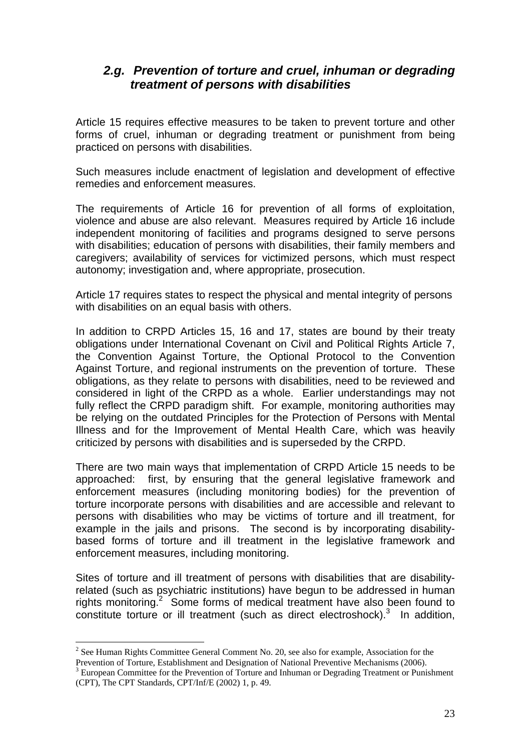### *2.g. Prevention of torture and cruel, inhuman or degrading treatment of persons with disabilities*

Article 15 requires effective measures to be taken to prevent torture and other forms of cruel, inhuman or degrading treatment or punishment from being practiced on persons with disabilities.

Such measures include enactment of legislation and development of effective remedies and enforcement measures.

The requirements of Article 16 for prevention of all forms of exploitation, violence and abuse are also relevant. Measures required by Article 16 include independent monitoring of facilities and programs designed to serve persons with disabilities; education of persons with disabilities, their family members and caregivers; availability of services for victimized persons, which must respect autonomy; investigation and, where appropriate, prosecution.

Article 17 requires states to respect the physical and mental integrity of persons with disabilities on an equal basis with others.

In addition to CRPD Articles 15, 16 and 17, states are bound by their treaty obligations under International Covenant on Civil and Political Rights Article 7, the Convention Against Torture, the Optional Protocol to the Convention Against Torture, and regional instruments on the prevention of torture. These obligations, as they relate to persons with disabilities, need to be reviewed and considered in light of the CRPD as a whole. Earlier understandings may not fully reflect the CRPD paradigm shift. For example, monitoring authorities may be relying on the outdated Principles for the Protection of Persons with Mental Illness and for the Improvement of Mental Health Care, which was heavily criticized by persons with disabilities and is superseded by the CRPD.

There are two main ways that implementation of CRPD Article 15 needs to be approached: first, by ensuring that the general legislative framework and enforcement measures (including monitoring bodies) for the prevention of torture incorporate persons with disabilities and are accessible and relevant to persons with disabilities who may be victims of torture and ill treatment, for example in the jails and prisons. The second is by incorporating disability-based forms of torture and ill treatment in the legislative framework and enforcement measures, including monitoring.

Sites of torture and ill treatment of persons with disabilities that are disability-related (such as psychiatric institutions) have begun to be addressed in human rights monitoring.[2] Some forms of medical treatment have also been found to constitute torture or ill treatment (such as direct electroshock).[3] In addition,

---

[2] See Human Rights Committee General Comment No. 20, see also for example, Association for the Prevention of Torture, Establishment and Designation of National Preventive Mechanisms (2006).

[3] European Committee for the Prevention of Torture and Inhuman or Degrading Treatment or Punishment (CPT), The CPT Standards, CPT/Inf/E (2002) 1, p. 49.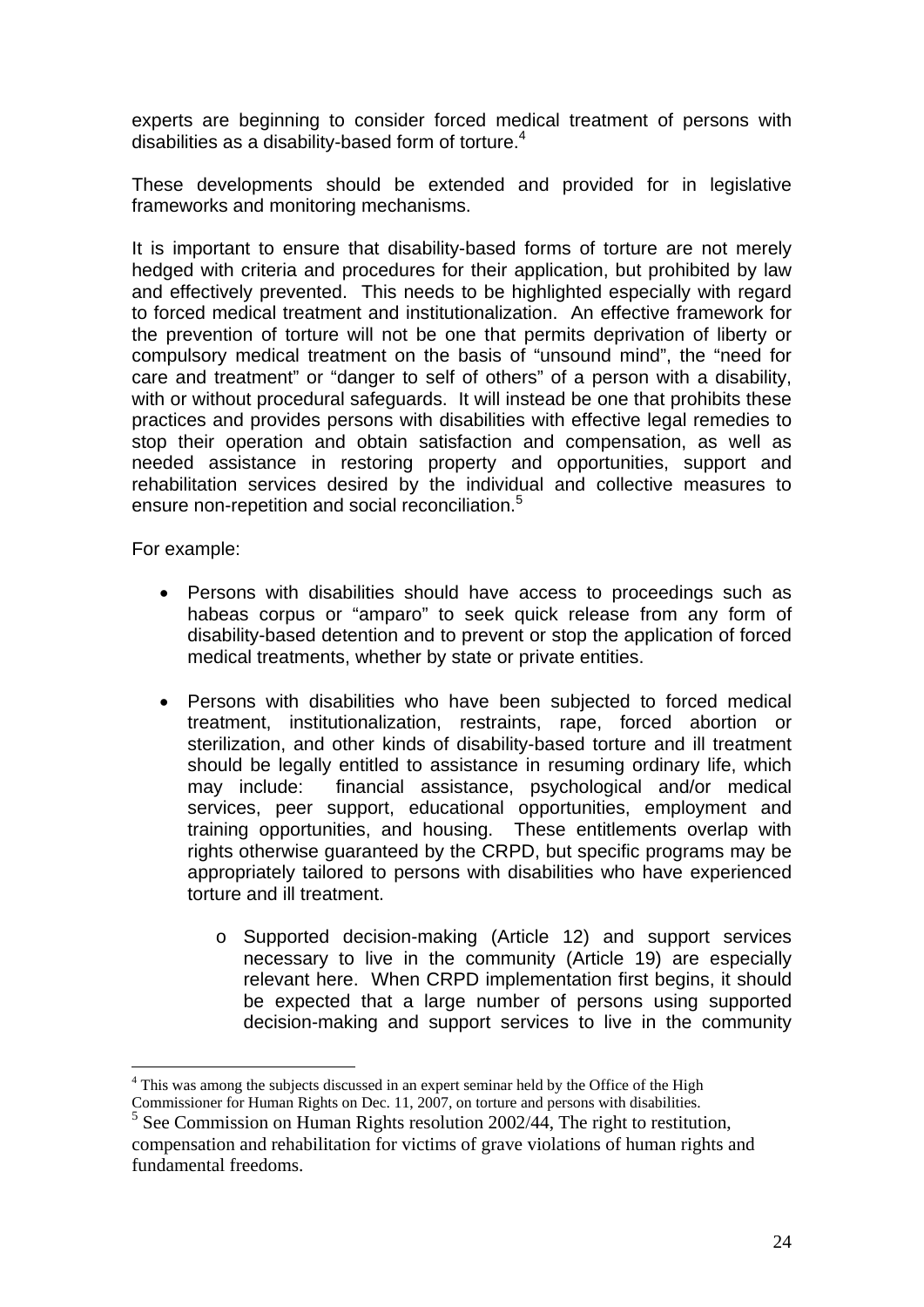experts are beginning to consider forced medical treatment of persons with disabilities as a disability-based form of torture.[4]

These developments should be extended and provided for in legislative frameworks and monitoring mechanisms.

It is important to ensure that disability-based forms of torture are not merely hedged with criteria and procedures for their application, but prohibited by law and effectively prevented. This needs to be highlighted especially with regard to forced medical treatment and institutionalization. An effective framework for the prevention of torture will not be one that permits deprivation of liberty or compulsory medical treatment on the basis of "unsound mind", the "need for care and treatment" or "danger to self of others" of a person with a disability, with or without procedural safeguards. It will instead be one that prohibits these practices and provides persons with disabilities with effective legal remedies to stop their operation and obtain satisfaction and compensation, as well as needed assistance in restoring property and opportunities, support and rehabilitation services desired by the individual and collective measures to ensure non-repetition and social reconciliation.[5]

For example:

- Persons with disabilities should have access to proceedings such as habeas corpus or "amparo" to seek quick release from any form of disability-based detention and to prevent or stop the application of forced medical treatments, whether by state or private entities.

- Persons with disabilities who have been subjected to forced medical treatment, institutionalization, restraints, rape, forced abortion or sterilization, and other kinds of disability-based torture and ill treatment should be legally entitled to assistance in resuming ordinary life, which may include: financial assistance, psychological and/or medical services, peer support, educational opportunities, employment and training opportunities, and housing. These entitlements overlap with rights otherwise guaranteed by the CRPD, but specific programs may be appropriately tailored to persons with disabilities who have experienced torture and ill treatment.

    - Supported decision-making (Article 12) and support services necessary to live in the community (Article 19) are especially relevant here. When CRPD implementation first begins, it should be expected that a large number of persons using supported decision-making and support services to live in the community

---

[4] This was among the subjects discussed in an expert seminar held by the Office of the High Commissioner for Human Rights on Dec. 11, 2007, on torture and persons with disabilities.

[5] See Commission on Human Rights resolution 2002/44, The right to restitution, compensation and rehabilitation for victims of grave violations of human rights and fundamental freedoms.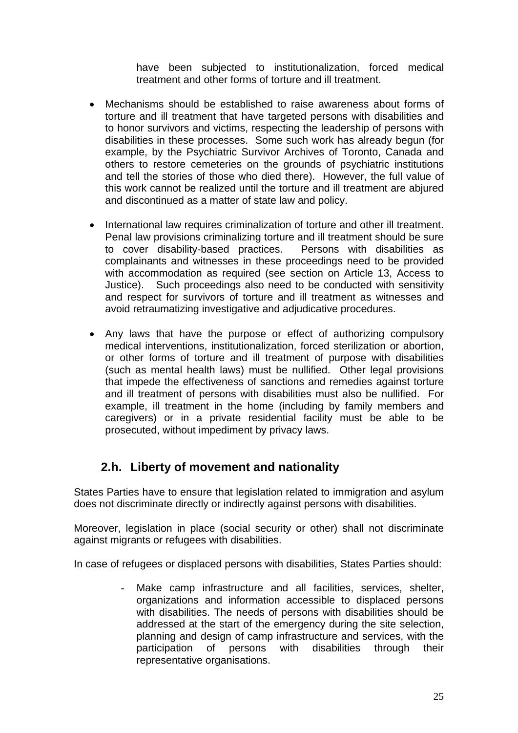have been subjected to institutionalization, forced medical treatment and other forms of torture and ill treatment.

- Mechanisms should be established to raise awareness about forms of torture and ill treatment that have targeted persons with disabilities and to honor survivors and victims, respecting the leadership of persons with disabilities in these processes. Some such work has already begun (for example, by the Psychiatric Survivor Archives of Toronto, Canada and others to restore cemeteries on the grounds of psychiatric institutions and tell the stories of those who died there). However, the full value of this work cannot be realized until the torture and ill treatment are abjured and discontinued as a matter of state law and policy.

- International law requires criminalization of torture and other ill treatment. Penal law provisions criminalizing torture and ill treatment should be sure to cover disability-based practices. Persons with disabilities as complainants and witnesses in these proceedings need to be provided with accommodation as required (see section on Article 13, Access to Justice). Such proceedings also need to be conducted with sensitivity and respect for survivors of torture and ill treatment as witnesses and avoid retraumatizing investigative and adjudicative procedures.

- Any laws that have the purpose or effect of authorizing compulsory medical interventions, institutionalization, forced sterilization or abortion, or other forms of torture and ill treatment of purpose with disabilities (such as mental health laws) must be nullified. Other legal provisions that impede the effectiveness of sanctions and remedies against torture and ill treatment of persons with disabilities must also be nullified. For example, ill treatment in the home (including by family members and caregivers) or in a private residential facility must be able to be prosecuted, without impediment by privacy laws.

## 2.h. Liberty of movement and nationality

States Parties have to ensure that legislation related to immigration and asylum does not discriminate directly or indirectly against persons with disabilities.

Moreover, legislation in place (social security or other) shall not discriminate against migrants or refugees with disabilities.

In case of refugees or displaced persons with disabilities, States Parties should:

- Make camp infrastructure and all facilities, services, shelter, organizations and information accessible to displaced persons with disabilities. The needs of persons with disabilities should be addressed at the start of the emergency during the site selection, planning and design of camp infrastructure and services, with the participation of persons with disabilities through their representative organisations.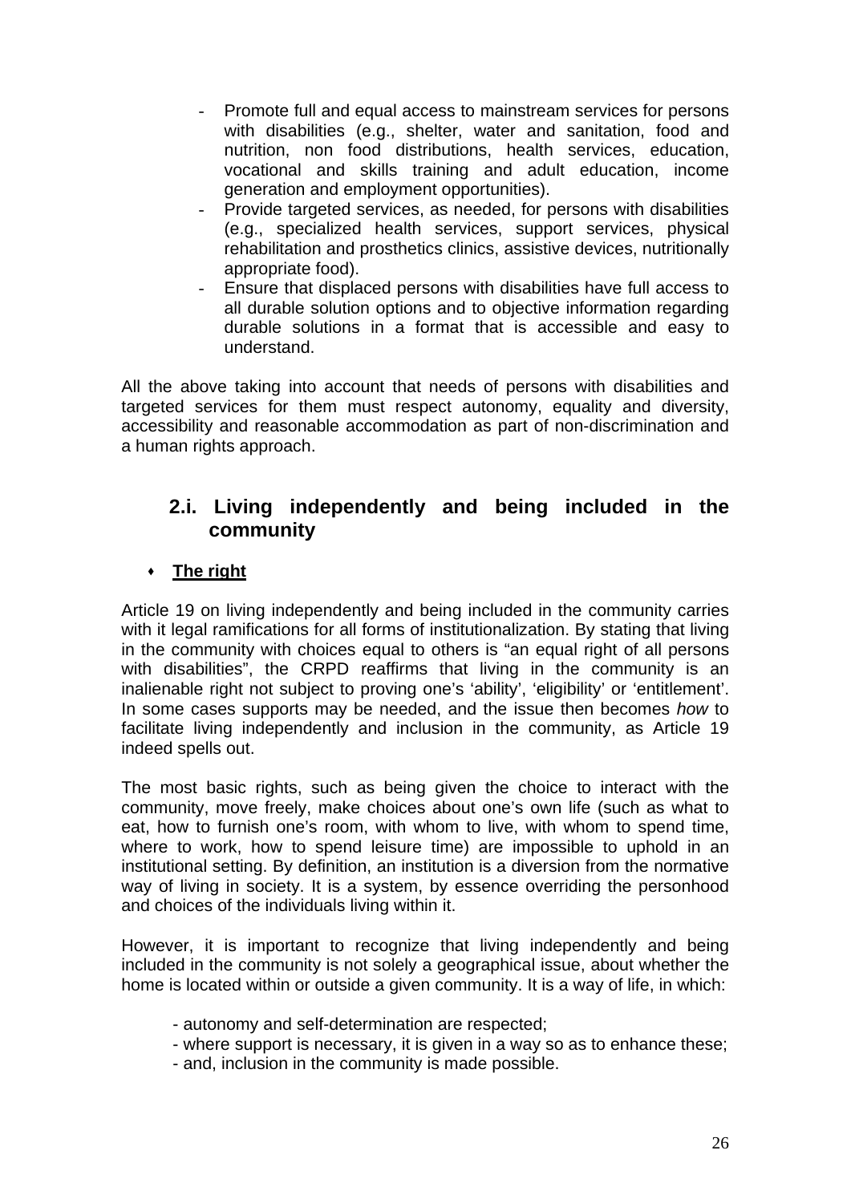- Promote full and equal access to mainstream services for persons with disabilities (e.g., shelter, water and sanitation, food and nutrition, non food distributions, health services, education, vocational and skills training and adult education, income generation and employment opportunities).
- Provide targeted services, as needed, for persons with disabilities (e.g., specialized health services, support services, physical rehabilitation and prosthetics clinics, assistive devices, nutritionally appropriate food).
- Ensure that displaced persons with disabilities have full access to all durable solution options and to objective information regarding durable solutions in a format that is accessible and easy to understand.

All the above taking into account that needs of persons with disabilities and targeted services for them must respect autonomy, equality and diversity, accessibility and reasonable accommodation as part of non-discrimination and a human rights approach.

## 2.i. Living independently and being included in the community

- **The right**

Article 19 on living independently and being included in the community carries with it legal ramifications for all forms of institutionalization. By stating that living in the community with choices equal to others is "an equal right of all persons with disabilities", the CRPD reaffirms that living in the community is an inalienable right not subject to proving one's 'ability', 'eligibility' or 'entitlement'. In some cases supports may be needed, and the issue then becomes *how* to facilitate living independently and inclusion in the community, as Article 19 indeed spells out.

The most basic rights, such as being given the choice to interact with the community, move freely, make choices about one's own life (such as what to eat, how to furnish one's room, with whom to live, with whom to spend time, where to work, how to spend leisure time) are impossible to uphold in an institutional setting. By definition, an institution is a diversion from the normative way of living in society. It is a system, by essence overriding the personhood and choices of the individuals living within it.

However, it is important to recognize that living independently and being included in the community is not solely a geographical issue, about whether the home is located within or outside a given community. It is a way of life, in which:

- autonomy and self-determination are respected;
- where support is necessary, it is given in a way so as to enhance these;
- and, inclusion in the community is made possible.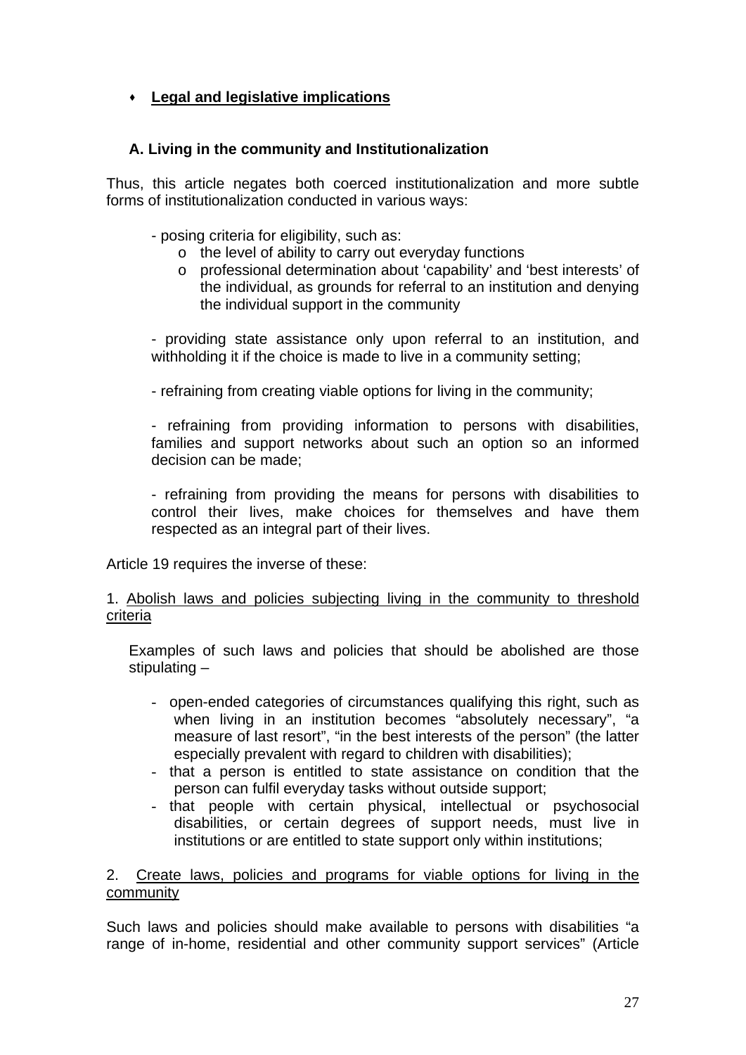- **Legal and legislative implications**

### A. Living in the community and Institutionalization

Thus, this article negates both coerced institutionalization and more subtle forms of institutionalization conducted in various ways:

- posing criteria for eligibility, such as:
  - the level of ability to carry out everyday functions
  - professional determination about 'capability' and 'best interests' of the individual, as grounds for referral to an institution and denying the individual support in the community

- providing state assistance only upon referral to an institution, and withholding it if the choice is made to live in a community setting;

- refraining from creating viable options for living in the community;

- refraining from providing information to persons with disabilities, families and support networks about such an option so an informed decision can be made;

- refraining from providing the means for persons with disabilities to control their lives, make choices for themselves and have them respected as an integral part of their lives.

Article 19 requires the inverse of these:

1. <u>Abolish laws and policies subjecting living in the community to threshold criteria</u>

Examples of such laws and policies that should be abolished are those stipulating –

- open-ended categories of circumstances qualifying this right, such as when living in an institution becomes "absolutely necessary", "a measure of last resort", "in the best interests of the person" (the latter especially prevalent with regard to children with disabilities);
- that a person is entitled to state assistance on condition that the person can fulfil everyday tasks without outside support;
- that people with certain physical, intellectual or psychosocial disabilities, or certain degrees of support needs, must live in institutions or are entitled to state support only within institutions;

2. <u>Create laws, policies and programs for viable options for living in the community</u>

Such laws and policies should make available to persons with disabilities "a range of in-home, residential and other community support services" (Article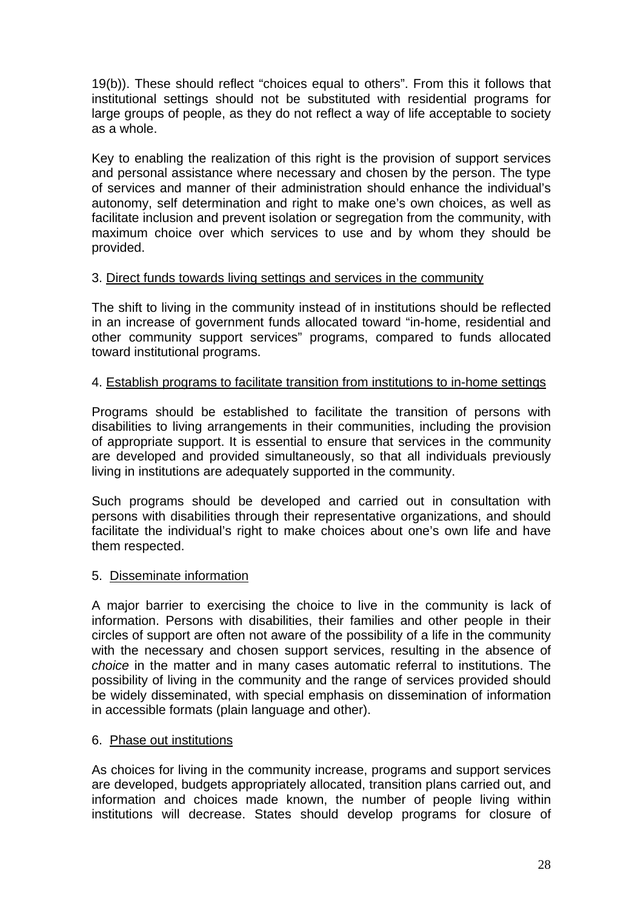19(b)). These should reflect "choices equal to others". From this it follows that institutional settings should not be substituted with residential programs for large groups of people, as they do not reflect a way of life acceptable to society as a whole.

Key to enabling the realization of this right is the provision of support services and personal assistance where necessary and chosen by the person. The type of services and manner of their administration should enhance the individual's autonomy, self determination and right to make one's own choices, as well as facilitate inclusion and prevent isolation or segregation from the community, with maximum choice over which services to use and by whom they should be provided.

3. <u>Direct funds towards living settings and services in the community</u>

The shift to living in the community instead of in institutions should be reflected in an increase of government funds allocated toward "in-home, residential and other community support services" programs, compared to funds allocated toward institutional programs.

4. <u>Establish programs to facilitate transition from institutions to in-home settings</u>

Programs should be established to facilitate the transition of persons with disabilities to living arrangements in their communities, including the provision of appropriate support. It is essential to ensure that services in the community are developed and provided simultaneously, so that all individuals previously living in institutions are adequately supported in the community.

Such programs should be developed and carried out in consultation with persons with disabilities through their representative organizations, and should facilitate the individual's right to make choices about one's own life and have them respected.

5. <u>Disseminate information</u>

A major barrier to exercising the choice to live in the community is lack of information. Persons with disabilities, their families and other people in their circles of support are often not aware of the possibility of a life in the community with the necessary and chosen support services, resulting in the absence of *choice* in the matter and in many cases automatic referral to institutions. The possibility of living in the community and the range of services provided should be widely disseminated, with special emphasis on dissemination of information in accessible formats (plain language and other).

6. <u>Phase out institutions</u>

As choices for living in the community increase, programs and support services are developed, budgets appropriately allocated, transition plans carried out, and information and choices made known, the number of people living within institutions will decrease. States should develop programs for closure of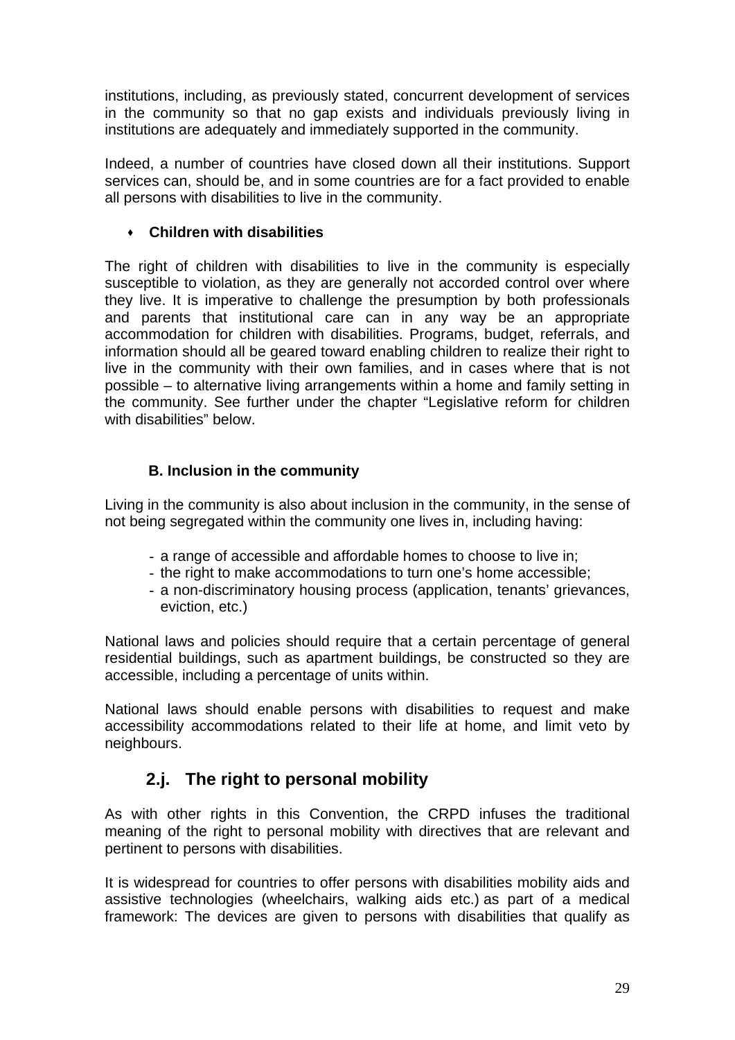institutions, including, as previously stated, concurrent development of services in the community so that no gap exists and individuals previously living in institutions are adequately and immediately supported in the community.

Indeed, a number of countries have closed down all their institutions. Support services can, should be, and in some countries are for a fact provided to enable all persons with disabilities to live in the community.

- **Children with disabilities**

The right of children with disabilities to live in the community is especially susceptible to violation, as they are generally not accorded control over where they live. It is imperative to challenge the presumption by both professionals and parents that institutional care can in any way be an appropriate accommodation for children with disabilities. Programs, budget, referrals, and information should all be geared toward enabling children to realize their right to live in the community with their own families, and in cases where that is not possible – to alternative living arrangements within a home and family setting in the community. See further under the chapter "Legislative reform for children with disabilities" below.

#### B. Inclusion in the community

Living in the community is also about inclusion in the community, in the sense of not being segregated within the community one lives in, including having:

- a range of accessible and affordable homes to choose to live in;
- the right to make accommodations to turn one's home accessible;
- a non-discriminatory housing process (application, tenants' grievances, eviction, etc.)

National laws and policies should require that a certain percentage of general residential buildings, such as apartment buildings, be constructed so they are accessible, including a percentage of units within.

National laws should enable persons with disabilities to request and make accessibility accommodations related to their life at home, and limit veto by neighbours.

## 2.j. The right to personal mobility

As with other rights in this Convention, the CRPD infuses the traditional meaning of the right to personal mobility with directives that are relevant and pertinent to persons with disabilities.

It is widespread for countries to offer persons with disabilities mobility aids and assistive technologies (wheelchairs, walking aids etc.) as part of a medical framework: The devices are given to persons with disabilities that qualify as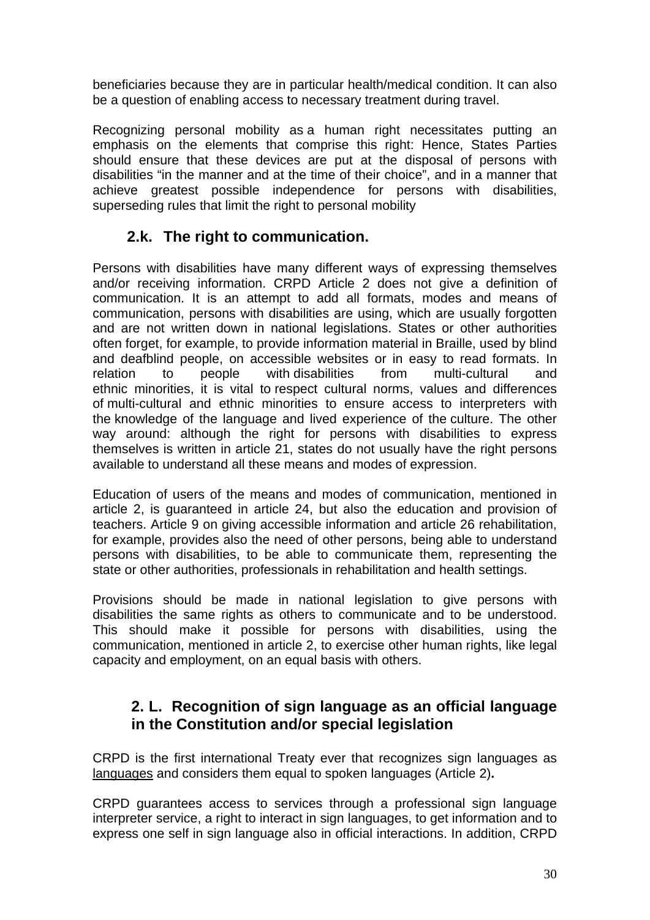beneficiaries because they are in particular health/medical condition. It can also be a question of enabling access to necessary treatment during travel.

Recognizing personal mobility as a human right necessitates putting an emphasis on the elements that comprise this right: Hence, States Parties should ensure that these devices are put at the disposal of persons with disabilities "in the manner and at the time of their choice", and in a manner that achieve greatest possible independence for persons with disabilities, superseding rules that limit the right to personal mobility

### 2.k. The right to communication.

Persons with disabilities have many different ways of expressing themselves and/or receiving information. CRPD Article 2 does not give a definition of communication. It is an attempt to add all formats, modes and means of communication, persons with disabilities are using, which are usually forgotten and are not written down in national legislations. States or other authorities often forget, for example, to provide information material in Braille, used by blind and deafblind people, on accessible websites or in easy to read formats. In relation to people with disabilities from multi-cultural and ethnic minorities, it is vital to respect cultural norms, values and differences of multi-cultural and ethnic minorities to ensure access to interpreters with the knowledge of the language and lived experience of the culture. The other way around: although the right for persons with disabilities to express themselves is written in article 21, states do not usually have the right persons available to understand all these means and modes of expression.

Education of users of the means and modes of communication, mentioned in article 2, is guaranteed in article 24, but also the education and provision of teachers. Article 9 on giving accessible information and article 26 rehabilitation, for example, provides also the need of other persons, being able to understand persons with disabilities, to be able to communicate them, representing the state or other authorities, professionals in rehabilitation and health settings.

Provisions should be made in national legislation to give persons with disabilities the same rights as others to communicate and to be understood. This should make it possible for persons with disabilities, using the communication, mentioned in article 2, to exercise other human rights, like legal capacity and employment, on an equal basis with others.

### 2. L. Recognition of sign language as an official language in the Constitution and/or special legislation

CRPD is the first international Treaty ever that recognizes sign languages as languages and considers them equal to spoken languages (Article 2)**.**

CRPD guarantees access to services through a professional sign language interpreter service, a right to interact in sign languages, to get information and to express one self in sign language also in official interactions. In addition, CRPD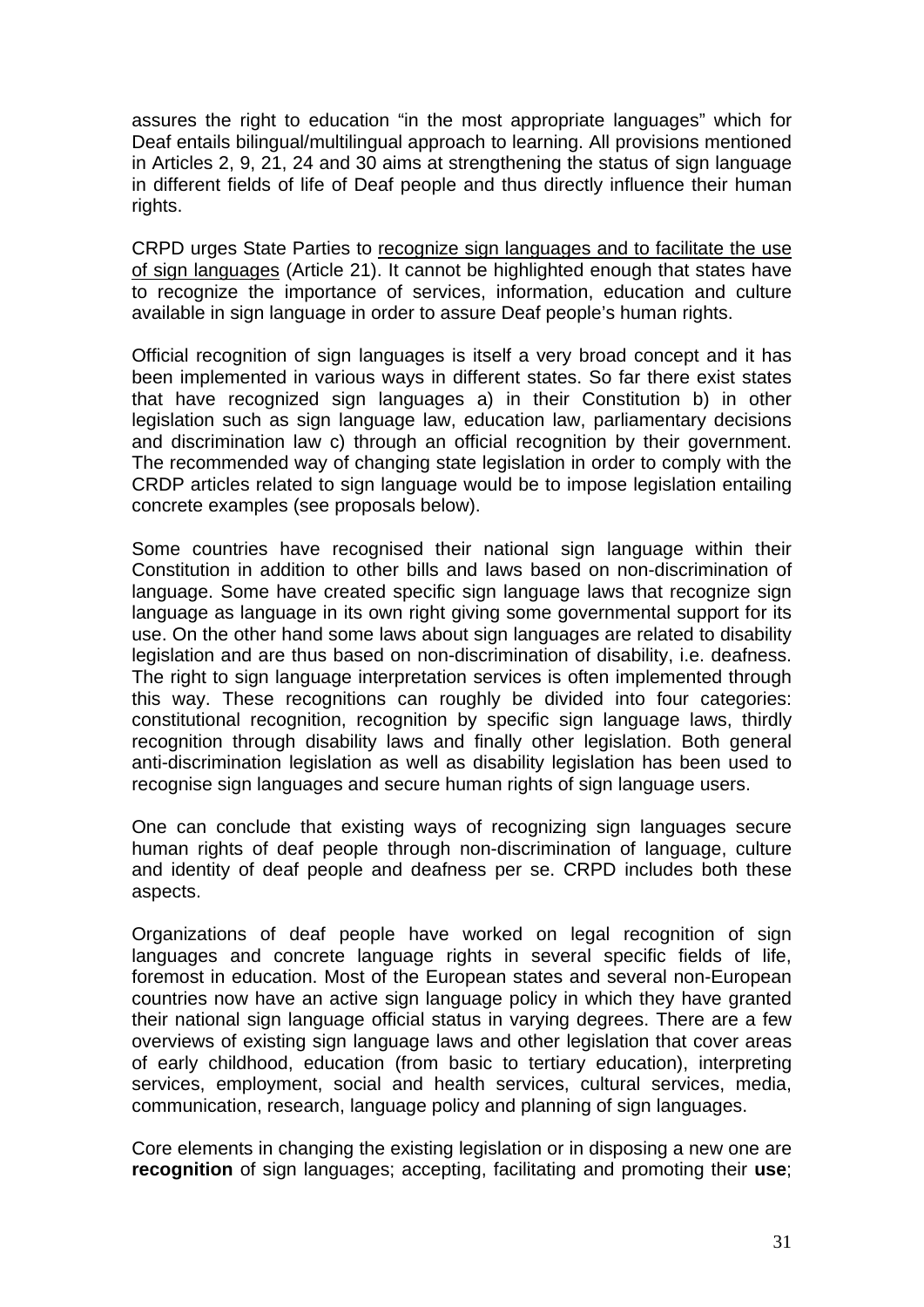assures the right to education "in the most appropriate languages" which for Deaf entails bilingual/multilingual approach to learning. All provisions mentioned in Articles 2, 9, 21, 24 and 30 aims at strengthening the status of sign language in different fields of life of Deaf people and thus directly influence their human rights.

CRPD urges State Parties to <u>recognize sign languages and to facilitate the use of sign languages</u> (Article 21). It cannot be highlighted enough that states have to recognize the importance of services, information, education and culture available in sign language in order to assure Deaf people's human rights.

Official recognition of sign languages is itself a very broad concept and it has been implemented in various ways in different states. So far there exist states that have recognized sign languages a) in their Constitution b) in other legislation such as sign language law, education law, parliamentary decisions and discrimination law c) through an official recognition by their government. The recommended way of changing state legislation in order to comply with the CRDP articles related to sign language would be to impose legislation entailing concrete examples (see proposals below).

Some countries have recognised their national sign language within their Constitution in addition to other bills and laws based on non-discrimination of language. Some have created specific sign language laws that recognize sign language as language in its own right giving some governmental support for its use. On the other hand some laws about sign languages are related to disability legislation and are thus based on non-discrimination of disability, i.e. deafness. The right to sign language interpretation services is often implemented through this way. These recognitions can roughly be divided into four categories: constitutional recognition, recognition by specific sign language laws, thirdly recognition through disability laws and finally other legislation. Both general anti-discrimination legislation as well as disability legislation has been used to recognise sign languages and secure human rights of sign language users.

One can conclude that existing ways of recognizing sign languages secure human rights of deaf people through non-discrimination of language, culture and identity of deaf people and deafness per se. CRPD includes both these aspects.

Organizations of deaf people have worked on legal recognition of sign languages and concrete language rights in several specific fields of life, foremost in education. Most of the European states and several non-European countries now have an active sign language policy in which they have granted their national sign language official status in varying degrees. There are a few overviews of existing sign language laws and other legislation that cover areas of early childhood, education (from basic to tertiary education), interpreting services, employment, social and health services, cultural services, media, communication, research, language policy and planning of sign languages.

Core elements in changing the existing legislation or in disposing a new one are **recognition** of sign languages; accepting, facilitating and promoting their **use**;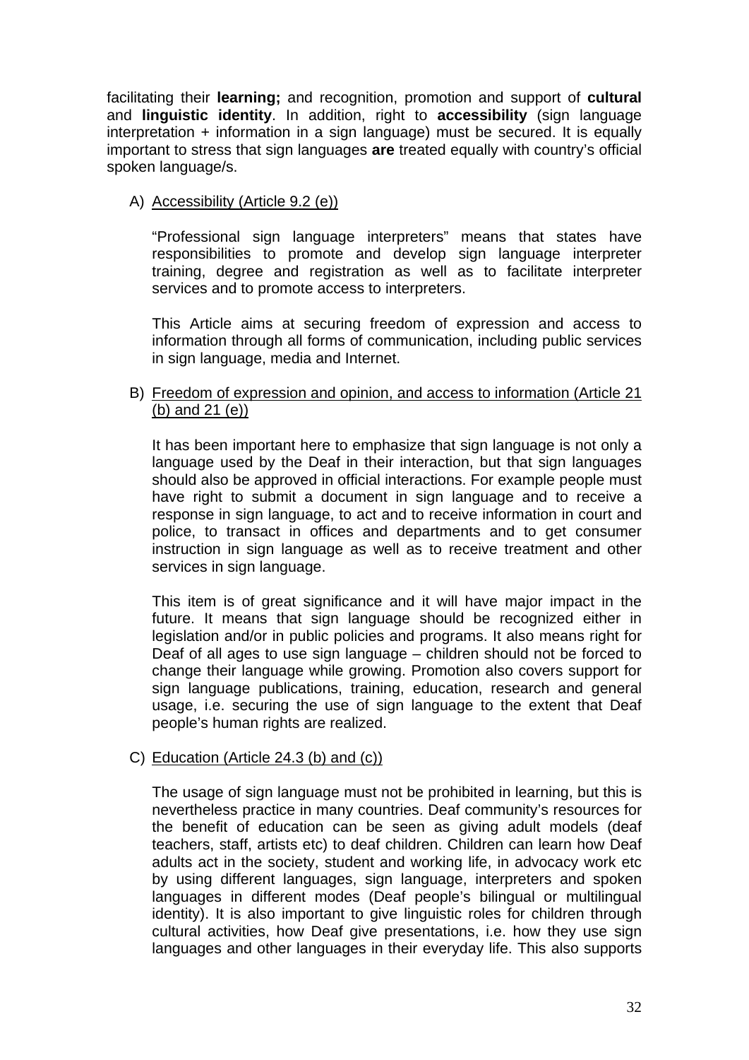facilitating their **learning;** and recognition, promotion and support of **cultural** and **linguistic identity**. In addition, right to **accessibility** (sign language interpretation + information in a sign language) must be secured. It is equally important to stress that sign languages **are** treated equally with country's official spoken language/s.

A) Accessibility (Article 9.2 (e))

   "Professional sign language interpreters" means that states have responsibilities to promote and develop sign language interpreter training, degree and registration as well as to facilitate interpreter services and to promote access to interpreters.

   This Article aims at securing freedom of expression and access to information through all forms of communication, including public services in sign language, media and Internet.

B) Freedom of expression and opinion, and access to information (Article 21 (b) and 21 (e))

   It has been important here to emphasize that sign language is not only a language used by the Deaf in their interaction, but that sign languages should also be approved in official interactions. For example people must have right to submit a document in sign language and to receive a response in sign language, to act and to receive information in court and police, to transact in offices and departments and to get consumer instruction in sign language as well as to receive treatment and other services in sign language.

   This item is of great significance and it will have major impact in the future. It means that sign language should be recognized either in legislation and/or in public policies and programs. It also means right for Deaf of all ages to use sign language – children should not be forced to change their language while growing. Promotion also covers support for sign language publications, training, education, research and general usage, i.e. securing the use of sign language to the extent that Deaf people's human rights are realized.

C) Education (Article 24.3 (b) and (c))

   The usage of sign language must not be prohibited in learning, but this is nevertheless practice in many countries. Deaf community's resources for the benefit of education can be seen as giving adult models (deaf teachers, staff, artists etc) to deaf children. Children can learn how Deaf adults act in the society, student and working life, in advocacy work etc by using different languages, sign language, interpreters and spoken languages in different modes (Deaf people's bilingual or multilingual identity). It is also important to give linguistic roles for children through cultural activities, how Deaf give presentations, i.e. how they use sign languages and other languages in their everyday life. This also supports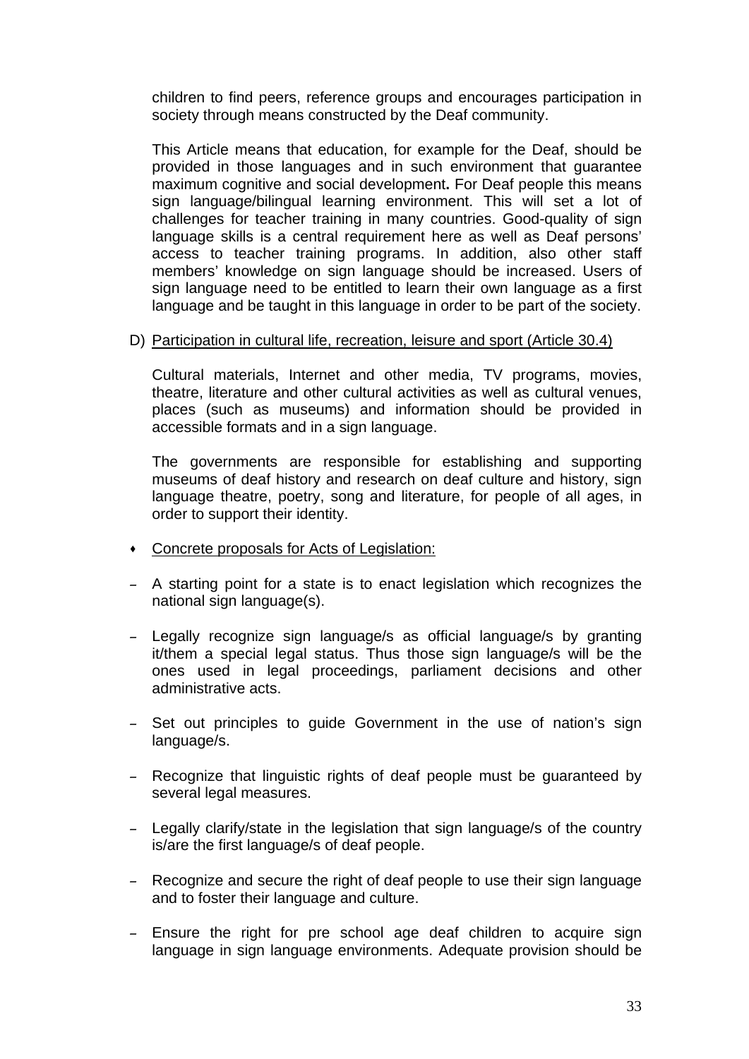children to find peers, reference groups and encourages participation in society through means constructed by the Deaf community.

This Article means that education, for example for the Deaf, should be provided in those languages and in such environment that guarantee maximum cognitive and social development**.** For Deaf people this means sign language/bilingual learning environment. This will set a lot of challenges for teacher training in many countries. Good-quality of sign language skills is a central requirement here as well as Deaf persons' access to teacher training programs. In addition, also other staff members' knowledge on sign language should be increased. Users of sign language need to be entitled to learn their own language as a first language and be taught in this language in order to be part of the society.

D) Participation in cultural life, recreation, leisure and sport (Article 30.4)

Cultural materials, Internet and other media, TV programs, movies, theatre, literature and other cultural activities as well as cultural venues, places (such as museums) and information should be provided in accessible formats and in a sign language.

The governments are responsible for establishing and supporting museums of deaf history and research on deaf culture and history, sign language theatre, poetry, song and literature, for people of all ages, in order to support their identity.

- Concrete proposals for Acts of Legislation:

- A starting point for a state is to enact legislation which recognizes the national sign language(s).
- Legally recognize sign language/s as official language/s by granting it/them a special legal status. Thus those sign language/s will be the ones used in legal proceedings, parliament decisions and other administrative acts.
- Set out principles to guide Government in the use of nation's sign language/s.
- Recognize that linguistic rights of deaf people must be guaranteed by several legal measures.
- Legally clarify/state in the legislation that sign language/s of the country is/are the first language/s of deaf people.
- Recognize and secure the right of deaf people to use their sign language and to foster their language and culture.
- Ensure the right for pre school age deaf children to acquire sign language in sign language environments. Adequate provision should be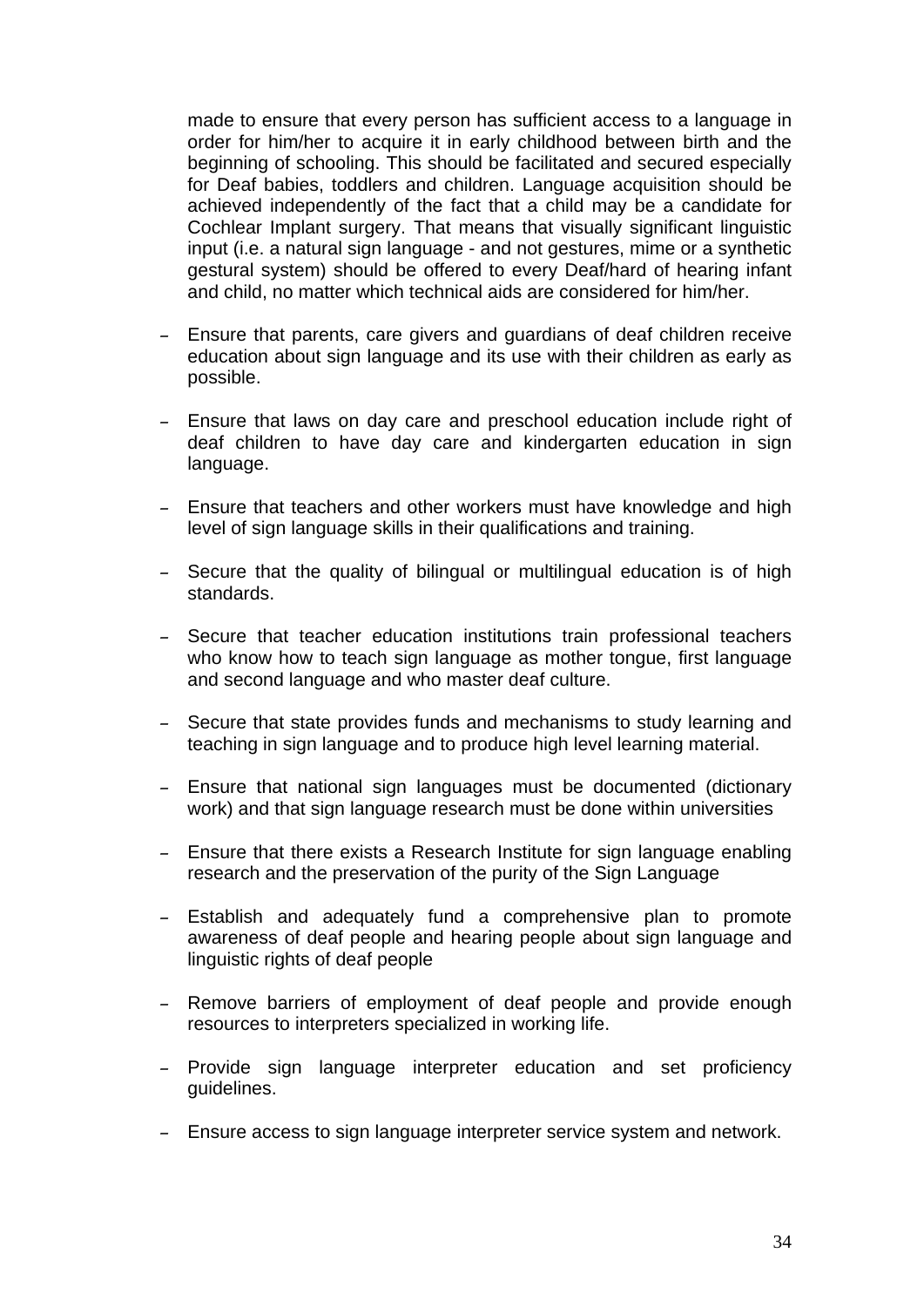made to ensure that every person has sufficient access to a language in order for him/her to acquire it in early childhood between birth and the beginning of schooling. This should be facilitated and secured especially for Deaf babies, toddlers and children. Language acquisition should be achieved independently of the fact that a child may be a candidate for Cochlear Implant surgery. That means that visually significant linguistic input (i.e. a natural sign language - and not gestures, mime or a synthetic gestural system) should be offered to every Deaf/hard of hearing infant and child, no matter which technical aids are considered for him/her.

- Ensure that parents, care givers and guardians of deaf children receive education about sign language and its use with their children as early as possible.

- Ensure that laws on day care and preschool education include right of deaf children to have day care and kindergarten education in sign language.

- Ensure that teachers and other workers must have knowledge and high level of sign language skills in their qualifications and training.

- Secure that the quality of bilingual or multilingual education is of high standards.

- Secure that teacher education institutions train professional teachers who know how to teach sign language as mother tongue, first language and second language and who master deaf culture.

- Secure that state provides funds and mechanisms to study learning and teaching in sign language and to produce high level learning material.

- Ensure that national sign languages must be documented (dictionary work) and that sign language research must be done within universities

- Ensure that there exists a Research Institute for sign language enabling research and the preservation of the purity of the Sign Language

- Establish and adequately fund a comprehensive plan to promote awareness of deaf people and hearing people about sign language and linguistic rights of deaf people

- Remove barriers of employment of deaf people and provide enough resources to interpreters specialized in working life.

- Provide sign language interpreter education and set proficiency guidelines.

- Ensure access to sign language interpreter service system and network.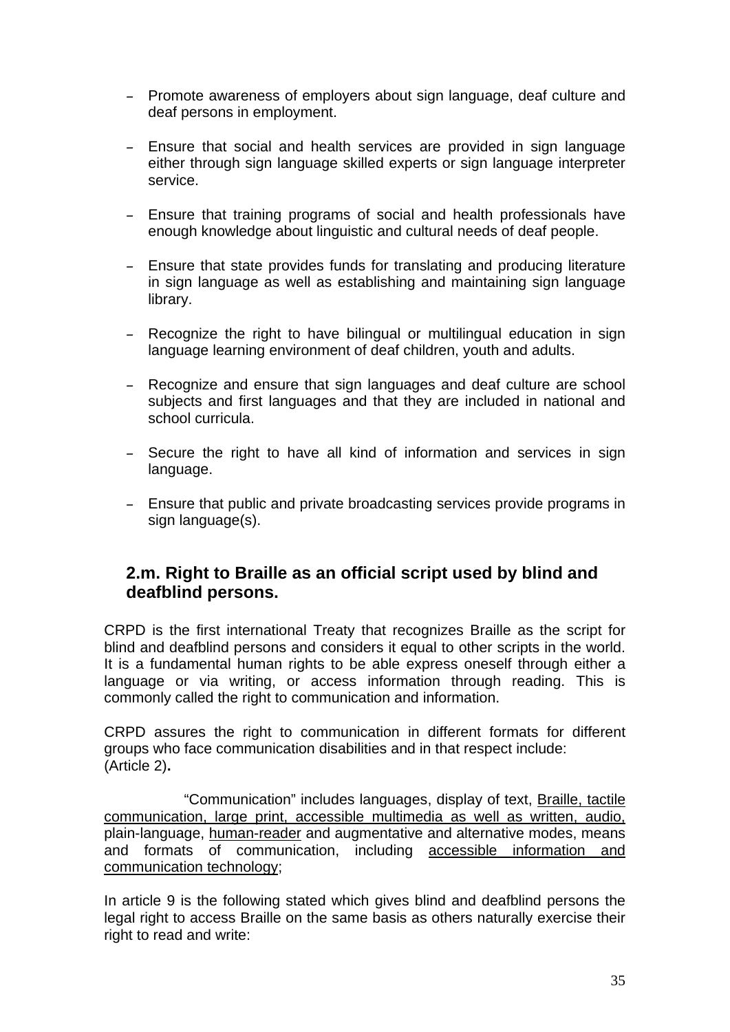- Promote awareness of employers about sign language, deaf culture and deaf persons in employment.

- Ensure that social and health services are provided in sign language either through sign language skilled experts or sign language interpreter service.

- Ensure that training programs of social and health professionals have enough knowledge about linguistic and cultural needs of deaf people.

- Ensure that state provides funds for translating and producing literature in sign language as well as establishing and maintaining sign language library.

- Recognize the right to have bilingual or multilingual education in sign language learning environment of deaf children, youth and adults.

- Recognize and ensure that sign languages and deaf culture are school subjects and first languages and that they are included in national and school curricula.

- Secure the right to have all kind of information and services in sign language.

- Ensure that public and private broadcasting services provide programs in sign language(s).

## 2.m. Right to Braille as an official script used by blind and deafblind persons.

CRPD is the first international Treaty that recognizes Braille as the script for blind and deafblind persons and considers it equal to other scripts in the world. It is a fundamental human rights to be able express oneself through either a language or via writing, or access information through reading. This is commonly called the right to communication and information.

CRPD assures the right to communication in different formats for different groups who face communication disabilities and in that respect include: (Article 2)**.**

"Communication" includes languages, display of text, <u>Braille, tactile communication, large print, accessible multimedia as well as written, audio,</u> plain-language, <u>human-reader</u> and augmentative and alternative modes, means and formats of communication, including <u>accessible information and communication technology</u>;

In article 9 is the following stated which gives blind and deafblind persons the legal right to access Braille on the same basis as others naturally exercise their right to read and write: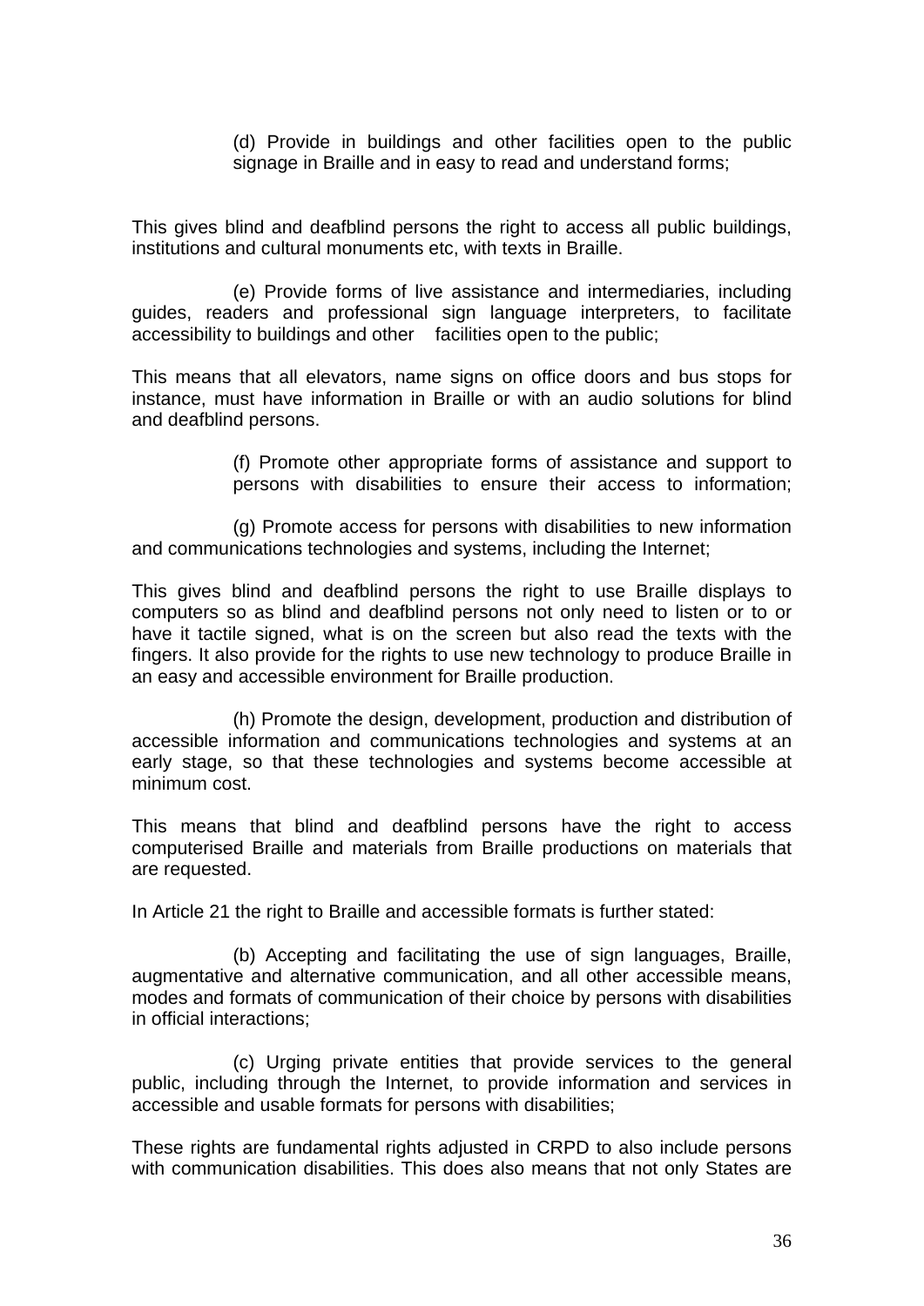(d) Provide in buildings and other facilities open to the public signage in Braille and in easy to read and understand forms;

This gives blind and deafblind persons the right to access all public buildings, institutions and cultural monuments etc, with texts in Braille.

(e) Provide forms of live assistance and intermediaries, including guides, readers and professional sign language interpreters, to facilitate accessibility to buildings and other facilities open to the public;

This means that all elevators, name signs on office doors and bus stops for instance, must have information in Braille or with an audio solutions for blind and deafblind persons.

(f) Promote other appropriate forms of assistance and support to persons with disabilities to ensure their access to information;

(g) Promote access for persons with disabilities to new information and communications technologies and systems, including the Internet;

This gives blind and deafblind persons the right to use Braille displays to computers so as blind and deafblind persons not only need to listen or to or have it tactile signed, what is on the screen but also read the texts with the fingers. It also provide for the rights to use new technology to produce Braille in an easy and accessible environment for Braille production.

(h) Promote the design, development, production and distribution of accessible information and communications technologies and systems at an early stage, so that these technologies and systems become accessible at minimum cost.

This means that blind and deafblind persons have the right to access computerised Braille and materials from Braille productions on materials that are requested.

In Article 21 the right to Braille and accessible formats is further stated:

(b) Accepting and facilitating the use of sign languages, Braille, augmentative and alternative communication, and all other accessible means, modes and formats of communication of their choice by persons with disabilities in official interactions;

(c) Urging private entities that provide services to the general public, including through the Internet, to provide information and services in accessible and usable formats for persons with disabilities;

These rights are fundamental rights adjusted in CRPD to also include persons with communication disabilities. This does also means that not only States are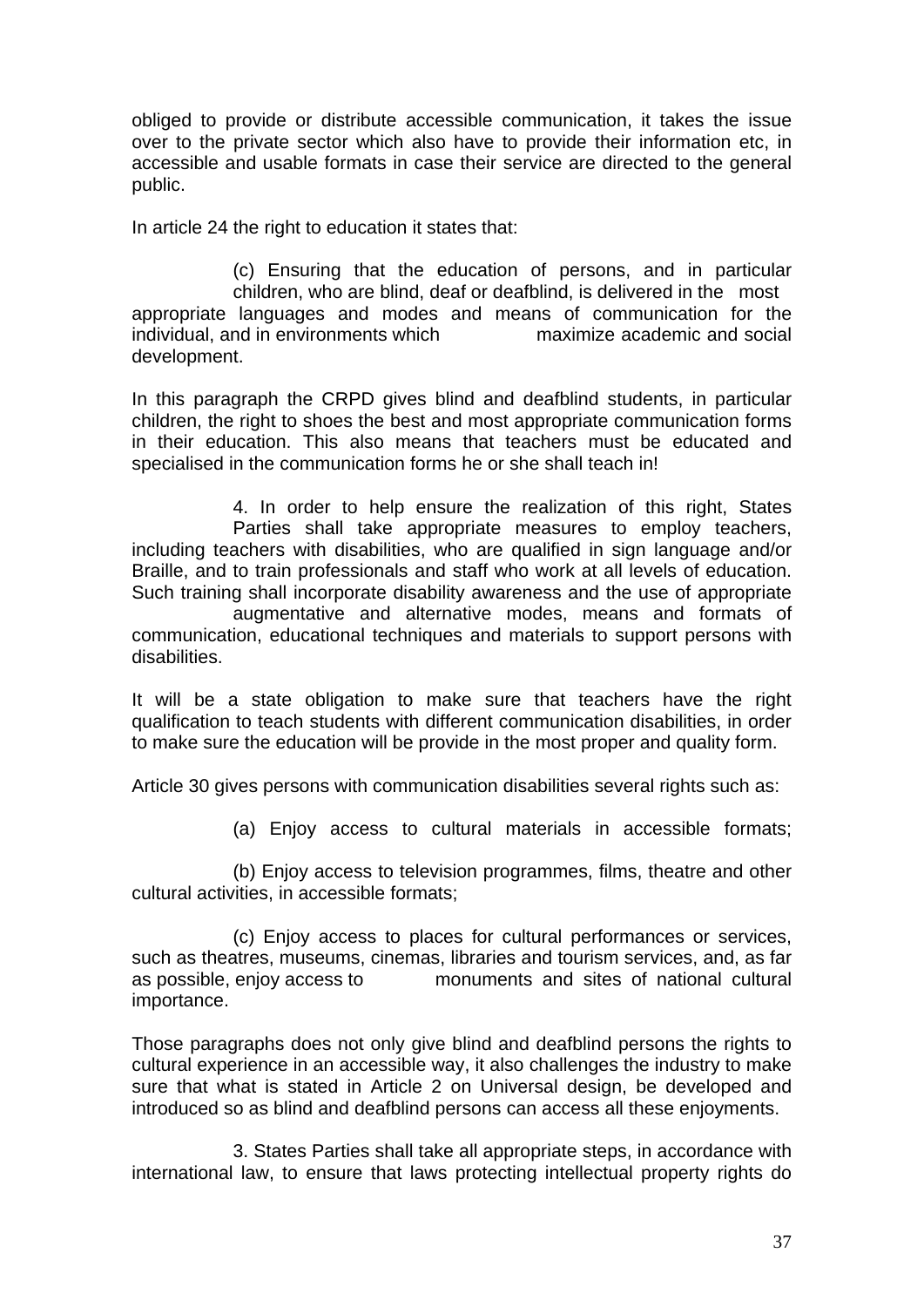obliged to provide or distribute accessible communication, it takes the issue over to the private sector which also have to provide their information etc, in accessible and usable formats in case their service are directed to the general public.

In article 24 the right to education it states that:

> (c) Ensuring that the education of persons, and in particular children, who are blind, deaf or deafblind, is delivered in the most appropriate languages and modes and means of communication for the individual, and in environments which maximize academic and social development.

In this paragraph the CRPD gives blind and deafblind students, in particular children, the right to shoes the best and most appropriate communication forms in their education. This also means that teachers must be educated and specialised in the communication forms he or she shall teach in!

> 4. In order to help ensure the realization of this right, States Parties shall take appropriate measures to employ teachers, including teachers with disabilities, who are qualified in sign language and/or Braille, and to train professionals and staff who work at all levels of education. Such training shall incorporate disability awareness and the use of appropriate augmentative and alternative modes, means and formats of communication, educational techniques and materials to support persons with disabilities.

It will be a state obligation to make sure that teachers have the right qualification to teach students with different communication disabilities, in order to make sure the education will be provide in the most proper and quality form.

Article 30 gives persons with communication disabilities several rights such as:

> (a) Enjoy access to cultural materials in accessible formats;
>
> (b) Enjoy access to television programmes, films, theatre and other cultural activities, in accessible formats;
>
> (c) Enjoy access to places for cultural performances or services, such as theatres, museums, cinemas, libraries and tourism services, and, as far as possible, enjoy access to monuments and sites of national cultural importance.

Those paragraphs does not only give blind and deafblind persons the rights to cultural experience in an accessible way, it also challenges the industry to make sure that what is stated in Article 2 on Universal design, be developed and introduced so as blind and deafblind persons can access all these enjoyments.

> 3. States Parties shall take all appropriate steps, in accordance with international law, to ensure that laws protecting intellectual property rights do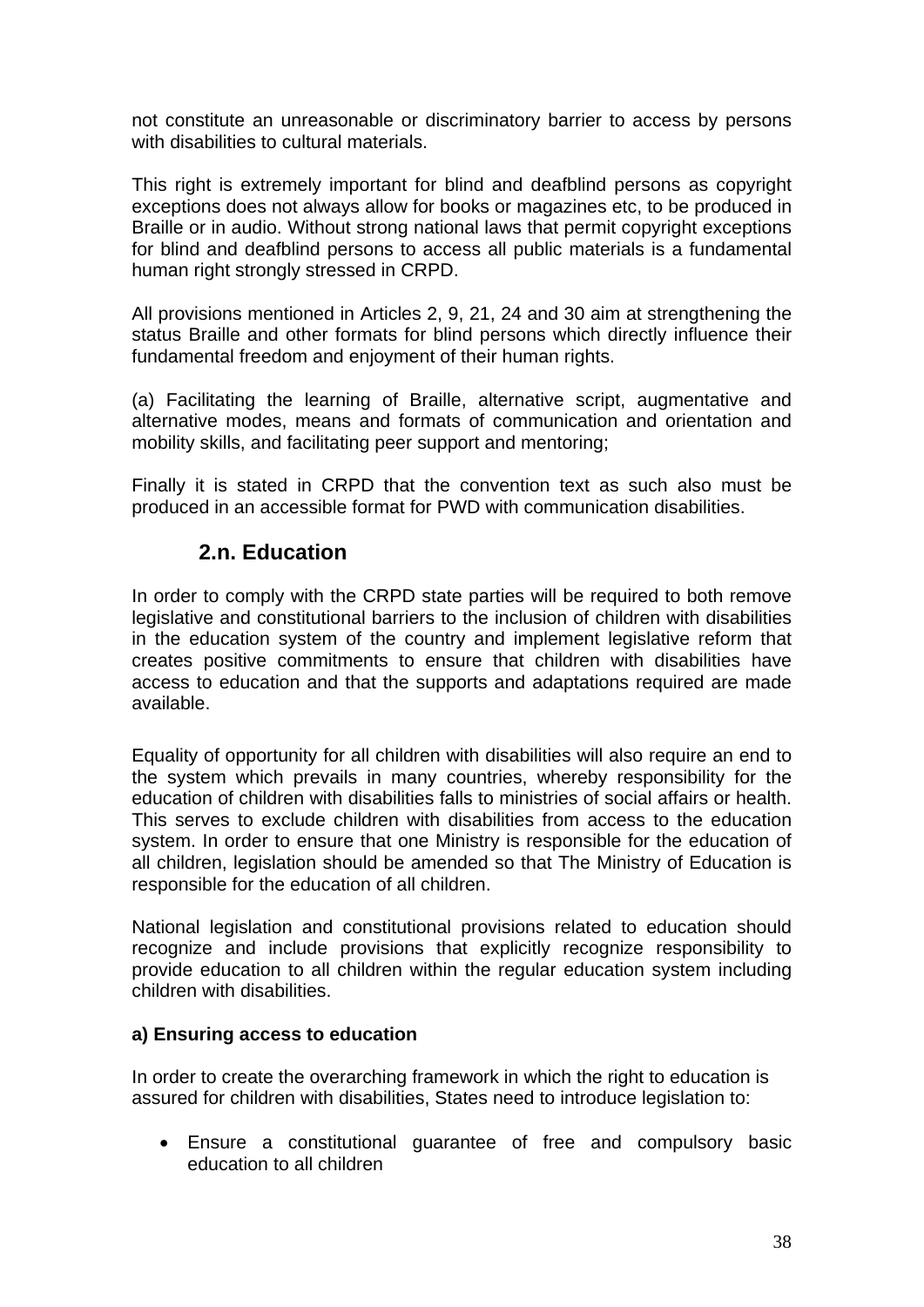not constitute an unreasonable or discriminatory barrier to access by persons with disabilities to cultural materials.

This right is extremely important for blind and deafblind persons as copyright exceptions does not always allow for books or magazines etc, to be produced in Braille or in audio. Without strong national laws that permit copyright exceptions for blind and deafblind persons to access all public materials is a fundamental human right strongly stressed in CRPD.

All provisions mentioned in Articles 2, 9, 21, 24 and 30 aim at strengthening the status Braille and other formats for blind persons which directly influence their fundamental freedom and enjoyment of their human rights.

(a) Facilitating the learning of Braille, alternative script, augmentative and alternative modes, means and formats of communication and orientation and mobility skills, and facilitating peer support and mentoring;

Finally it is stated in CRPD that the convention text as such also must be produced in an accessible format for PWD with communication disabilities.

## 2.n. Education

In order to comply with the CRPD state parties will be required to both remove legislative and constitutional barriers to the inclusion of children with disabilities in the education system of the country and implement legislative reform that creates positive commitments to ensure that children with disabilities have access to education and that the supports and adaptations required are made available.

Equality of opportunity for all children with disabilities will also require an end to the system which prevails in many countries, whereby responsibility for the education of children with disabilities falls to ministries of social affairs or health. This serves to exclude children with disabilities from access to the education system. In order to ensure that one Ministry is responsible for the education of all children, legislation should be amended so that The Ministry of Education is responsible for the education of all children.

National legislation and constitutional provisions related to education should recognize and include provisions that explicitly recognize responsibility to provide education to all children within the regular education system including children with disabilities.

**a) Ensuring access to education**

In order to create the overarching framework in which the right to education is assured for children with disabilities, States need to introduce legislation to:

- Ensure a constitutional guarantee of free and compulsory basic education to all children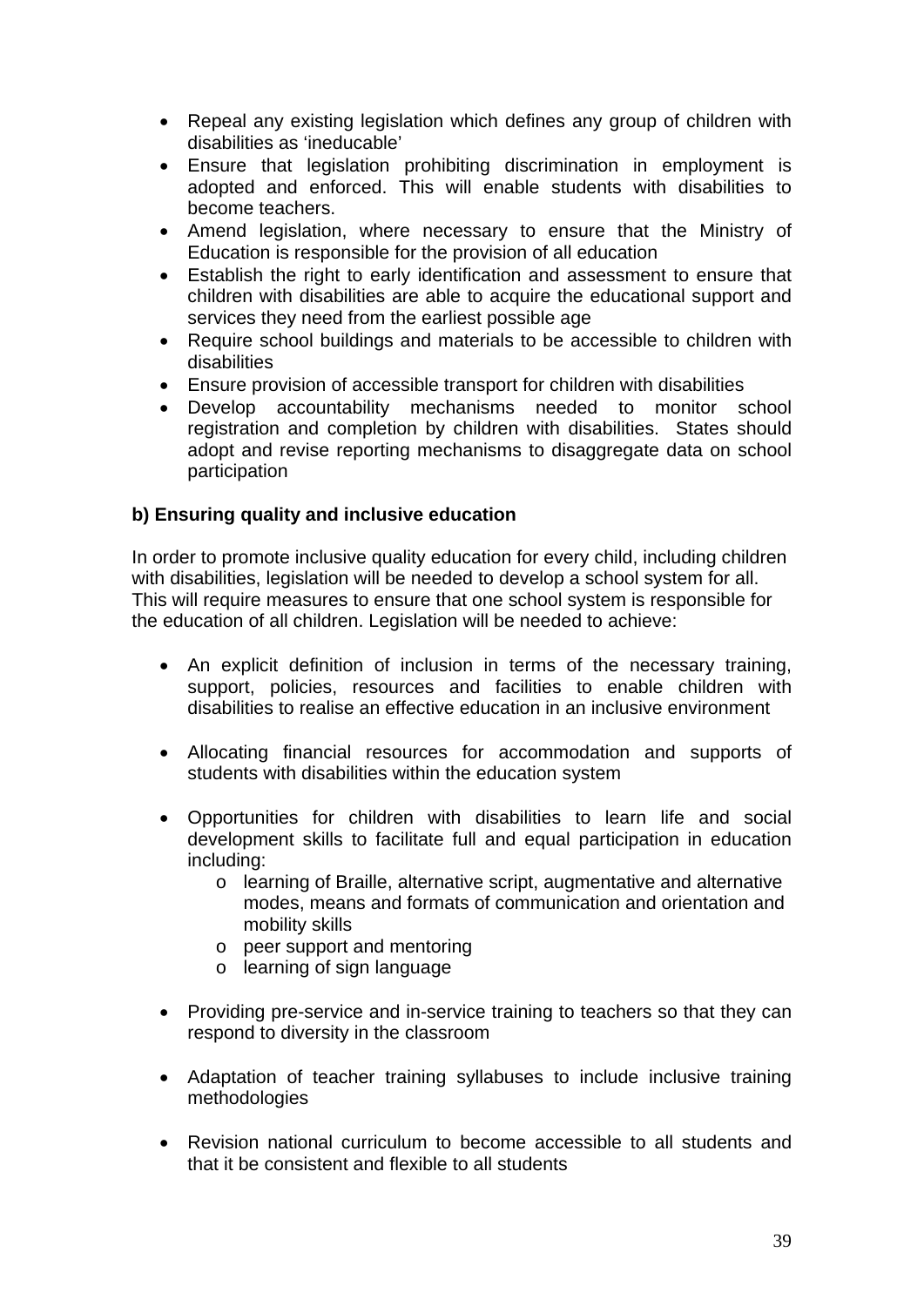- Repeal any existing legislation which defines any group of children with disabilities as ‘ineducable’
- Ensure that legislation prohibiting discrimination in employment is adopted and enforced. This will enable students with disabilities to become teachers.
- Amend legislation, where necessary to ensure that the Ministry of Education is responsible for the provision of all education
- Establish the right to early identification and assessment to ensure that children with disabilities are able to acquire the educational support and services they need from the earliest possible age
- Require school buildings and materials to be accessible to children with disabilities
- Ensure provision of accessible transport for children with disabilities
- Develop accountability mechanisms needed to monitor school registration and completion by children with disabilities. States should adopt and revise reporting mechanisms to disaggregate data on school participation

**b) Ensuring quality and inclusive education**

In order to promote inclusive quality education for every child, including children with disabilities, legislation will be needed to develop a school system for all. This will require measures to ensure that one school system is responsible for the education of all children. Legislation will be needed to achieve:

- An explicit definition of inclusion in terms of the necessary training, support, policies, resources and facilities to enable children with disabilities to realise an effective education in an inclusive environment

- Allocating financial resources for accommodation and supports of students with disabilities within the education system

- Opportunities for children with disabilities to learn life and social development skills to facilitate full and equal participation in education including:
    - learning of Braille, alternative script, augmentative and alternative modes, means and formats of communication and orientation and mobility skills
    - peer support and mentoring
    - learning of sign language

- Providing pre-service and in-service training to teachers so that they can respond to diversity in the classroom

- Adaptation of teacher training syllabuses to include inclusive training methodologies

- Revision national curriculum to become accessible to all students and that it be consistent and flexible to all students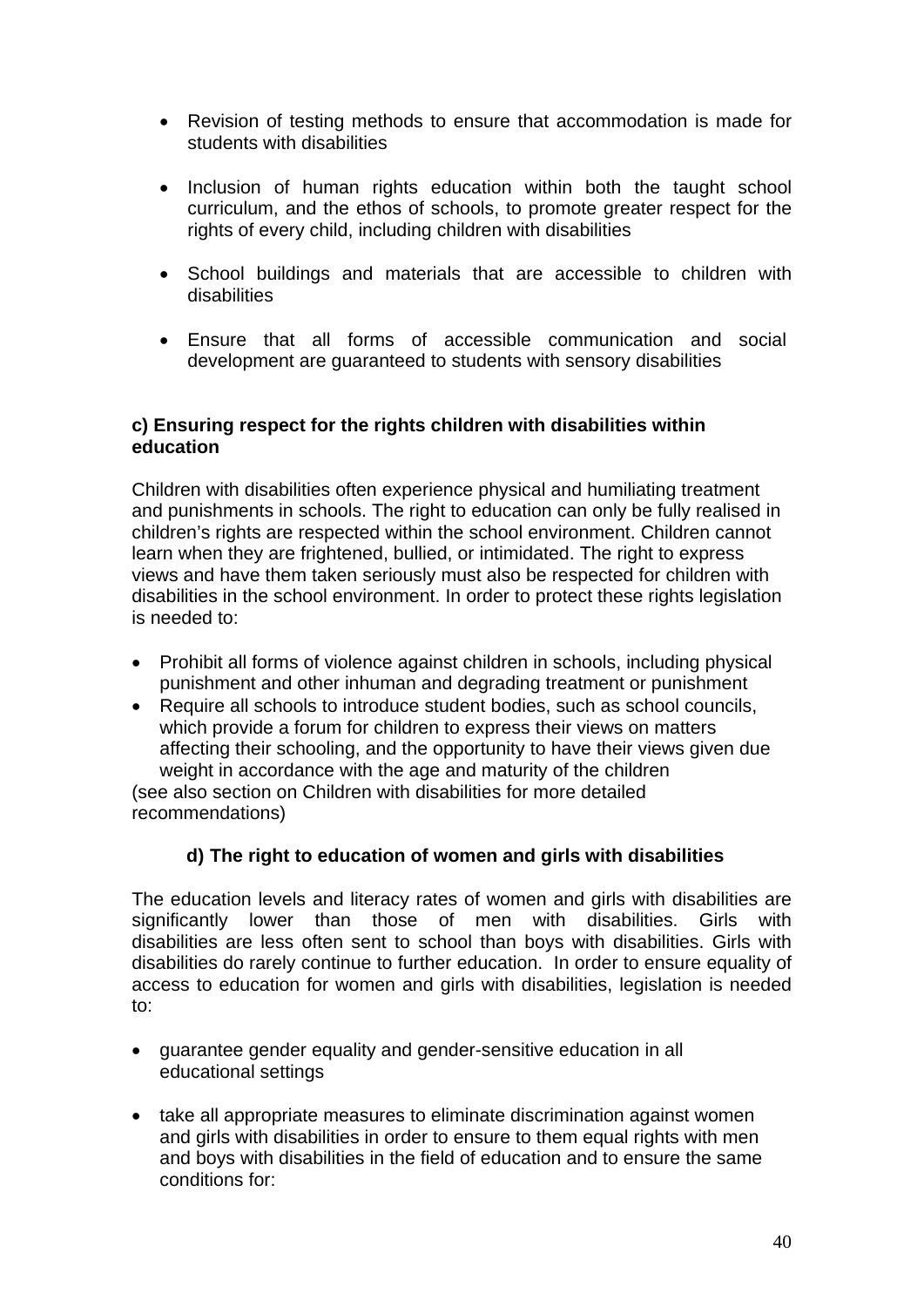- Revision of testing methods to ensure that accommodation is made for students with disabilities

- Inclusion of human rights education within both the taught school curriculum, and the ethos of schools, to promote greater respect for the rights of every child, including children with disabilities

- School buildings and materials that are accessible to children with disabilities

- Ensure that all forms of accessible communication and social development are guaranteed to students with sensory disabilities

**c) Ensuring respect for the rights children with disabilities within education**

Children with disabilities often experience physical and humiliating treatment and punishments in schools. The right to education can only be fully realised in children's rights are respected within the school environment. Children cannot learn when they are frightened, bullied, or intimidated. The right to express views and have them taken seriously must also be respected for children with disabilities in the school environment. In order to protect these rights legislation is needed to:

- Prohibit all forms of violence against children in schools, including physical punishment and other inhuman and degrading treatment or punishment
- Require all schools to introduce student bodies, such as school councils, which provide a forum for children to express their views on matters affecting their schooling, and the opportunity to have their views given due weight in accordance with the age and maturity of the children

(see also section on Children with disabilities for more detailed recommendations)

**d) The right to education of women and girls with disabilities**

The education levels and literacy rates of women and girls with disabilities are significantly lower than those of men with disabilities. Girls with disabilities are less often sent to school than boys with disabilities. Girls with disabilities do rarely continue to further education. In order to ensure equality of access to education for women and girls with disabilities, legislation is needed to:

- guarantee gender equality and gender-sensitive education in all educational settings

- take all appropriate measures to eliminate discrimination against women and girls with disabilities in order to ensure to them equal rights with men and boys with disabilities in the field of education and to ensure the same conditions for: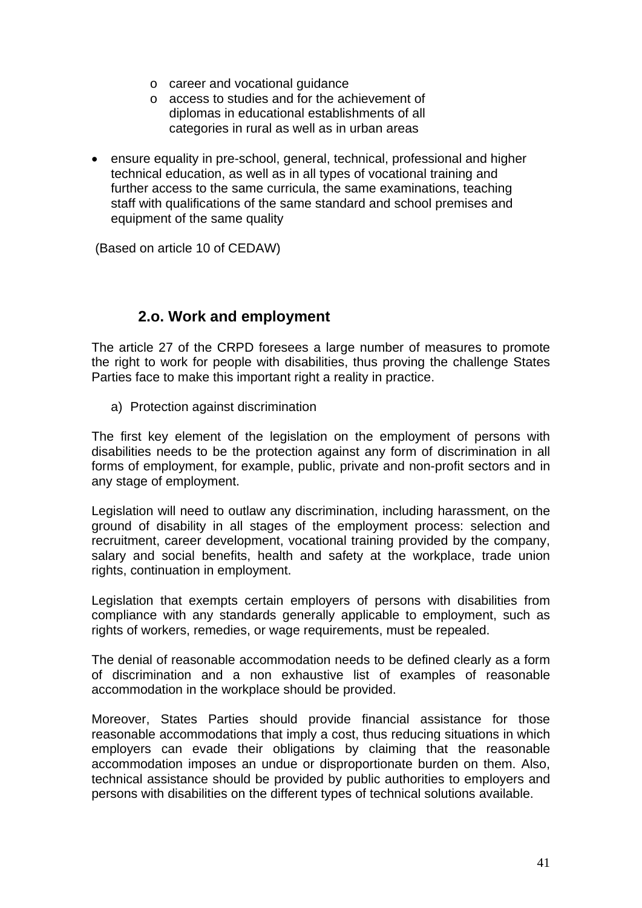- career and vocational guidance
    - access to studies and for the achievement of diplomas in educational establishments of all categories in rural as well as in urban areas

- ensure equality in pre-school, general, technical, professional and higher technical education, as well as in all types of vocational training and further access to the same curricula, the same examinations, teaching staff with qualifications of the same standard and school premises and equipment of the same quality

(Based on article 10 of CEDAW)

## 2.o. Work and employment

The article 27 of the CRPD foresees a large number of measures to promote the right to work for people with disabilities, thus proving the challenge States Parties face to make this important right a reality in practice.

a) Protection against discrimination

The first key element of the legislation on the employment of persons with disabilities needs to be the protection against any form of discrimination in all forms of employment, for example, public, private and non-profit sectors and in any stage of employment.

Legislation will need to outlaw any discrimination, including harassment, on the ground of disability in all stages of the employment process: selection and recruitment, career development, vocational training provided by the company, salary and social benefits, health and safety at the workplace, trade union rights, continuation in employment.

Legislation that exempts certain employers of persons with disabilities from compliance with any standards generally applicable to employment, such as rights of workers, remedies, or wage requirements, must be repealed.

The denial of reasonable accommodation needs to be defined clearly as a form of discrimination and a non exhaustive list of examples of reasonable accommodation in the workplace should be provided.

Moreover, States Parties should provide financial assistance for those reasonable accommodations that imply a cost, thus reducing situations in which employers can evade their obligations by claiming that the reasonable accommodation imposes an undue or disproportionate burden on them. Also, technical assistance should be provided by public authorities to employers and persons with disabilities on the different types of technical solutions available.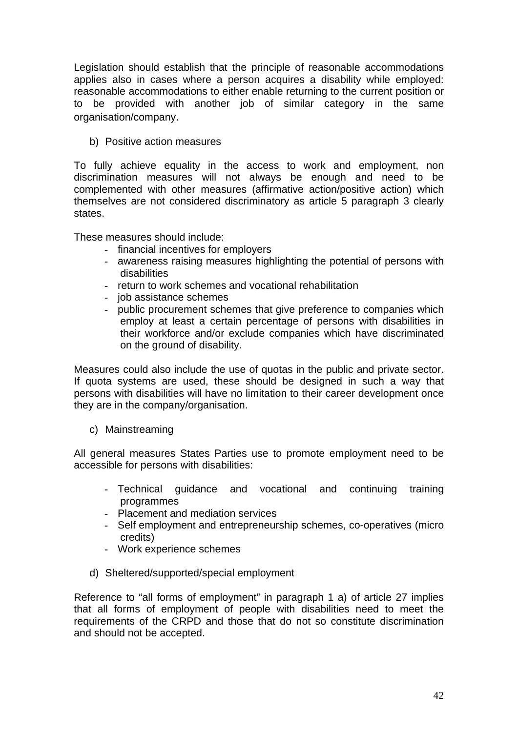Legislation should establish that the principle of reasonable accommodations applies also in cases where a person acquires a disability while employed: reasonable accommodations to either enable returning to the current position or to be provided with another job of similar category in the same organisation/company.

b) Positive action measures

To fully achieve equality in the access to work and employment, non discrimination measures will not always be enough and need to be complemented with other measures (affirmative action/positive action) which themselves are not considered discriminatory as article 5 paragraph 3 clearly states.

These measures should include:

- financial incentives for employers
- awareness raising measures highlighting the potential of persons with disabilities
- return to work schemes and vocational rehabilitation
- job assistance schemes
- public procurement schemes that give preference to companies which employ at least a certain percentage of persons with disabilities in their workforce and/or exclude companies which have discriminated on the ground of disability.

Measures could also include the use of quotas in the public and private sector. If quota systems are used, these should be designed in such a way that persons with disabilities will have no limitation to their career development once they are in the company/organisation.

c) Mainstreaming

All general measures States Parties use to promote employment need to be accessible for persons with disabilities:

- Technical guidance and vocational and continuing training programmes
- Placement and mediation services
- Self employment and entrepreneurship schemes, co-operatives (micro credits)
- Work experience schemes

d) Sheltered/supported/special employment

Reference to "all forms of employment" in paragraph 1 a) of article 27 implies that all forms of employment of people with disabilities need to meet the requirements of the CRPD and those that do not so constitute discrimination and should not be accepted.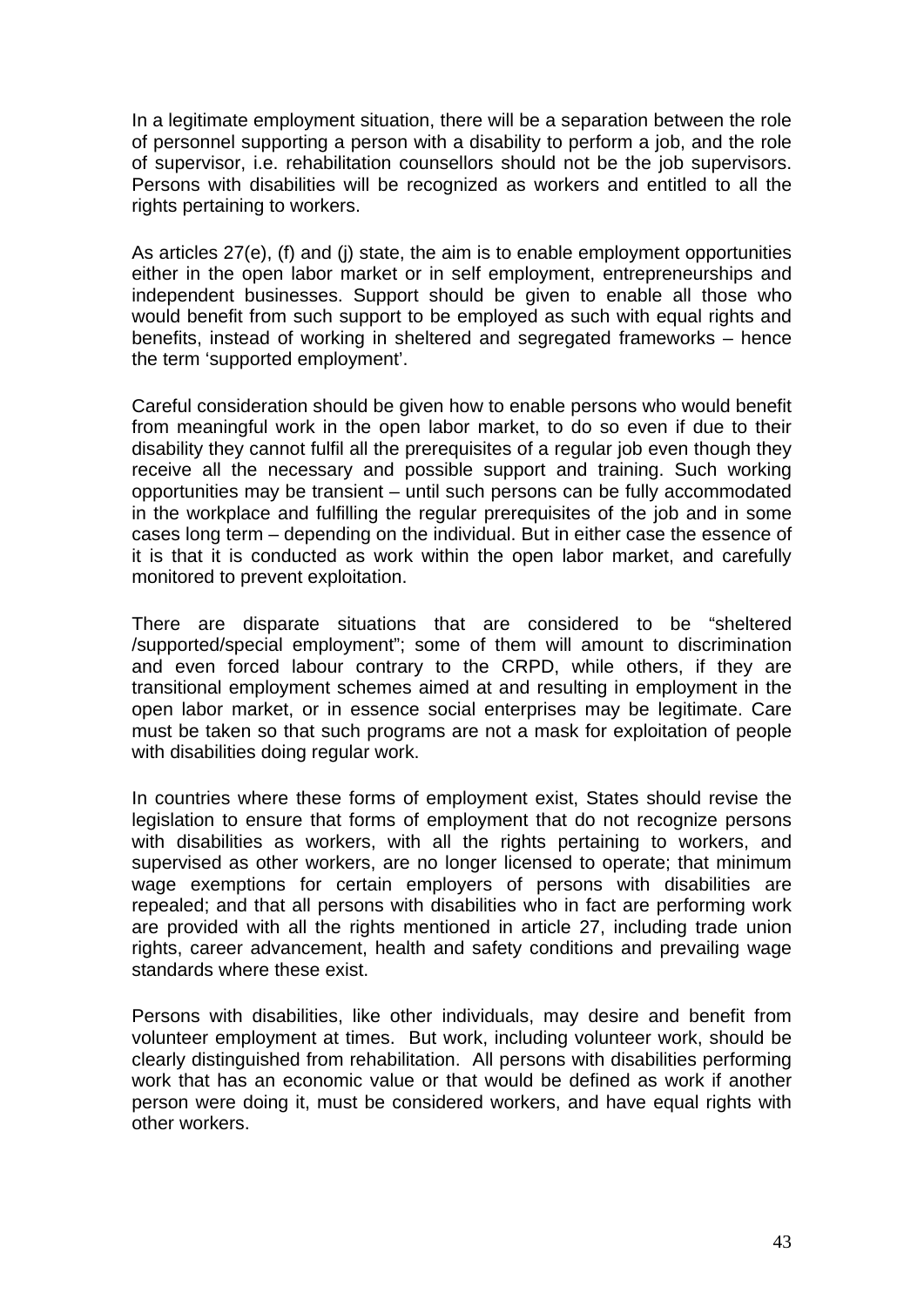In a legitimate employment situation, there will be a separation between the role of personnel supporting a person with a disability to perform a job, and the role of supervisor, i.e. rehabilitation counsellors should not be the job supervisors. Persons with disabilities will be recognized as workers and entitled to all the rights pertaining to workers.

As articles 27(e), (f) and (j) state, the aim is to enable employment opportunities either in the open labor market or in self employment, entrepreneurships and independent businesses. Support should be given to enable all those who would benefit from such support to be employed as such with equal rights and benefits, instead of working in sheltered and segregated frameworks – hence the term 'supported employment'.

Careful consideration should be given how to enable persons who would benefit from meaningful work in the open labor market, to do so even if due to their disability they cannot fulfil all the prerequisites of a regular job even though they receive all the necessary and possible support and training. Such working opportunities may be transient – until such persons can be fully accommodated in the workplace and fulfilling the regular prerequisites of the job and in some cases long term – depending on the individual. But in either case the essence of it is that it is conducted as work within the open labor market, and carefully monitored to prevent exploitation.

There are disparate situations that are considered to be "sheltered /supported/special employment"; some of them will amount to discrimination and even forced labour contrary to the CRPD, while others, if they are transitional employment schemes aimed at and resulting in employment in the open labor market, or in essence social enterprises may be legitimate. Care must be taken so that such programs are not a mask for exploitation of people with disabilities doing regular work.

In countries where these forms of employment exist, States should revise the legislation to ensure that forms of employment that do not recognize persons with disabilities as workers, with all the rights pertaining to workers, and supervised as other workers, are no longer licensed to operate; that minimum wage exemptions for certain employers of persons with disabilities are repealed; and that all persons with disabilities who in fact are performing work are provided with all the rights mentioned in article 27, including trade union rights, career advancement, health and safety conditions and prevailing wage standards where these exist.

Persons with disabilities, like other individuals, may desire and benefit from volunteer employment at times. But work, including volunteer work, should be clearly distinguished from rehabilitation. All persons with disabilities performing work that has an economic value or that would be defined as work if another person were doing it, must be considered workers, and have equal rights with other workers.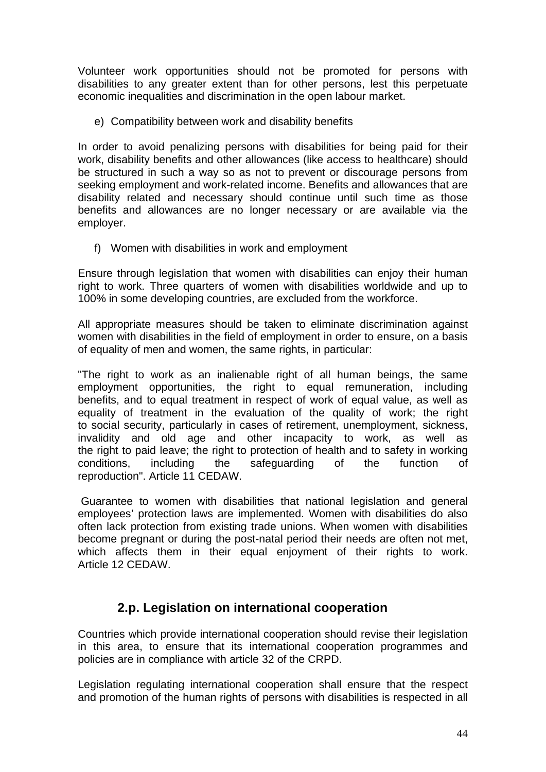Volunteer work opportunities should not be promoted for persons with disabilities to any greater extent than for other persons, lest this perpetuate economic inequalities and discrimination in the open labour market.

e) Compatibility between work and disability benefits

In order to avoid penalizing persons with disabilities for being paid for their work, disability benefits and other allowances (like access to healthcare) should be structured in such a way so as not to prevent or discourage persons from seeking employment and work-related income. Benefits and allowances that are disability related and necessary should continue until such time as those benefits and allowances are no longer necessary or are available via the employer.

f) Women with disabilities in work and employment

Ensure through legislation that women with disabilities can enjoy their human right to work. Three quarters of women with disabilities worldwide and up to 100% in some developing countries, are excluded from the workforce.

All appropriate measures should be taken to eliminate discrimination against women with disabilities in the field of employment in order to ensure, on a basis of equality of men and women, the same rights, in particular:

"The right to work as an inalienable right of all human beings, the same employment opportunities, the right to equal remuneration, including benefits, and to equal treatment in respect of work of equal value, as well as equality of treatment in the evaluation of the quality of work; the right to social security, particularly in cases of retirement, unemployment, sickness, invalidity and old age and other incapacity to work, as well as the right to paid leave; the right to protection of health and to safety in working conditions, including the safeguarding of the function of reproduction". Article 11 CEDAW.

Guarantee to women with disabilities that national legislation and general employees' protection laws are implemented. Women with disabilities do also often lack protection from existing trade unions. When women with disabilities become pregnant or during the post-natal period their needs are often not met, which affects them in their equal enjoyment of their rights to work. Article 12 CEDAW.

## 2.p. Legislation on international cooperation

Countries which provide international cooperation should revise their legislation in this area, to ensure that its international cooperation programmes and policies are in compliance with article 32 of the CRPD.

Legislation regulating international cooperation shall ensure that the respect and promotion of the human rights of persons with disabilities is respected in all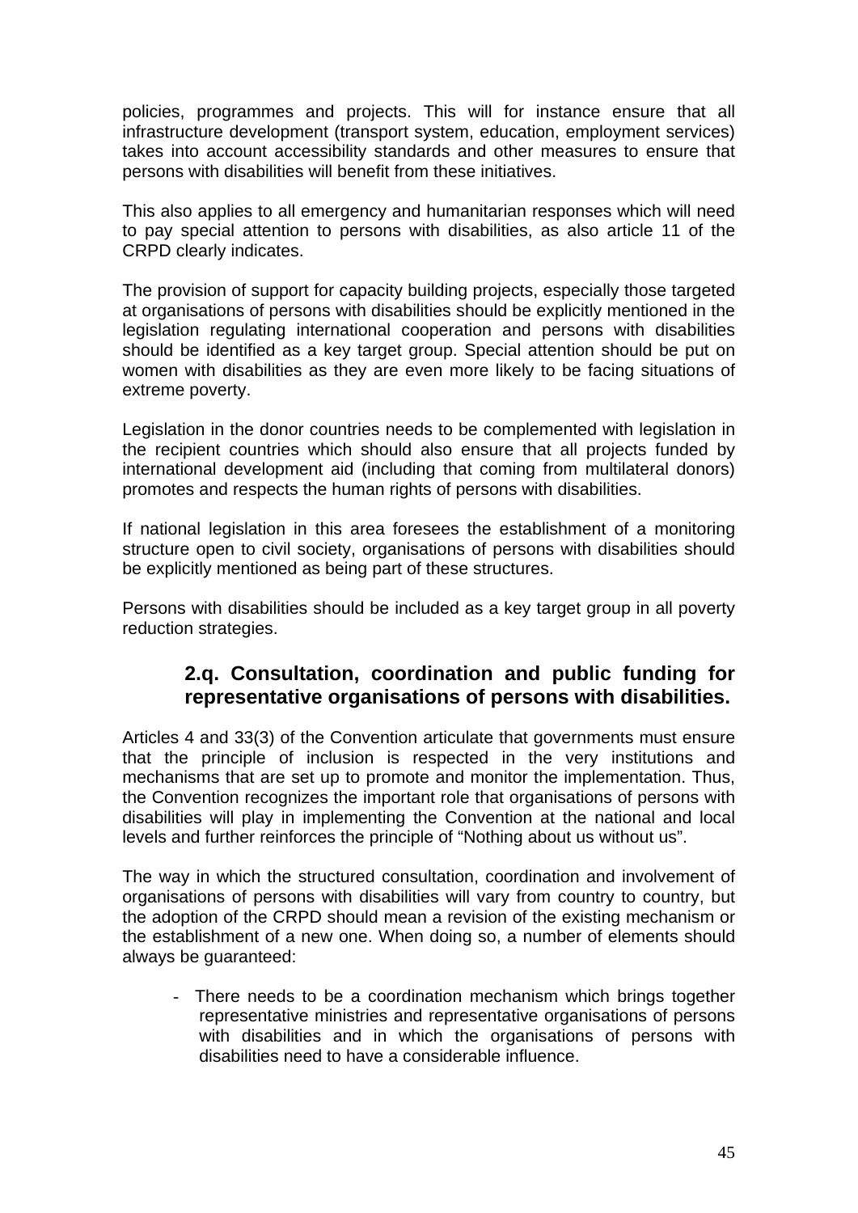policies, programmes and projects. This will for instance ensure that all infrastructure development (transport system, education, employment services) takes into account accessibility standards and other measures to ensure that persons with disabilities will benefit from these initiatives.

This also applies to all emergency and humanitarian responses which will need to pay special attention to persons with disabilities, as also article 11 of the CRPD clearly indicates.

The provision of support for capacity building projects, especially those targeted at organisations of persons with disabilities should be explicitly mentioned in the legislation regulating international cooperation and persons with disabilities should be identified as a key target group. Special attention should be put on women with disabilities as they are even more likely to be facing situations of extreme poverty.

Legislation in the donor countries needs to be complemented with legislation in the recipient countries which should also ensure that all projects funded by international development aid (including that coming from multilateral donors) promotes and respects the human rights of persons with disabilities.

If national legislation in this area foresees the establishment of a monitoring structure open to civil society, organisations of persons with disabilities should be explicitly mentioned as being part of these structures.

Persons with disabilities should be included as a key target group in all poverty reduction strategies.

### 2.q. Consultation, coordination and public funding for representative organisations of persons with disabilities.

Articles 4 and 33(3) of the Convention articulate that governments must ensure that the principle of inclusion is respected in the very institutions and mechanisms that are set up to promote and monitor the implementation. Thus, the Convention recognizes the important role that organisations of persons with disabilities will play in implementing the Convention at the national and local levels and further reinforces the principle of "Nothing about us without us".

The way in which the structured consultation, coordination and involvement of organisations of persons with disabilities will vary from country to country, but the adoption of the CRPD should mean a revision of the existing mechanism or the establishment of a new one. When doing so, a number of elements should always be guaranteed:

- There needs to be a coordination mechanism which brings together representative ministries and representative organisations of persons with disabilities and in which the organisations of persons with disabilities need to have a considerable influence.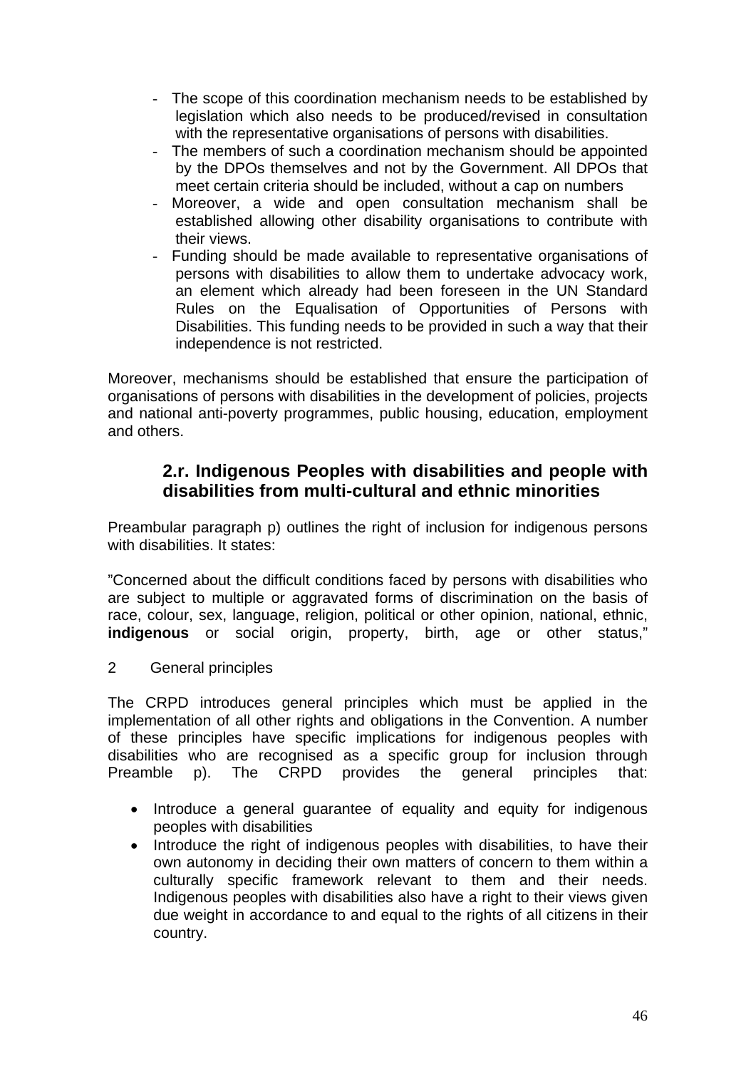- The scope of this coordination mechanism needs to be established by legislation which also needs to be produced/revised in consultation with the representative organisations of persons with disabilities.
- The members of such a coordination mechanism should be appointed by the DPOs themselves and not by the Government. All DPOs that meet certain criteria should be included, without a cap on numbers
- Moreover, a wide and open consultation mechanism shall be established allowing other disability organisations to contribute with their views.
- Funding should be made available to representative organisations of persons with disabilities to allow them to undertake advocacy work, an element which already had been foreseen in the UN Standard Rules on the Equalisation of Opportunities of Persons with Disabilities. This funding needs to be provided in such a way that their independence is not restricted.

Moreover, mechanisms should be established that ensure the participation of organisations of persons with disabilities in the development of policies, projects and national anti-poverty programmes, public housing, education, employment and others.

## 2.r. Indigenous Peoples with disabilities and people with disabilities from multi-cultural and ethnic minorities

Preambular paragraph p) outlines the right of inclusion for indigenous persons with disabilities. It states:

"Concerned about the difficult conditions faced by persons with disabilities who are subject to multiple or aggravated forms of discrimination on the basis of race, colour, sex, language, religion, political or other opinion, national, ethnic, **indigenous** or social origin, property, birth, age or other status,"

2 General principles

The CRPD introduces general principles which must be applied in the implementation of all other rights and obligations in the Convention. A number of these principles have specific implications for indigenous peoples with disabilities who are recognised as a specific group for inclusion through Preamble p). The CRPD provides the general principles that:

- Introduce a general guarantee of equality and equity for indigenous peoples with disabilities
- Introduce the right of indigenous peoples with disabilities, to have their own autonomy in deciding their own matters of concern to them within a culturally specific framework relevant to them and their needs. Indigenous peoples with disabilities also have a right to their views given due weight in accordance to and equal to the rights of all citizens in their country.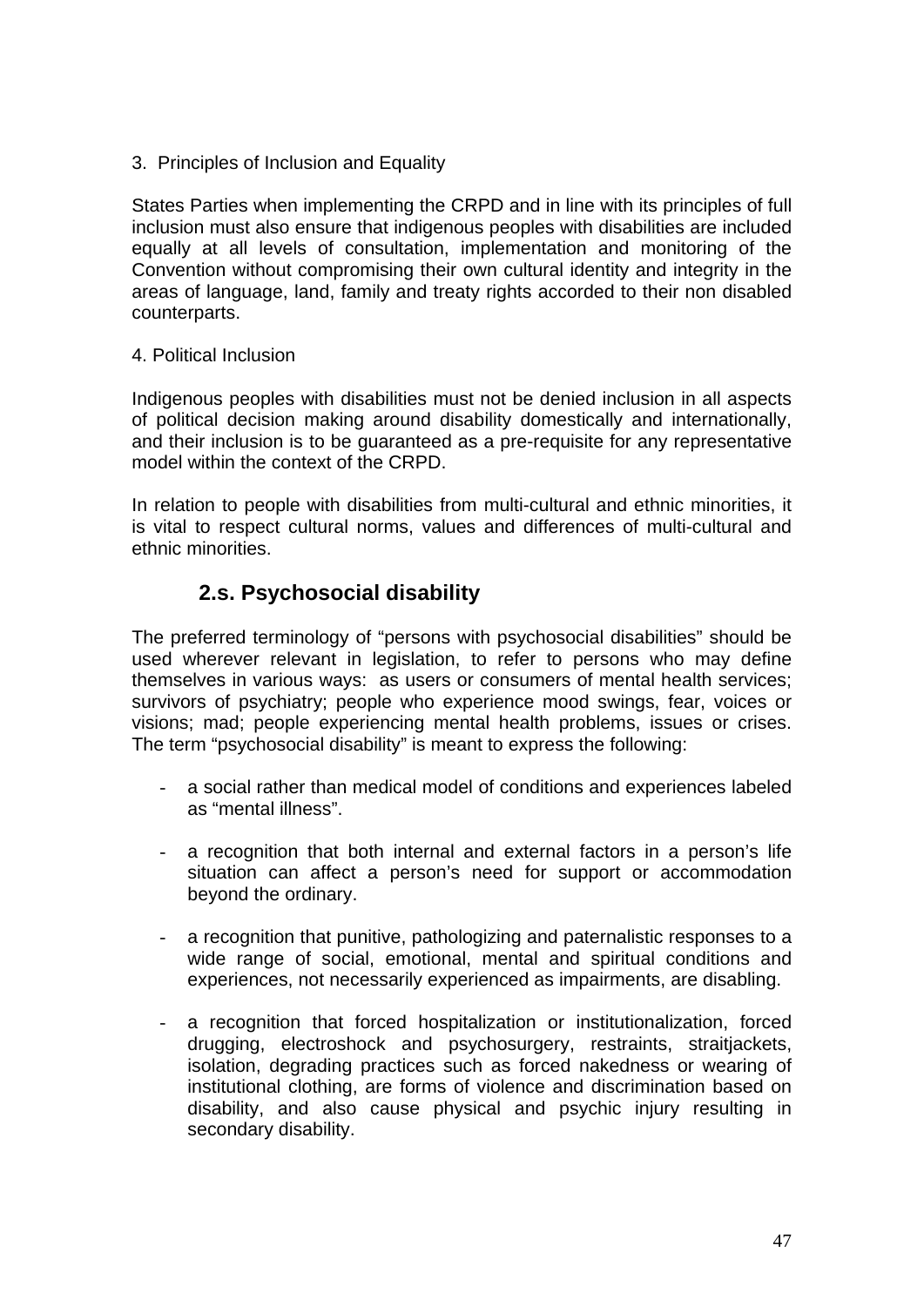3. Principles of Inclusion and Equality

States Parties when implementing the CRPD and in line with its principles of full inclusion must also ensure that indigenous peoples with disabilities are included equally at all levels of consultation, implementation and monitoring of the Convention without compromising their own cultural identity and integrity in the areas of language, land, family and treaty rights accorded to their non disabled counterparts.

4. Political Inclusion

Indigenous peoples with disabilities must not be denied inclusion in all aspects of political decision making around disability domestically and internationally, and their inclusion is to be guaranteed as a pre-requisite for any representative model within the context of the CRPD.

In relation to people with disabilities from multi-cultural and ethnic minorities, it is vital to respect cultural norms, values and differences of multi-cultural and ethnic minorities.

## 2.s. Psychosocial disability

The preferred terminology of “persons with psychosocial disabilities” should be used wherever relevant in legislation, to refer to persons who may define themselves in various ways: as users or consumers of mental health services; survivors of psychiatry; people who experience mood swings, fear, voices or visions; mad; people experiencing mental health problems, issues or crises. The term “psychosocial disability” is meant to express the following:

- a social rather than medical model of conditions and experiences labeled as “mental illness”.
- a recognition that both internal and external factors in a person’s life situation can affect a person’s need for support or accommodation beyond the ordinary.
- a recognition that punitive, pathologizing and paternalistic responses to a wide range of social, emotional, mental and spiritual conditions and experiences, not necessarily experienced as impairments, are disabling.
- a recognition that forced hospitalization or institutionalization, forced drugging, electroshock and psychosurgery, restraints, straitjackets, isolation, degrading practices such as forced nakedness or wearing of institutional clothing, are forms of violence and discrimination based on disability, and also cause physical and psychic injury resulting in secondary disability.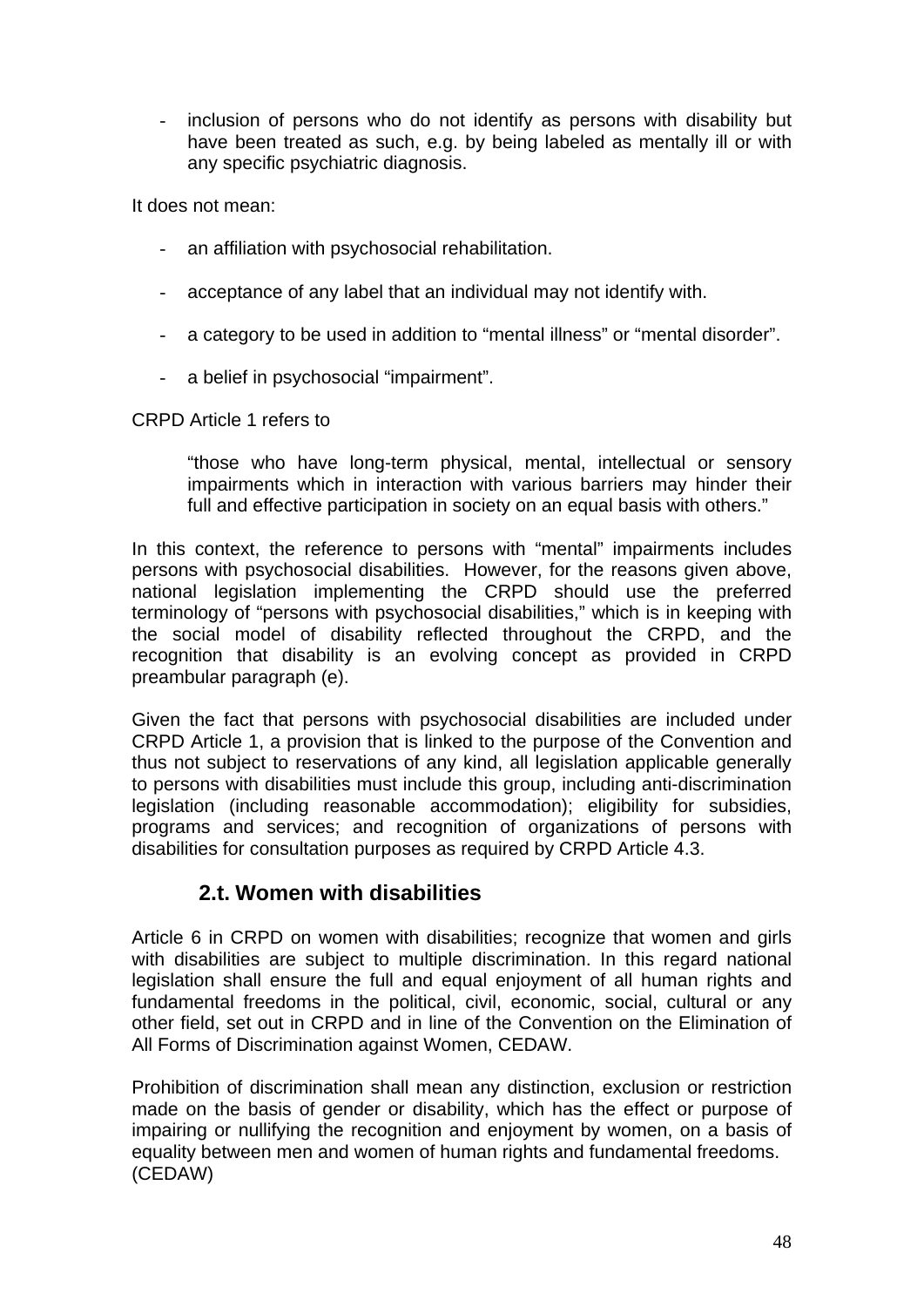- inclusion of persons who do not identify as persons with disability but have been treated as such, e.g. by being labeled as mentally ill or with any specific psychiatric diagnosis.

It does not mean:

- an affiliation with psychosocial rehabilitation.
- acceptance of any label that an individual may not identify with.
- a category to be used in addition to "mental illness" or "mental disorder".
- a belief in psychosocial "impairment".

CRPD Article 1 refers to

> "those who have long-term physical, mental, intellectual or sensory impairments which in interaction with various barriers may hinder their full and effective participation in society on an equal basis with others."

In this context, the reference to persons with "mental" impairments includes persons with psychosocial disabilities. However, for the reasons given above, national legislation implementing the CRPD should use the preferred terminology of "persons with psychosocial disabilities," which is in keeping with the social model of disability reflected throughout the CRPD, and the recognition that disability is an evolving concept as provided in CRPD preambular paragraph (e).

Given the fact that persons with psychosocial disabilities are included under CRPD Article 1, a provision that is linked to the purpose of the Convention and thus not subject to reservations of any kind, all legislation applicable generally to persons with disabilities must include this group, including anti-discrimination legislation (including reasonable accommodation); eligibility for subsidies, programs and services; and recognition of organizations of persons with disabilities for consultation purposes as required by CRPD Article 4.3.

## 2.t. Women with disabilities

Article 6 in CRPD on women with disabilities; recognize that women and girls with disabilities are subject to multiple discrimination. In this regard national legislation shall ensure the full and equal enjoyment of all human rights and fundamental freedoms in the political, civil, economic, social, cultural or any other field, set out in CRPD and in line of the Convention on the Elimination of All Forms of Discrimination against Women, CEDAW.

Prohibition of discrimination shall mean any distinction, exclusion or restriction made on the basis of gender or disability, which has the effect or purpose of impairing or nullifying the recognition and enjoyment by women, on a basis of equality between men and women of human rights and fundamental freedoms. (CEDAW)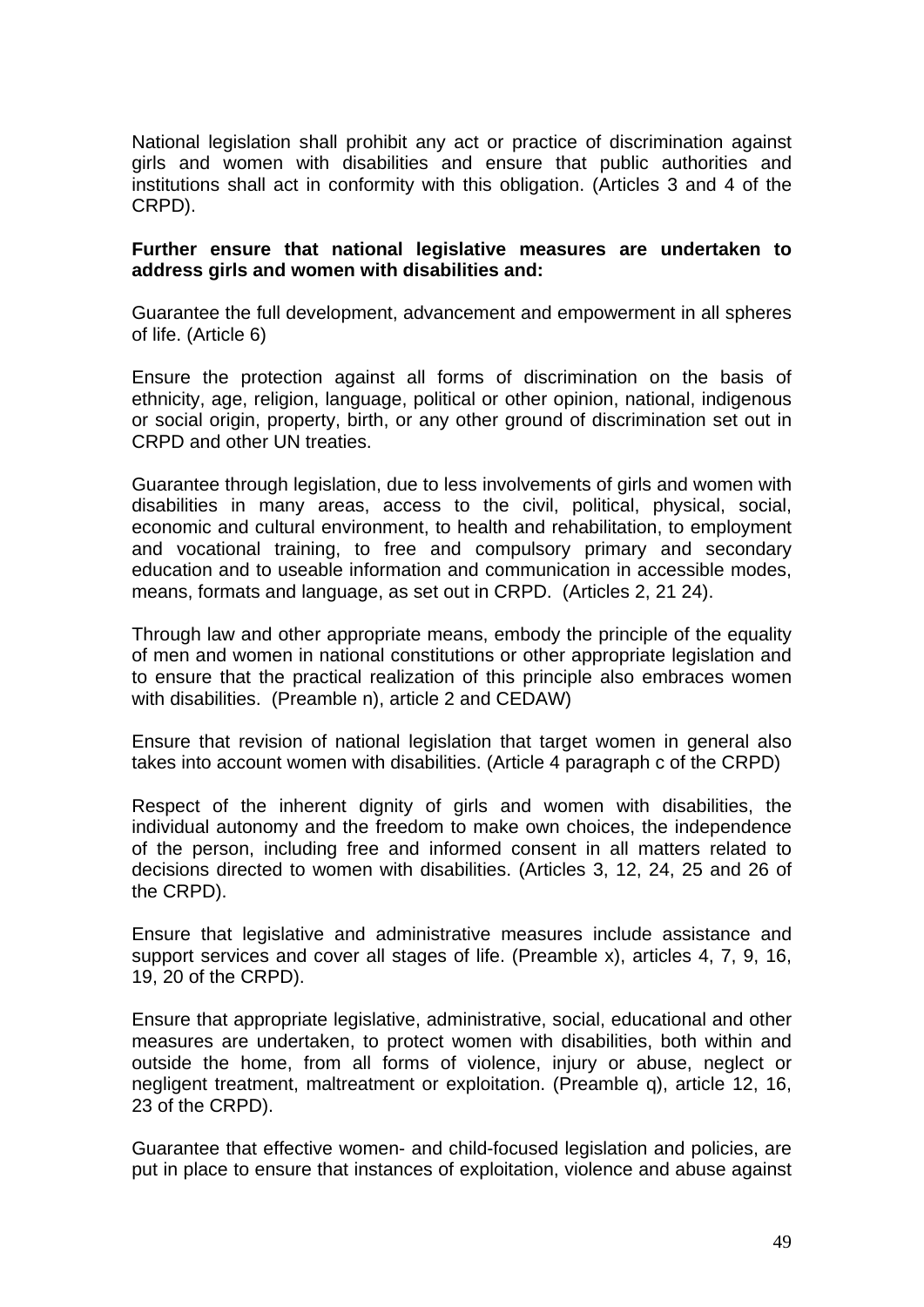National legislation shall prohibit any act or practice of discrimination against girls and women with disabilities and ensure that public authorities and institutions shall act in conformity with this obligation. (Articles 3 and 4 of the CRPD).

**Further ensure that national legislative measures are undertaken to address girls and women with disabilities and:**

Guarantee the full development, advancement and empowerment in all spheres of life. (Article 6)

Ensure the protection against all forms of discrimination on the basis of ethnicity, age, religion, language, political or other opinion, national, indigenous or social origin, property, birth, or any other ground of discrimination set out in CRPD and other UN treaties.

Guarantee through legislation, due to less involvements of girls and women with disabilities in many areas, access to the civil, political, physical, social, economic and cultural environment, to health and rehabilitation, to employment and vocational training, to free and compulsory primary and secondary education and to useable information and communication in accessible modes, means, formats and language, as set out in CRPD. (Articles 2, 21 24).

Through law and other appropriate means, embody the principle of the equality of men and women in national constitutions or other appropriate legislation and to ensure that the practical realization of this principle also embraces women with disabilities. (Preamble n), article 2 and CEDAW)

Ensure that revision of national legislation that target women in general also takes into account women with disabilities. (Article 4 paragraph c of the CRPD)

Respect of the inherent dignity of girls and women with disabilities, the individual autonomy and the freedom to make own choices, the independence of the person, including free and informed consent in all matters related to decisions directed to women with disabilities. (Articles 3, 12, 24, 25 and 26 of the CRPD).

Ensure that legislative and administrative measures include assistance and support services and cover all stages of life. (Preamble x), articles 4, 7, 9, 16, 19, 20 of the CRPD).

Ensure that appropriate legislative, administrative, social, educational and other measures are undertaken, to protect women with disabilities, both within and outside the home, from all forms of violence, injury or abuse, neglect or negligent treatment, maltreatment or exploitation. (Preamble q), article 12, 16, 23 of the CRPD).

Guarantee that effective women- and child-focused legislation and policies, are put in place to ensure that instances of exploitation, violence and abuse against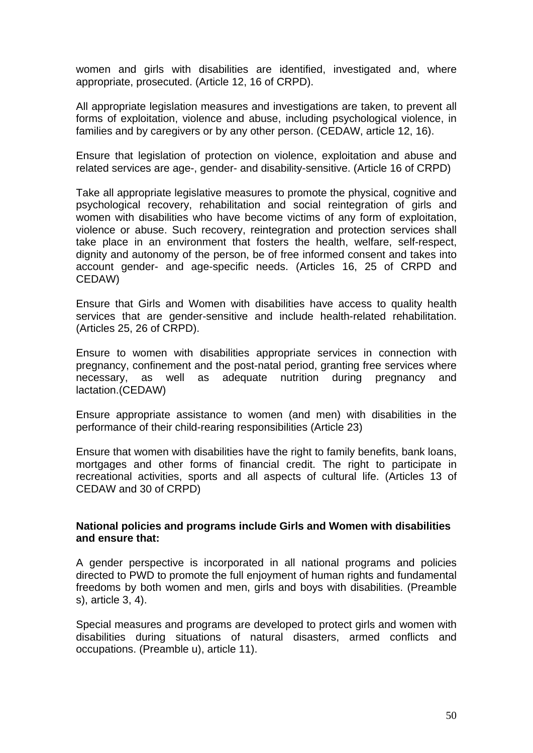women and girls with disabilities are identified, investigated and, where appropriate, prosecuted. (Article 12, 16 of CRPD).

All appropriate legislation measures and investigations are taken, to prevent all forms of exploitation, violence and abuse, including psychological violence, in families and by caregivers or by any other person. (CEDAW, article 12, 16).

Ensure that legislation of protection on violence, exploitation and abuse and related services are age-, gender- and disability-sensitive. (Article 16 of CRPD)

Take all appropriate legislative measures to promote the physical, cognitive and psychological recovery, rehabilitation and social reintegration of girls and women with disabilities who have become victims of any form of exploitation, violence or abuse. Such recovery, reintegration and protection services shall take place in an environment that fosters the health, welfare, self-respect, dignity and autonomy of the person, be of free informed consent and takes into account gender- and age-specific needs. (Articles 16, 25 of CRPD and CEDAW)

Ensure that Girls and Women with disabilities have access to quality health services that are gender-sensitive and include health-related rehabilitation. (Articles 25, 26 of CRPD).

Ensure to women with disabilities appropriate services in connection with pregnancy, confinement and the post-natal period, granting free services where necessary, as well as adequate nutrition during pregnancy and lactation.(CEDAW)

Ensure appropriate assistance to women (and men) with disabilities in the performance of their child-rearing responsibilities (Article 23)

Ensure that women with disabilities have the right to family benefits, bank loans, mortgages and other forms of financial credit. The right to participate in recreational activities, sports and all aspects of cultural life. (Articles 13 of CEDAW and 30 of CRPD)

**National policies and programs include Girls and Women with disabilities and ensure that:**

A gender perspective is incorporated in all national programs and policies directed to PWD to promote the full enjoyment of human rights and fundamental freedoms by both women and men, girls and boys with disabilities. (Preamble s), article 3, 4).

Special measures and programs are developed to protect girls and women with disabilities during situations of natural disasters, armed conflicts and occupations. (Preamble u), article 11).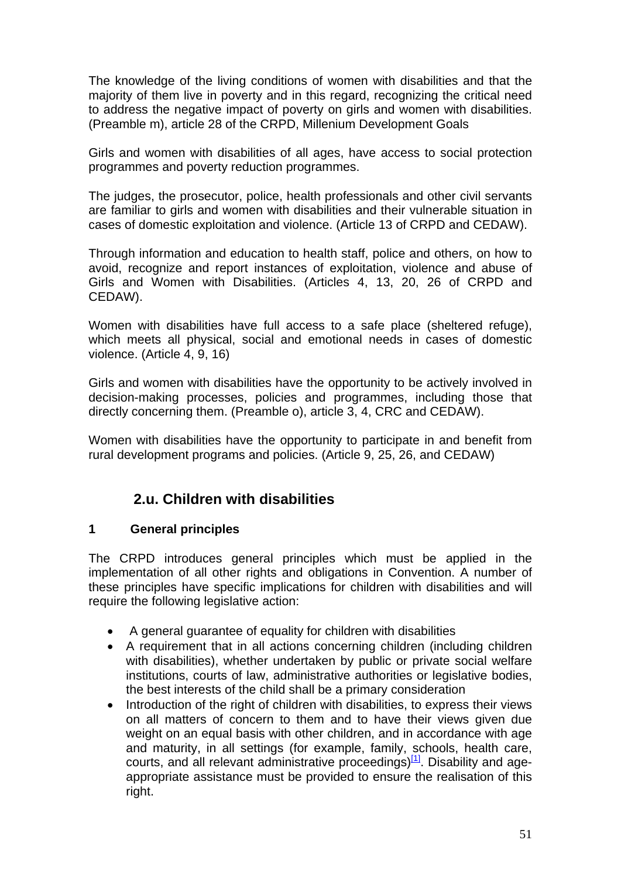The knowledge of the living conditions of women with disabilities and that the majority of them live in poverty and in this regard, recognizing the critical need to address the negative impact of poverty on girls and women with disabilities. (Preamble m), article 28 of the CRPD, Millenium Development Goals

Girls and women with disabilities of all ages, have access to social protection programmes and poverty reduction programmes.

The judges, the prosecutor, police, health professionals and other civil servants are familiar to girls and women with disabilities and their vulnerable situation in cases of domestic exploitation and violence. (Article 13 of CRPD and CEDAW).

Through information and education to health staff, police and others, on how to avoid, recognize and report instances of exploitation, violence and abuse of Girls and Women with Disabilities. (Articles 4, 13, 20, 26 of CRPD and CEDAW).

Women with disabilities have full access to a safe place (sheltered refuge), which meets all physical, social and emotional needs in cases of domestic violence. (Article 4, 9, 16)

Girls and women with disabilities have the opportunity to be actively involved in decision-making processes, policies and programmes, including those that directly concerning them. (Preamble o), article 3, 4, CRC and CEDAW).

Women with disabilities have the opportunity to participate in and benefit from rural development programs and policies. (Article 9, 25, 26, and CEDAW)

## 2.u. Children with disabilities

### 1 General principles

The CRPD introduces general principles which must be applied in the implementation of all other rights and obligations in Convention. A number of these principles have specific implications for children with disabilities and will require the following legislative action:

- A general guarantee of equality for children with disabilities
- A requirement that in all actions concerning children (including children with disabilities), whether undertaken by public or private social welfare institutions, courts of law, administrative authorities or legislative bodies, the best interests of the child shall be a primary consideration
- Introduction of the right of children with disabilities, to express their views on all matters of concern to them and to have their views given due weight on an equal basis with other children, and in accordance with age and maturity, in all settings (for example, family, schools, health care, courts, and all relevant administrative proceedings)[1]. Disability and age-appropriate assistance must be provided to ensure the realisation of this right.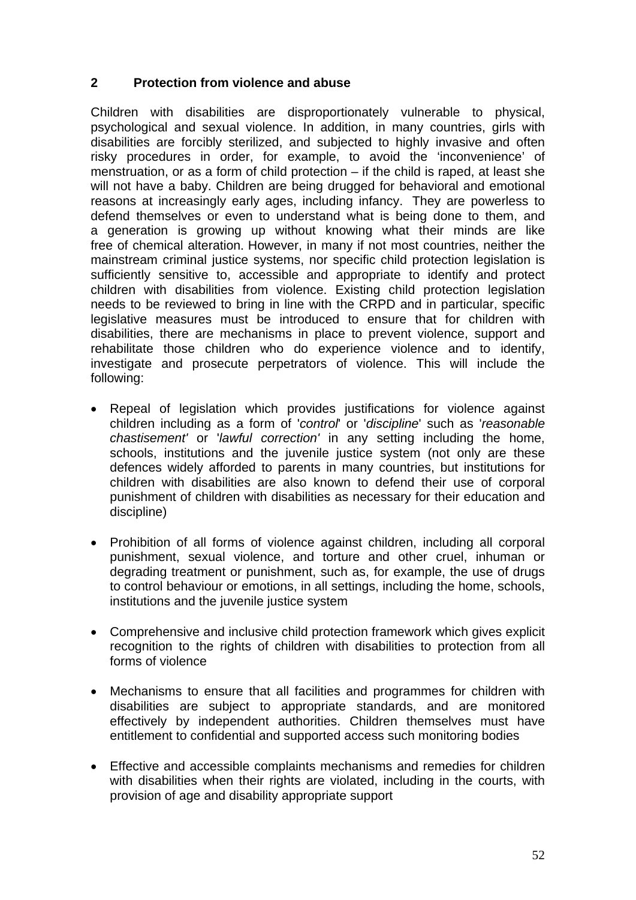## 2 Protection from violence and abuse

Children with disabilities are disproportionately vulnerable to physical, psychological and sexual violence. In addition, in many countries, girls with disabilities are forcibly sterilized, and subjected to highly invasive and often risky procedures in order, for example, to avoid the 'inconvenience' of menstruation, or as a form of child protection – if the child is raped, at least she will not have a baby. Children are being drugged for behavioral and emotional reasons at increasingly early ages, including infancy. They are powerless to defend themselves or even to understand what is being done to them, and a generation is growing up without knowing what their minds are like free of chemical alteration. However, in many if not most countries, neither the mainstream criminal justice systems, nor specific child protection legislation is sufficiently sensitive to, accessible and appropriate to identify and protect children with disabilities from violence. Existing child protection legislation needs to be reviewed to bring in line with the CRPD and in particular, specific legislative measures must be introduced to ensure that for children with disabilities, there are mechanisms in place to prevent violence, support and rehabilitate those children who do experience violence and to identify, investigate and prosecute perpetrators of violence. This will include the following:

- Repeal of legislation which provides justifications for violence against children including as a form of '*control*' or '*discipline*' such as '*reasonable chastisement'* or '*lawful correction'* in any setting including the home, schools, institutions and the juvenile justice system (not only are these defences widely afforded to parents in many countries, but institutions for children with disabilities are also known to defend their use of corporal punishment of children with disabilities as necessary for their education and discipline)

- Prohibition of all forms of violence against children, including all corporal punishment, sexual violence, and torture and other cruel, inhuman or degrading treatment or punishment, such as, for example, the use of drugs to control behaviour or emotions, in all settings, including the home, schools, institutions and the juvenile justice system

- Comprehensive and inclusive child protection framework which gives explicit recognition to the rights of children with disabilities to protection from all forms of violence

- Mechanisms to ensure that all facilities and programmes for children with disabilities are subject to appropriate standards, and are monitored effectively by independent authorities. Children themselves must have entitlement to confidential and supported access such monitoring bodies

- Effective and accessible complaints mechanisms and remedies for children with disabilities when their rights are violated, including in the courts, with provision of age and disability appropriate support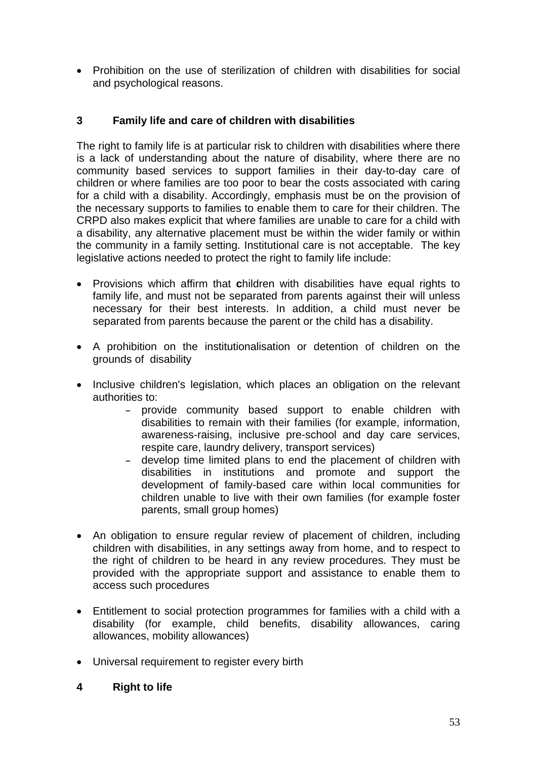- Prohibition on the use of sterilization of children with disabilities for social and psychological reasons.

## 3 Family life and care of children with disabilities

The right to family life is at particular risk to children with disabilities where there is a lack of understanding about the nature of disability, where there are no community based services to support families in their day-to-day care of children or where families are too poor to bear the costs associated with caring for a child with a disability. Accordingly, emphasis must be on the provision of the necessary supports to families to enable them to care for their children. The CRPD also makes explicit that where families are unable to care for a child with a disability, any alternative placement must be within the wider family or within the community in a family setting. Institutional care is not acceptable. The key legislative actions needed to protect the right to family life include:

- Provisions which affirm that **c**hildren with disabilities have equal rights to family life, and must not be separated from parents against their will unless necessary for their best interests. In addition, a child must never be separated from parents because the parent or the child has a disability.

- A prohibition on the institutionalisation or detention of children on the grounds of disability

- Inclusive children's legislation, which places an obligation on the relevant authorities to:
  - provide community based support to enable children with disabilities to remain with their families (for example, information, awareness-raising, inclusive pre-school and day care services, respite care, laundry delivery, transport services)
  - develop time limited plans to end the placement of children with disabilities in institutions and promote and support the development of family-based care within local communities for children unable to live with their own families (for example foster parents, small group homes)

- An obligation to ensure regular review of placement of children, including children with disabilities, in any settings away from home, and to respect to the right of children to be heard in any review procedures. They must be provided with the appropriate support and assistance to enable them to access such procedures

- Entitlement to social protection programmes for families with a child with a disability (for example, child benefits, disability allowances, caring allowances, mobility allowances)

- Universal requirement to register every birth

## 4 Right to life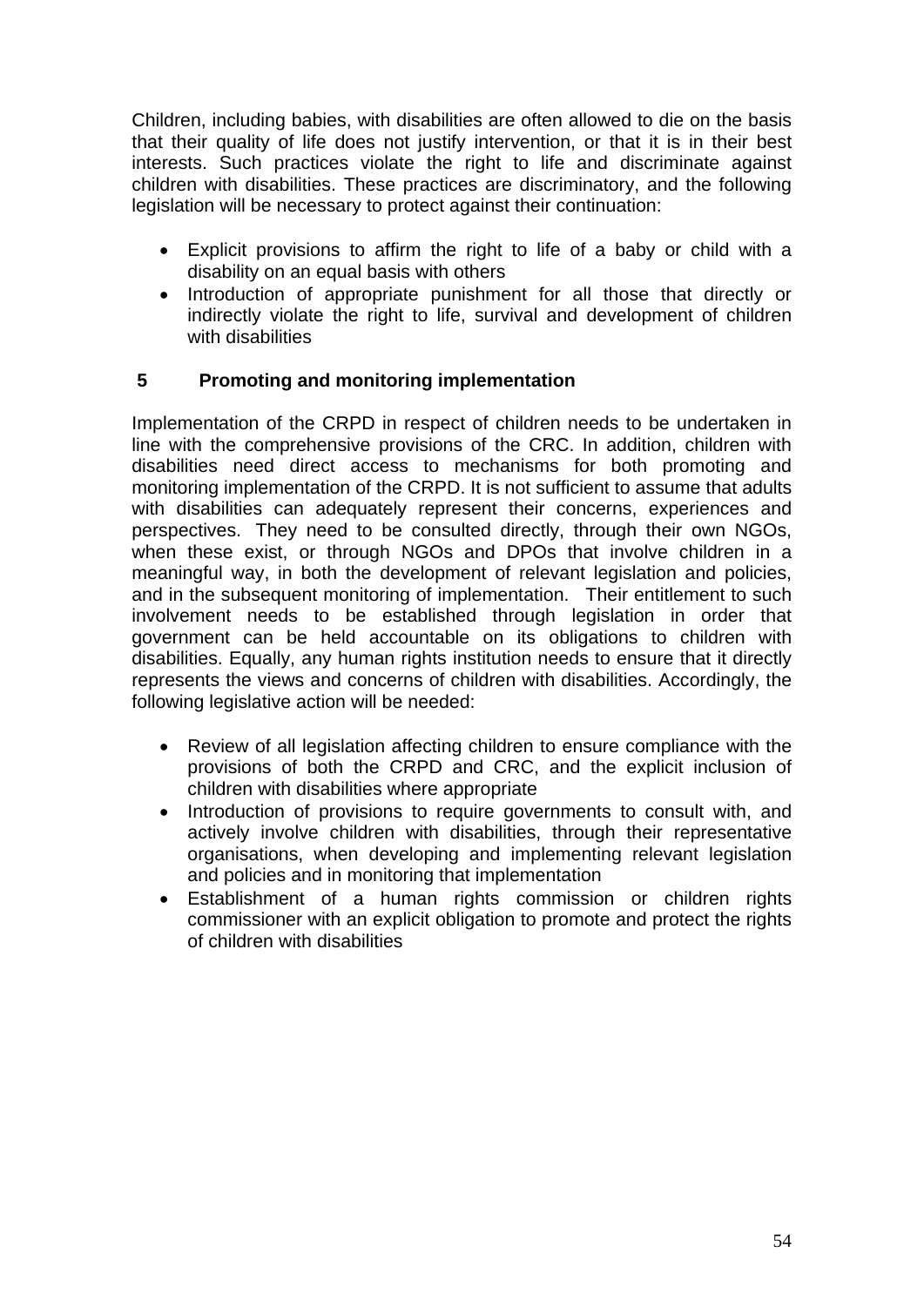Children, including babies, with disabilities are often allowed to die on the basis that their quality of life does not justify intervention, or that it is in their best interests. Such practices violate the right to life and discriminate against children with disabilities. These practices are discriminatory, and the following legislation will be necessary to protect against their continuation:

- Explicit provisions to affirm the right to life of a baby or child with a disability on an equal basis with others
- Introduction of appropriate punishment for all those that directly or indirectly violate the right to life, survival and development of children with disabilities

### 5 Promoting and monitoring implementation

Implementation of the CRPD in respect of children needs to be undertaken in line with the comprehensive provisions of the CRC. In addition, children with disabilities need direct access to mechanisms for both promoting and monitoring implementation of the CRPD. It is not sufficient to assume that adults with disabilities can adequately represent their concerns, experiences and perspectives. They need to be consulted directly, through their own NGOs, when these exist, or through NGOs and DPOs that involve children in a meaningful way, in both the development of relevant legislation and policies, and in the subsequent monitoring of implementation. Their entitlement to such involvement needs to be established through legislation in order that government can be held accountable on its obligations to children with disabilities. Equally, any human rights institution needs to ensure that it directly represents the views and concerns of children with disabilities. Accordingly, the following legislative action will be needed:

- Review of all legislation affecting children to ensure compliance with the provisions of both the CRPD and CRC, and the explicit inclusion of children with disabilities where appropriate
- Introduction of provisions to require governments to consult with, and actively involve children with disabilities, through their representative organisations, when developing and implementing relevant legislation and policies and in monitoring that implementation
- Establishment of a human rights commission or children rights commissioner with an explicit obligation to promote and protect the rights of children with disabilities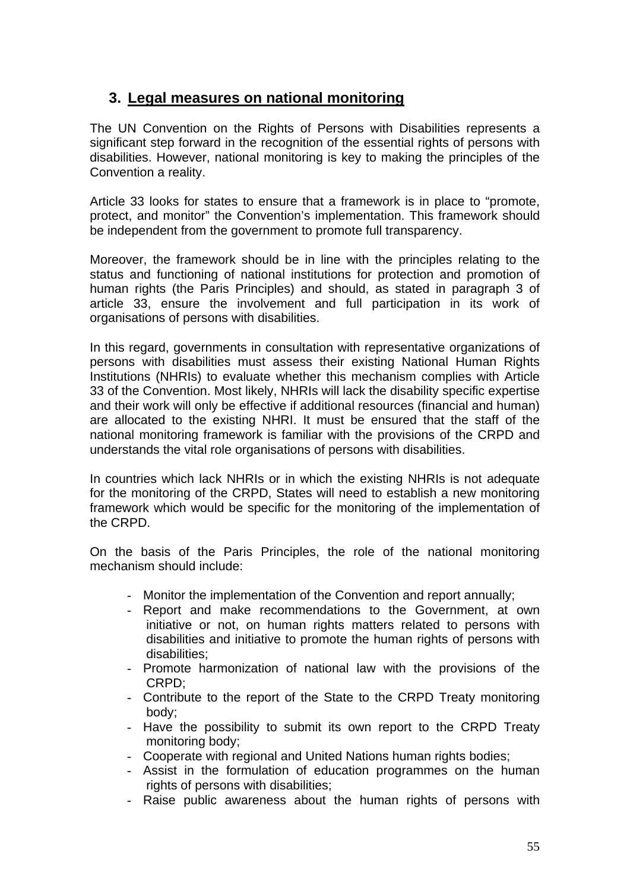## 3. Legal measures on national monitoring

The UN Convention on the Rights of Persons with Disabilities represents a significant step forward in the recognition of the essential rights of persons with disabilities. However, national monitoring is key to making the principles of the Convention a reality.

Article 33 looks for states to ensure that a framework is in place to "promote, protect, and monitor" the Convention's implementation. This framework should be independent from the government to promote full transparency.

Moreover, the framework should be in line with the principles relating to the status and functioning of national institutions for protection and promotion of human rights (the Paris Principles) and should, as stated in paragraph 3 of article 33, ensure the involvement and full participation in its work of organisations of persons with disabilities.

In this regard, governments in consultation with representative organizations of persons with disabilities must assess their existing National Human Rights Institutions (NHRIs) to evaluate whether this mechanism complies with Article 33 of the Convention. Most likely, NHRIs will lack the disability specific expertise and their work will only be effective if additional resources (financial and human) are allocated to the existing NHRI. It must be ensured that the staff of the national monitoring framework is familiar with the provisions of the CRPD and understands the vital role organisations of persons with disabilities.

In countries which lack NHRIs or in which the existing NHRIs is not adequate for the monitoring of the CRPD, States will need to establish a new monitoring framework which would be specific for the monitoring of the implementation of the CRPD.

On the basis of the Paris Principles, the role of the national monitoring mechanism should include:

- Monitor the implementation of the Convention and report annually;
- Report and make recommendations to the Government, at own initiative or not, on human rights matters related to persons with disabilities and initiative to promote the human rights of persons with disabilities;
- Promote harmonization of national law with the provisions of the CRPD;
- Contribute to the report of the State to the CRPD Treaty monitoring body;
- Have the possibility to submit its own report to the CRPD Treaty monitoring body;
- Cooperate with regional and United Nations human rights bodies;
- Assist in the formulation of education programmes on the human rights of persons with disabilities;
- Raise public awareness about the human rights of persons with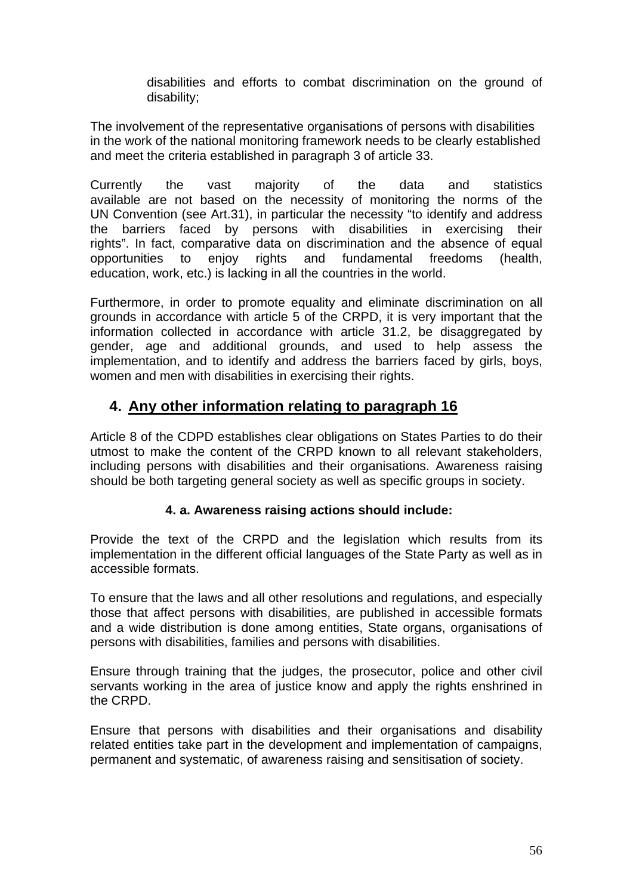disabilities and efforts to combat discrimination on the ground of disability;

The involvement of the representative organisations of persons with disabilities in the work of the national monitoring framework needs to be clearly established and meet the criteria established in paragraph 3 of article 33.

Currently the vast majority of the data and statistics available are not based on the necessity of monitoring the norms of the UN Convention (see Art.31), in particular the necessity "to identify and address the barriers faced by persons with disabilities in exercising their rights". In fact, comparative data on discrimination and the absence of equal opportunities to enjoy rights and fundamental freedoms (health, education, work, etc.) is lacking in all the countries in the world.

Furthermore, in order to promote equality and eliminate discrimination on all grounds in accordance with article 5 of the CRPD, it is very important that the information collected in accordance with article 31.2, be disaggregated by gender, age and additional grounds, and used to help assess the implementation, and to identify and address the barriers faced by girls, boys, women and men with disabilities in exercising their rights.

## 4. Any other information relating to paragraph 16

Article 8 of the CDPD establishes clear obligations on States Parties to do their utmost to make the content of the CRPD known to all relevant stakeholders, including persons with disabilities and their organisations. Awareness raising should be both targeting general society as well as specific groups in society.

### 4. a. Awareness raising actions should include:

Provide the text of the CRPD and the legislation which results from its implementation in the different official languages of the State Party as well as in accessible formats.

To ensure that the laws and all other resolutions and regulations, and especially those that affect persons with disabilities, are published in accessible formats and a wide distribution is done among entities, State organs, organisations of persons with disabilities, families and persons with disabilities.

Ensure through training that the judges, the prosecutor, police and other civil servants working in the area of justice know and apply the rights enshrined in the CRPD.

Ensure that persons with disabilities and their organisations and disability related entities take part in the development and implementation of campaigns, permanent and systematic, of awareness raising and sensitisation of society.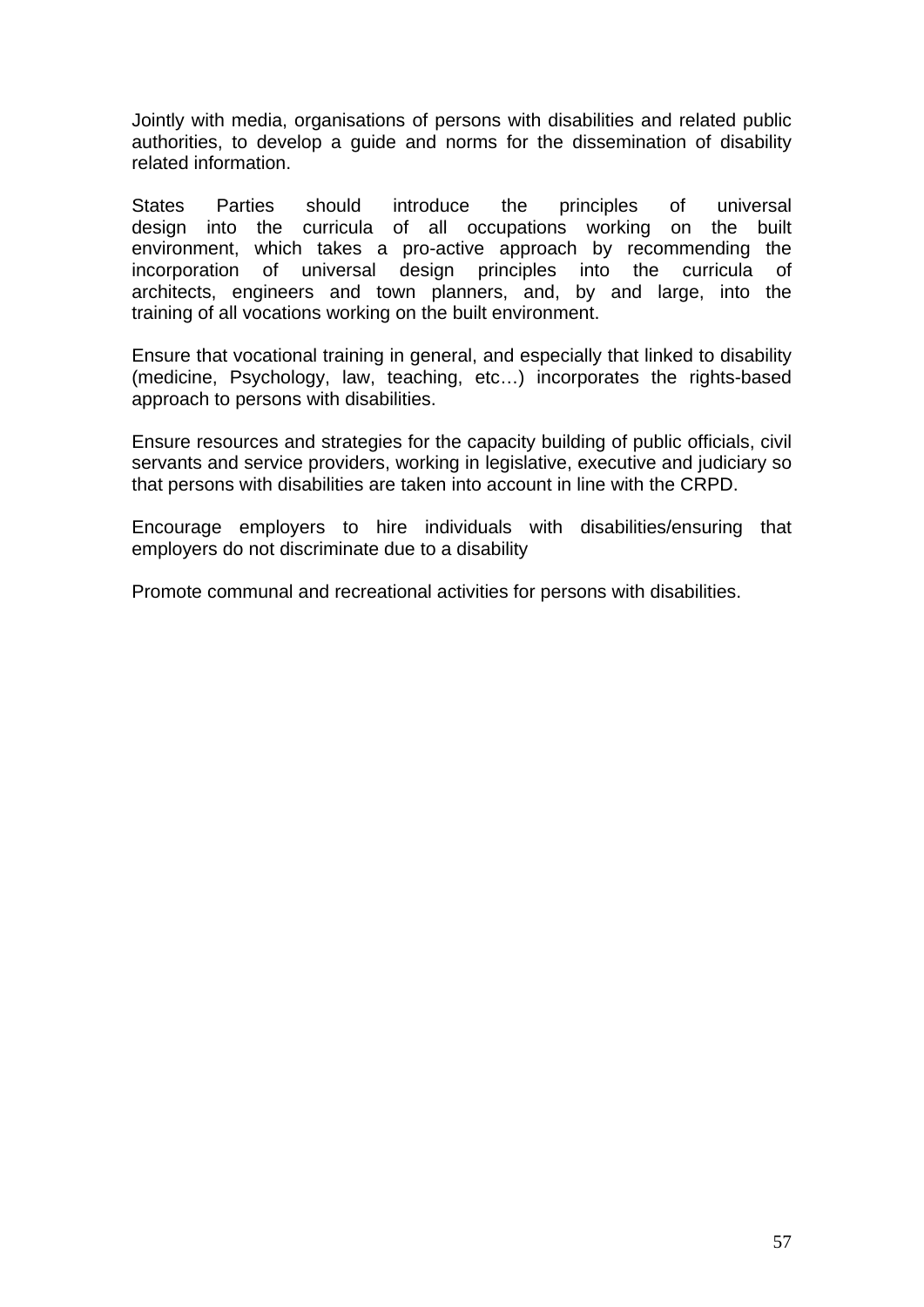Jointly with media, organisations of persons with disabilities and related public authorities, to develop a guide and norms for the dissemination of disability related information.

States Parties should introduce the principles of universal design into the curricula of all occupations working on the built environment, which takes a pro-active approach by recommending the incorporation of universal design principles into the curricula of architects, engineers and town planners, and, by and large, into the training of all vocations working on the built environment.

Ensure that vocational training in general, and especially that linked to disability (medicine, Psychology, law, teaching, etc…) incorporates the rights-based approach to persons with disabilities.

Ensure resources and strategies for the capacity building of public officials, civil servants and service providers, working in legislative, executive and judiciary so that persons with disabilities are taken into account in line with the CRPD.

Encourage employers to hire individuals with disabilities/ensuring that employers do not discriminate due to a disability

Promote communal and recreational activities for persons with disabilities.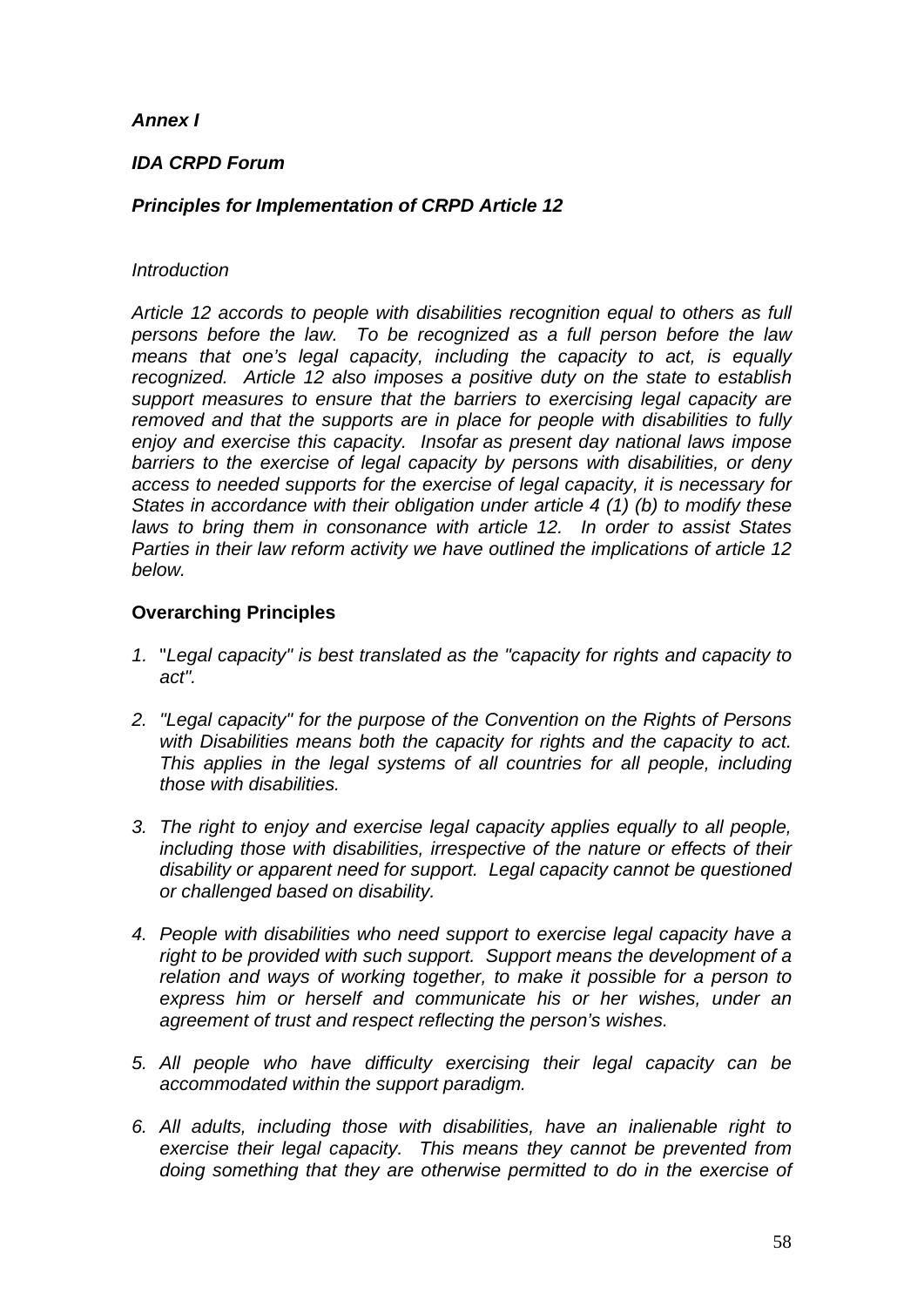***Annex I***

***IDA CRPD Forum***

***Principles for Implementation of CRPD Article 12***

*Introduction*

*Article 12 accords to people with disabilities recognition equal to others as full persons before the law. To be recognized as a full person before the law means that one's legal capacity, including the capacity to act, is equally recognized. Article 12 also imposes a positive duty on the state to establish support measures to ensure that the barriers to exercising legal capacity are removed and that the supports are in place for people with disabilities to fully enjoy and exercise this capacity. Insofar as present day national laws impose barriers to the exercise of legal capacity by persons with disabilities, or deny access to needed supports for the exercise of legal capacity, it is necessary for States in accordance with their obligation under article 4 (1) (b) to modify these laws to bring them in consonance with article 12. In order to assist States Parties in their law reform activity we have outlined the implications of article 12 below.*

**Overarching Principles**

1. "*Legal capacity" is best translated as the "capacity for rights and capacity to act".*

2. *"Legal capacity" for the purpose of the Convention on the Rights of Persons with Disabilities means both the capacity for rights and the capacity to act. This applies in the legal systems of all countries for all people, including those with disabilities.*

3. *The right to enjoy and exercise legal capacity applies equally to all people, including those with disabilities, irrespective of the nature or effects of their disability or apparent need for support. Legal capacity cannot be questioned or challenged based on disability.*

4. *People with disabilities who need support to exercise legal capacity have a right to be provided with such support. Support means the development of a relation and ways of working together, to make it possible for a person to express him or herself and communicate his or her wishes, under an agreement of trust and respect reflecting the person's wishes.*

5. *All people who have difficulty exercising their legal capacity can be accommodated within the support paradigm.*

6. *All adults, including those with disabilities, have an inalienable right to exercise their legal capacity. This means they cannot be prevented from doing something that they are otherwise permitted to do in the exercise of*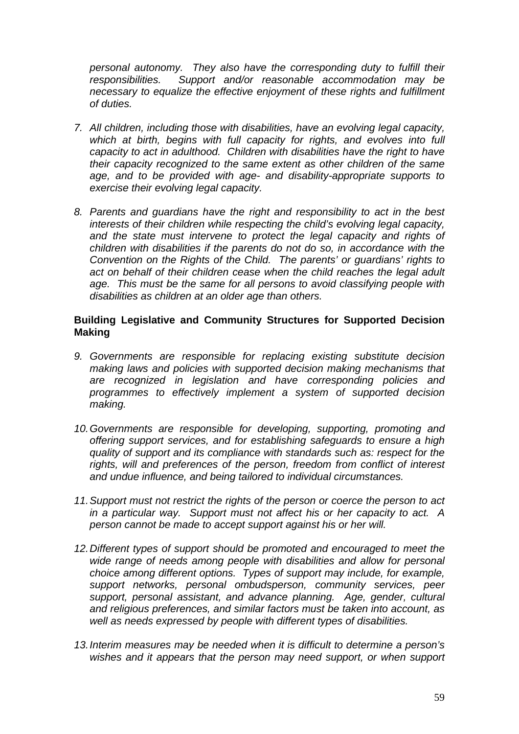*personal autonomy. They also have the corresponding duty to fulfill their responsibilities. Support and/or reasonable accommodation may be necessary to equalize the effective enjoyment of these rights and fulfillment of duties.*

7. *All children, including those with disabilities, have an evolving legal capacity, which at birth, begins with full capacity for rights, and evolves into full capacity to act in adulthood. Children with disabilities have the right to have their capacity recognized to the same extent as other children of the same age, and to be provided with age- and disability-appropriate supports to exercise their evolving legal capacity.*

8. *Parents and guardians have the right and responsibility to act in the best interests of their children while respecting the child's evolving legal capacity, and the state must intervene to protect the legal capacity and rights of children with disabilities if the parents do not do so, in accordance with the Convention on the Rights of the Child. The parents' or guardians' rights to act on behalf of their children cease when the child reaches the legal adult age. This must be the same for all persons to avoid classifying people with disabilities as children at an older age than others.*

**Building Legislative and Community Structures for Supported Decision Making**

9. *Governments are responsible for replacing existing substitute decision making laws and policies with supported decision making mechanisms that are recognized in legislation and have corresponding policies and programmes to effectively implement a system of supported decision making.*

10. *Governments are responsible for developing, supporting, promoting and offering support services, and for establishing safeguards to ensure a high quality of support and its compliance with standards such as: respect for the rights, will and preferences of the person, freedom from conflict of interest and undue influence, and being tailored to individual circumstances.*

11. *Support must not restrict the rights of the person or coerce the person to act in a particular way. Support must not affect his or her capacity to act. A person cannot be made to accept support against his or her will.*

12. *Different types of support should be promoted and encouraged to meet the wide range of needs among people with disabilities and allow for personal choice among different options. Types of support may include, for example, support networks, personal ombudsperson, community services, peer support, personal assistant, and advance planning. Age, gender, cultural and religious preferences, and similar factors must be taken into account, as well as needs expressed by people with different types of disabilities.*

13. *Interim measures may be needed when it is difficult to determine a person's wishes and it appears that the person may need support, or when support*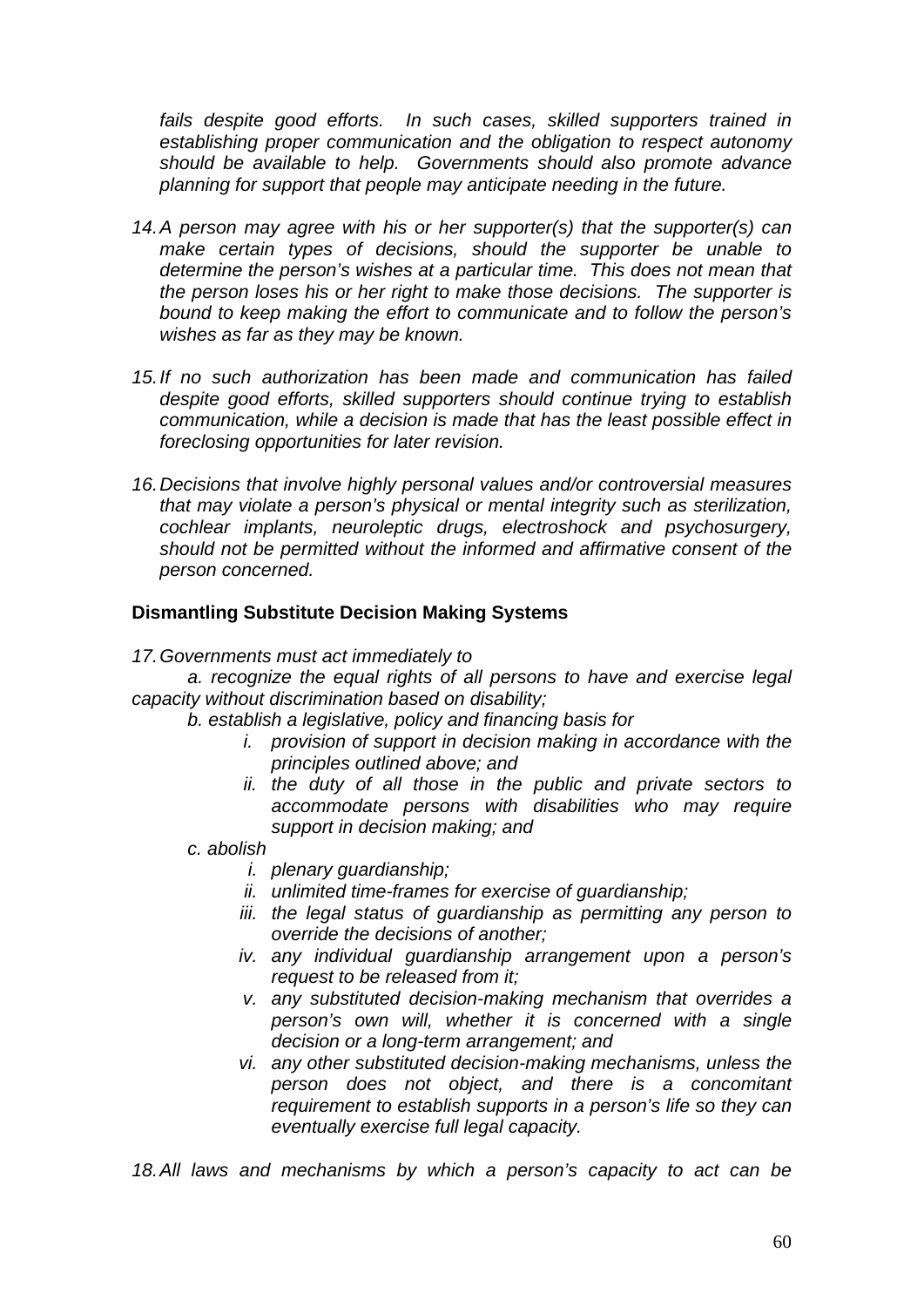*fails despite good efforts. In such cases, skilled supporters trained in establishing proper communication and the obligation to respect autonomy should be available to help. Governments should also promote advance planning for support that people may anticipate needing in the future.*

14. *A person may agree with his or her supporter(s) that the supporter(s) can make certain types of decisions, should the supporter be unable to determine the person's wishes at a particular time. This does not mean that the person loses his or her right to make those decisions. The supporter is bound to keep making the effort to communicate and to follow the person's wishes as far as they may be known.*

15. *If no such authorization has been made and communication has failed despite good efforts, skilled supporters should continue trying to establish communication, while a decision is made that has the least possible effect in foreclosing opportunities for later revision.*

16. *Decisions that involve highly personal values and/or controversial measures that may violate a person's physical or mental integrity such as sterilization, cochlear implants, neuroleptic drugs, electroshock and psychosurgery, should not be permitted without the informed and affirmative consent of the person concerned.*

**Dismantling Substitute Decision Making Systems**

17. *Governments must act immediately to*

    *a. recognize the equal rights of all persons to have and exercise legal capacity without discrimination based on disability;*

    *b. establish a legislative, policy and financing basis for*

    - *i. provision of support in decision making in accordance with the principles outlined above; and*
    - *ii. the duty of all those in the public and private sectors to accommodate persons with disabilities who may require support in decision making; and*

    *c. abolish*

    - *i. plenary guardianship;*
    - *ii. unlimited time-frames for exercise of guardianship;*
    - *iii. the legal status of guardianship as permitting any person to override the decisions of another;*
    - *iv. any individual guardianship arrangement upon a person's request to be released from it;*
    - *v. any substituted decision-making mechanism that overrides a person's own will, whether it is concerned with a single decision or a long-term arrangement; and*
    - *vi. any other substituted decision-making mechanisms, unless the person does not object, and there is a concomitant requirement to establish supports in a person's life so they can eventually exercise full legal capacity.*

18. *All laws and mechanisms by which a person's capacity to act can be*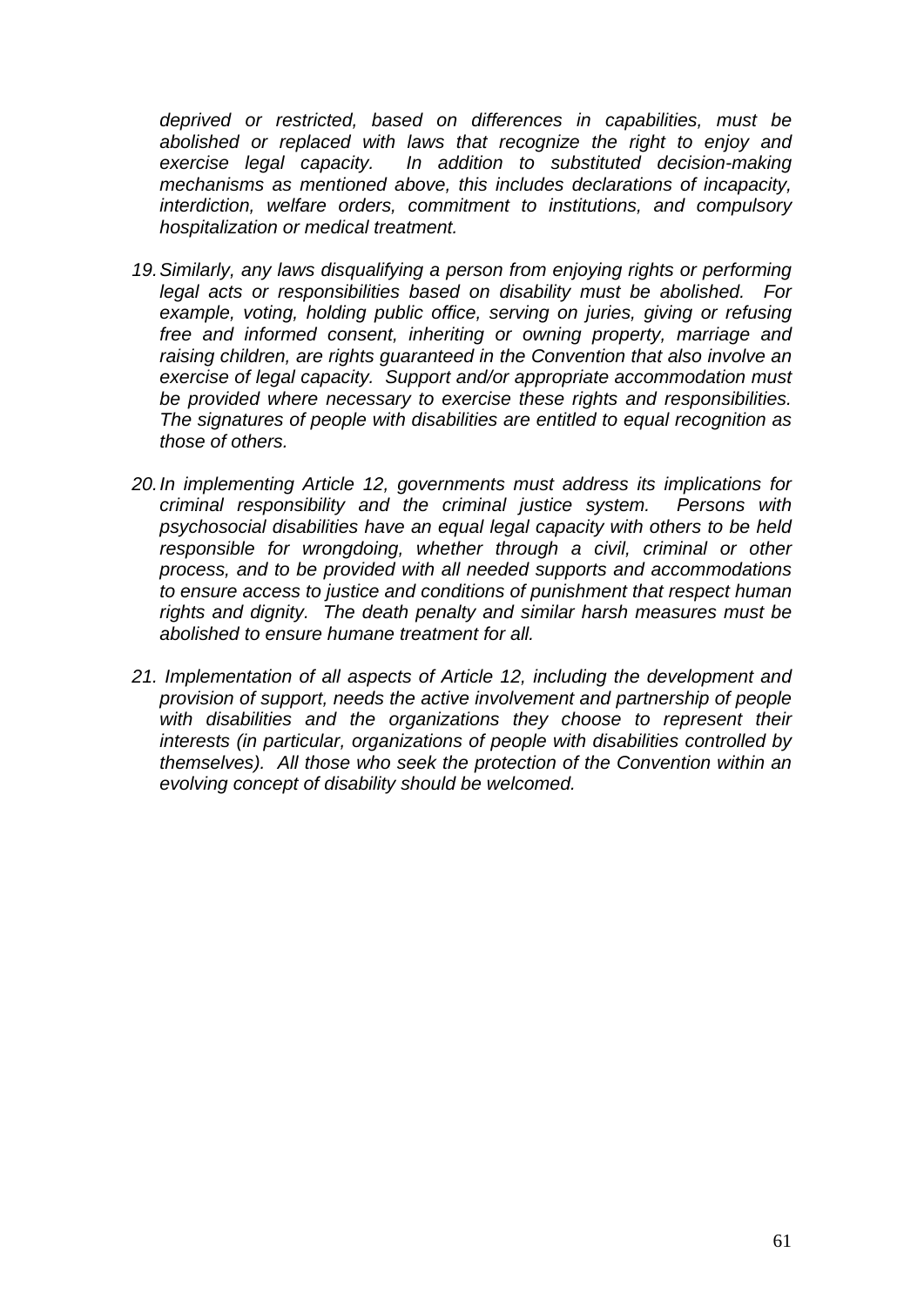*deprived or restricted, based on differences in capabilities, must be abolished or replaced with laws that recognize the right to enjoy and exercise legal capacity. In addition to substituted decision-making mechanisms as mentioned above, this includes declarations of incapacity, interdiction, welfare orders, commitment to institutions, and compulsory hospitalization or medical treatment.*

19. *Similarly, any laws disqualifying a person from enjoying rights or performing legal acts or responsibilities based on disability must be abolished. For example, voting, holding public office, serving on juries, giving or refusing free and informed consent, inheriting or owning property, marriage and raising children, are rights guaranteed in the Convention that also involve an exercise of legal capacity. Support and/or appropriate accommodation must be provided where necessary to exercise these rights and responsibilities. The signatures of people with disabilities are entitled to equal recognition as those of others.*

20. *In implementing Article 12, governments must address its implications for criminal responsibility and the criminal justice system. Persons with psychosocial disabilities have an equal legal capacity with others to be held responsible for wrongdoing, whether through a civil, criminal or other process, and to be provided with all needed supports and accommodations to ensure access to justice and conditions of punishment that respect human rights and dignity. The death penalty and similar harsh measures must be abolished to ensure humane treatment for all.*

21. *Implementation of all aspects of Article 12, including the development and provision of support, needs the active involvement and partnership of people with disabilities and the organizations they choose to represent their interests (in particular, organizations of people with disabilities controlled by themselves). All those who seek the protection of the Convention within an evolving concept of disability should be welcomed.*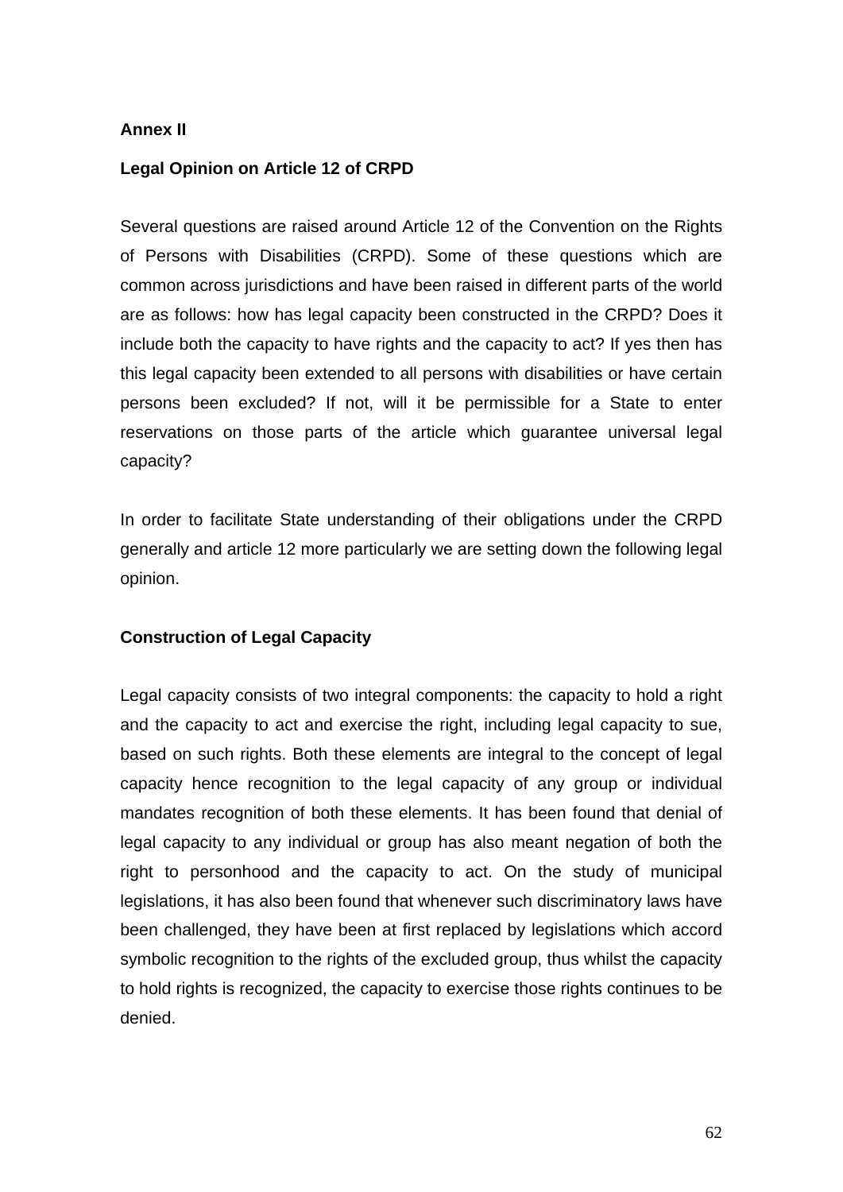**Annex II**

**Legal Opinion on Article 12 of CRPD**

Several questions are raised around Article 12 of the Convention on the Rights of Persons with Disabilities (CRPD). Some of these questions which are common across jurisdictions and have been raised in different parts of the world are as follows: how has legal capacity been constructed in the CRPD? Does it include both the capacity to have rights and the capacity to act? If yes then has this legal capacity been extended to all persons with disabilities or have certain persons been excluded? If not, will it be permissible for a State to enter reservations on those parts of the article which guarantee universal legal capacity?

In order to facilitate State understanding of their obligations under the CRPD generally and article 12 more particularly we are setting down the following legal opinion.

**Construction of Legal Capacity**

Legal capacity consists of two integral components: the capacity to hold a right and the capacity to act and exercise the right, including legal capacity to sue, based on such rights. Both these elements are integral to the concept of legal capacity hence recognition to the legal capacity of any group or individual mandates recognition of both these elements. It has been found that denial of legal capacity to any individual or group has also meant negation of both the right to personhood and the capacity to act. On the study of municipal legislations, it has also been found that whenever such discriminatory laws have been challenged, they have been at first replaced by legislations which accord symbolic recognition to the rights of the excluded group, thus whilst the capacity to hold rights is recognized, the capacity to exercise those rights continues to be denied.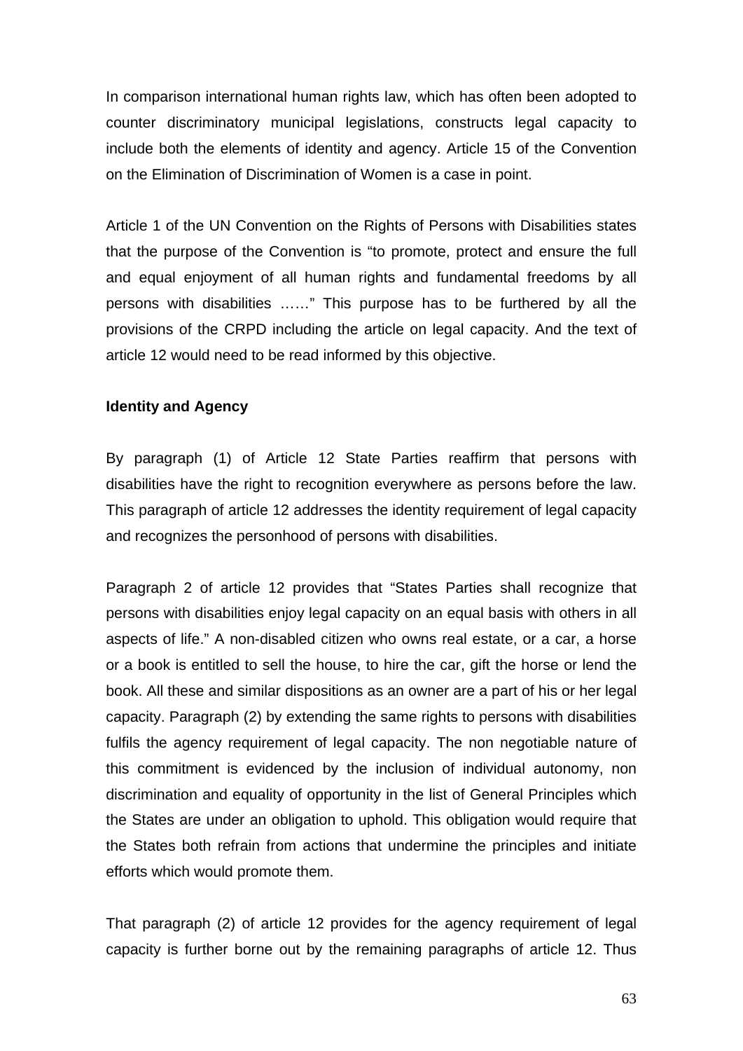In comparison international human rights law, which has often been adopted to counter discriminatory municipal legislations, constructs legal capacity to include both the elements of identity and agency. Article 15 of the Convention on the Elimination of Discrimination of Women is a case in point.

Article 1 of the UN Convention on the Rights of Persons with Disabilities states that the purpose of the Convention is "to promote, protect and ensure the full and equal enjoyment of all human rights and fundamental freedoms by all persons with disabilities ……" This purpose has to be furthered by all the provisions of the CRPD including the article on legal capacity. And the text of article 12 would need to be read informed by this objective.

**Identity and Agency**

By paragraph (1) of Article 12 State Parties reaffirm that persons with disabilities have the right to recognition everywhere as persons before the law. This paragraph of article 12 addresses the identity requirement of legal capacity and recognizes the personhood of persons with disabilities.

Paragraph 2 of article 12 provides that "States Parties shall recognize that persons with disabilities enjoy legal capacity on an equal basis with others in all aspects of life." A non-disabled citizen who owns real estate, or a car, a horse or a book is entitled to sell the house, to hire the car, gift the horse or lend the book. All these and similar dispositions as an owner are a part of his or her legal capacity. Paragraph (2) by extending the same rights to persons with disabilities fulfils the agency requirement of legal capacity. The non negotiable nature of this commitment is evidenced by the inclusion of individual autonomy, non discrimination and equality of opportunity in the list of General Principles which the States are under an obligation to uphold. This obligation would require that the States both refrain from actions that undermine the principles and initiate efforts which would promote them.

That paragraph (2) of article 12 provides for the agency requirement of legal capacity is further borne out by the remaining paragraphs of article 12. Thus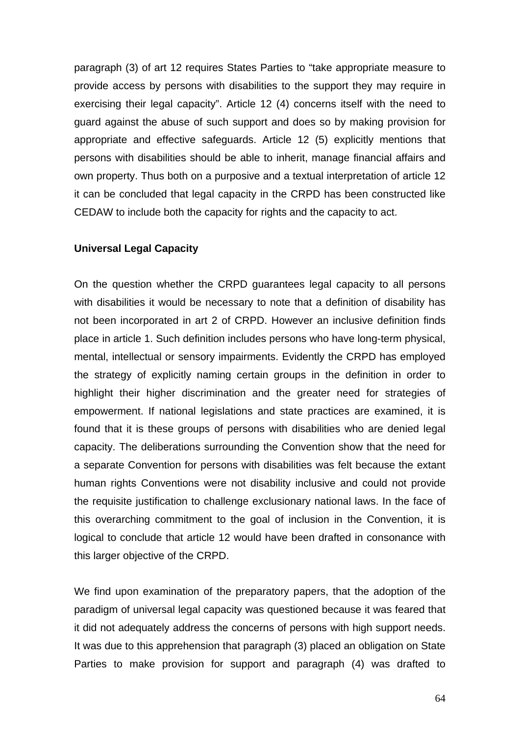paragraph (3) of art 12 requires States Parties to "take appropriate measure to provide access by persons with disabilities to the support they may require in exercising their legal capacity". Article 12 (4) concerns itself with the need to guard against the abuse of such support and does so by making provision for appropriate and effective safeguards. Article 12 (5) explicitly mentions that persons with disabilities should be able to inherit, manage financial affairs and own property. Thus both on a purposive and a textual interpretation of article 12 it can be concluded that legal capacity in the CRPD has been constructed like CEDAW to include both the capacity for rights and the capacity to act.

**Universal Legal Capacity**

On the question whether the CRPD guarantees legal capacity to all persons with disabilities it would be necessary to note that a definition of disability has not been incorporated in art 2 of CRPD. However an inclusive definition finds place in article 1. Such definition includes persons who have long-term physical, mental, intellectual or sensory impairments. Evidently the CRPD has employed the strategy of explicitly naming certain groups in the definition in order to highlight their higher discrimination and the greater need for strategies of empowerment. If national legislations and state practices are examined, it is found that it is these groups of persons with disabilities who are denied legal capacity. The deliberations surrounding the Convention show that the need for a separate Convention for persons with disabilities was felt because the extant human rights Conventions were not disability inclusive and could not provide the requisite justification to challenge exclusionary national laws. In the face of this overarching commitment to the goal of inclusion in the Convention, it is logical to conclude that article 12 would have been drafted in consonance with this larger objective of the CRPD.

We find upon examination of the preparatory papers, that the adoption of the paradigm of universal legal capacity was questioned because it was feared that it did not adequately address the concerns of persons with high support needs. It was due to this apprehension that paragraph (3) placed an obligation on State Parties to make provision for support and paragraph (4) was drafted to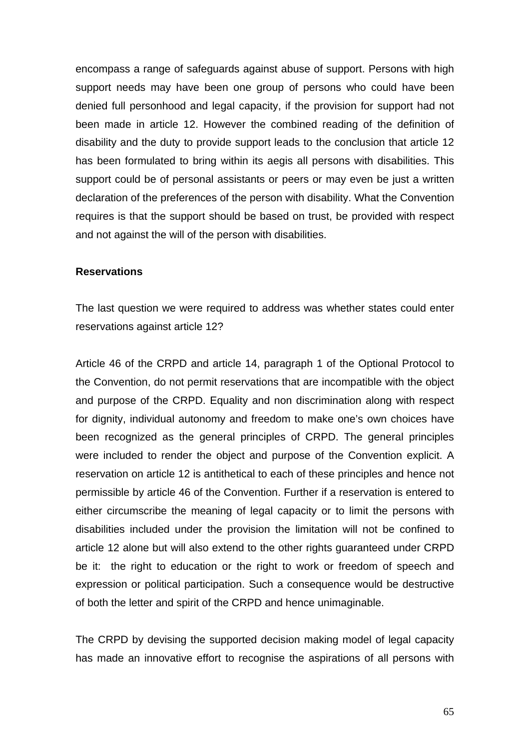encompass a range of safeguards against abuse of support. Persons with high support needs may have been one group of persons who could have been denied full personhood and legal capacity, if the provision for support had not been made in article 12. However the combined reading of the definition of disability and the duty to provide support leads to the conclusion that article 12 has been formulated to bring within its aegis all persons with disabilities. This support could be of personal assistants or peers or may even be just a written declaration of the preferences of the person with disability. What the Convention requires is that the support should be based on trust, be provided with respect and not against the will of the person with disabilities.

**Reservations**

The last question we were required to address was whether states could enter reservations against article 12?

Article 46 of the CRPD and article 14, paragraph 1 of the Optional Protocol to the Convention, do not permit reservations that are incompatible with the object and purpose of the CRPD. Equality and non discrimination along with respect for dignity, individual autonomy and freedom to make one's own choices have been recognized as the general principles of CRPD. The general principles were included to render the object and purpose of the Convention explicit. A reservation on article 12 is antithetical to each of these principles and hence not permissible by article 46 of the Convention. Further if a reservation is entered to either circumscribe the meaning of legal capacity or to limit the persons with disabilities included under the provision the limitation will not be confined to article 12 alone but will also extend to the other rights guaranteed under CRPD be it: the right to education or the right to work or freedom of speech and expression or political participation. Such a consequence would be destructive of both the letter and spirit of the CRPD and hence unimaginable.

The CRPD by devising the supported decision making model of legal capacity has made an innovative effort to recognise the aspirations of all persons with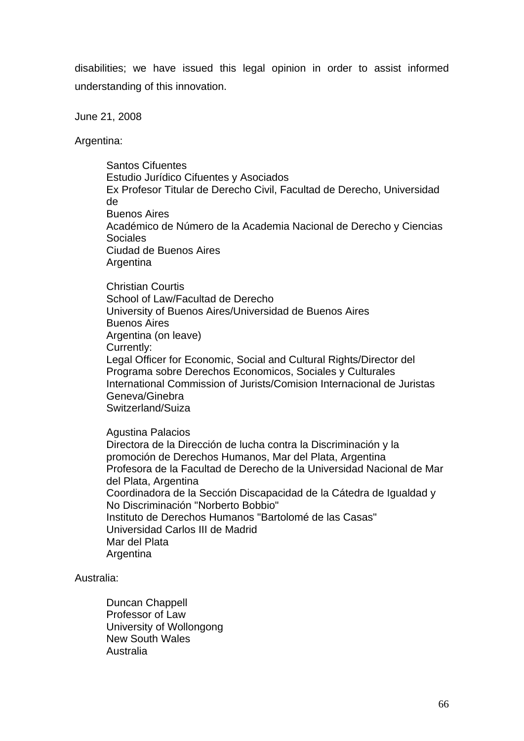disabilities; we have issued this legal opinion in order to assist informed understanding of this innovation.

June 21, 2008

Argentina:

> Santos Cifuentes
> Estudio Jurídico Cifuentes y Asociados
> Ex Profesor Titular de Derecho Civil, Facultad de Derecho, Universidad de Buenos Aires
> Académico de Número de la Academia Nacional de Derecho y Ciencias Sociales
> Ciudad de Buenos Aires
> Argentina
>
> Christian Courtis
> School of Law/Facultad de Derecho
> University of Buenos Aires/Universidad de Buenos Aires
> Buenos Aires
> Argentina (on leave)
> Currently:
> Legal Officer for Economic, Social and Cultural Rights/Director del Programa sobre Derechos Economicos, Sociales y Culturales
> International Commission of Jurists/Comision Internacional de Juristas
> Geneva/Ginebra
> Switzerland/Suiza
>
> Agustina Palacios
> Directora de la Dirección de lucha contra la Discriminación y la promoción de Derechos Humanos, Mar del Plata, Argentina
> Profesora de la Facultad de Derecho de la Universidad Nacional de Mar del Plata, Argentina
> Coordinadora de la Sección Discapacidad de la Cátedra de Igualdad y No Discriminación "Norberto Bobbio"
> Instituto de Derechos Humanos "Bartolomé de las Casas"
> Universidad Carlos III de Madrid
> Mar del Plata
> Argentina

Australia:

> Duncan Chappell
> Professor of Law
> University of Wollongong
> New South Wales
> Australia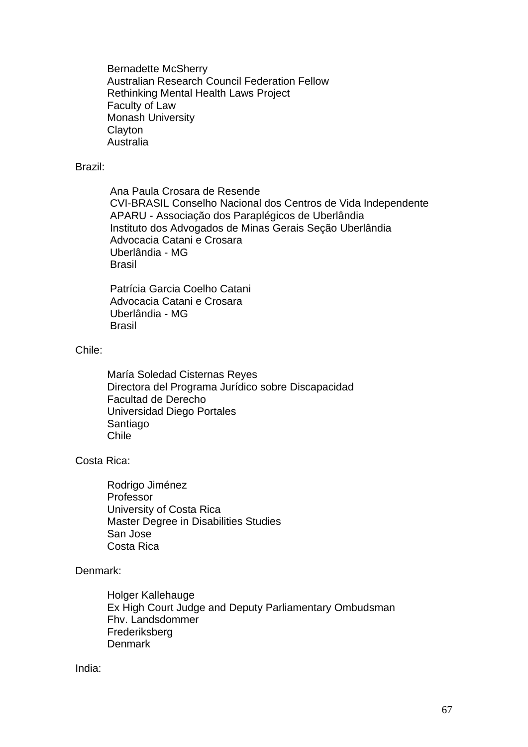Bernadette McSherry
Australian Research Council Federation Fellow
Rethinking Mental Health Laws Project
Faculty of Law
Monash University
Clayton
Australia

Brazil:

Ana Paula Crosara de Resende
CVI-BRASIL Conselho Nacional dos Centros de Vida Independente
APARU - Associação dos Paraplégicos de Uberlândia
Instituto dos Advogados de Minas Gerais Seção Uberlândia
Advocacia Catani e Crosara
Uberlândia - MG
Brasil

Patrícia Garcia Coelho Catani
Advocacia Catani e Crosara
Uberlândia - MG
Brasil

Chile:

María Soledad Cisternas Reyes
Directora del Programa Jurídico sobre Discapacidad
Facultad de Derecho
Universidad Diego Portales
Santiago
Chile

Costa Rica:

Rodrigo Jiménez
Professor
University of Costa Rica
Master Degree in Disabilities Studies
San Jose
Costa Rica

Denmark:

Holger Kallehauge
Ex High Court Judge and Deputy Parliamentary Ombudsman
Fhv. Landsdommer
Frederiksberg
Denmark

India: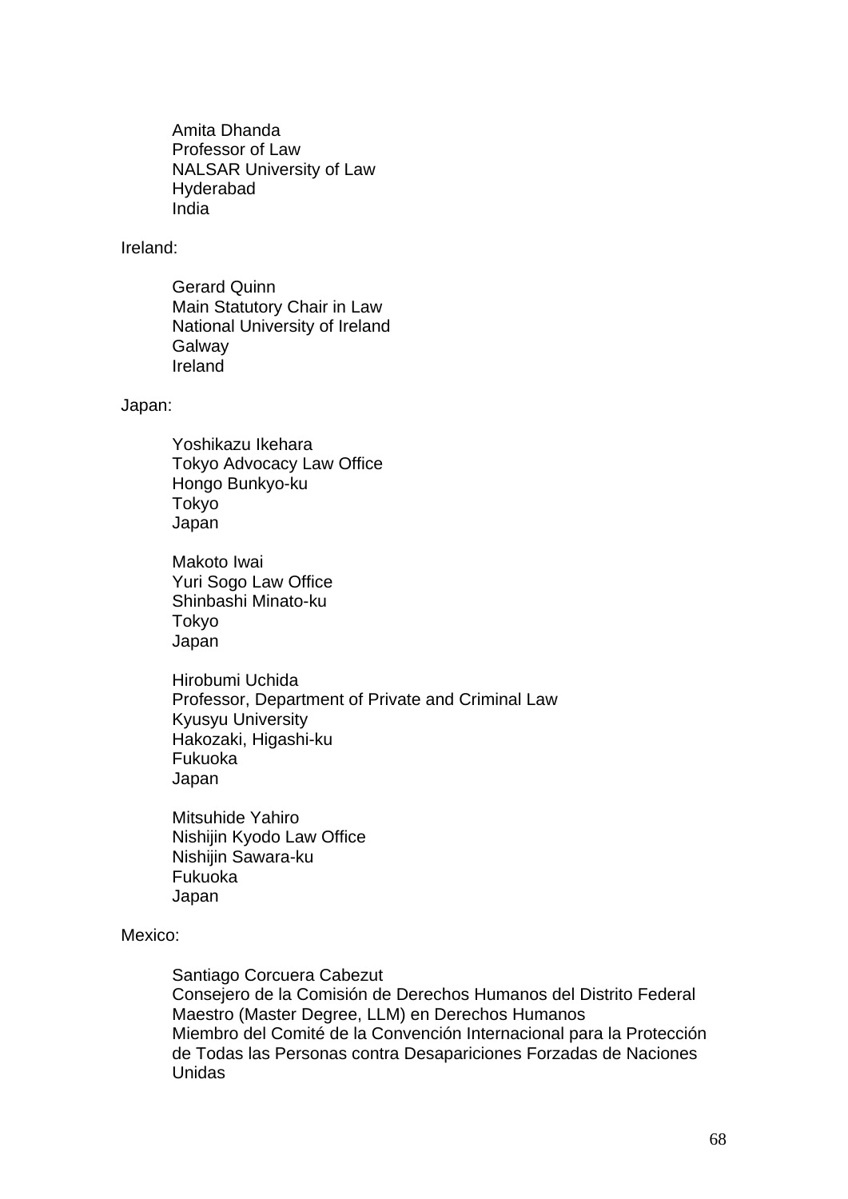Amita Dhanda
Professor of Law
NALSAR University of Law
Hyderabad
India

Ireland:

Gerard Quinn
Main Statutory Chair in Law
National University of Ireland
Galway
Ireland

Japan:

Yoshikazu Ikehara
Tokyo Advocacy Law Office
Hongo Bunkyo-ku
Tokyo
Japan

Makoto Iwai
Yuri Sogo Law Office
Shinbashi Minato-ku
Tokyo
Japan

Hirobumi Uchida
Professor, Department of Private and Criminal Law
Kyusyu University
Hakozaki, Higashi-ku
Fukuoka
Japan

Mitsuhide Yahiro
Nishijin Kyodo Law Office
Nishijin Sawara-ku
Fukuoka
Japan

Mexico:

Santiago Corcuera Cabezut
Consejero de la Comisión de Derechos Humanos del Distrito Federal
Maestro (Master Degree, LLM) en Derechos Humanos
Miembro del Comité de la Convención Internacional para la Protección de Todas las Personas contra Desapariciones Forzadas de Naciones Unidas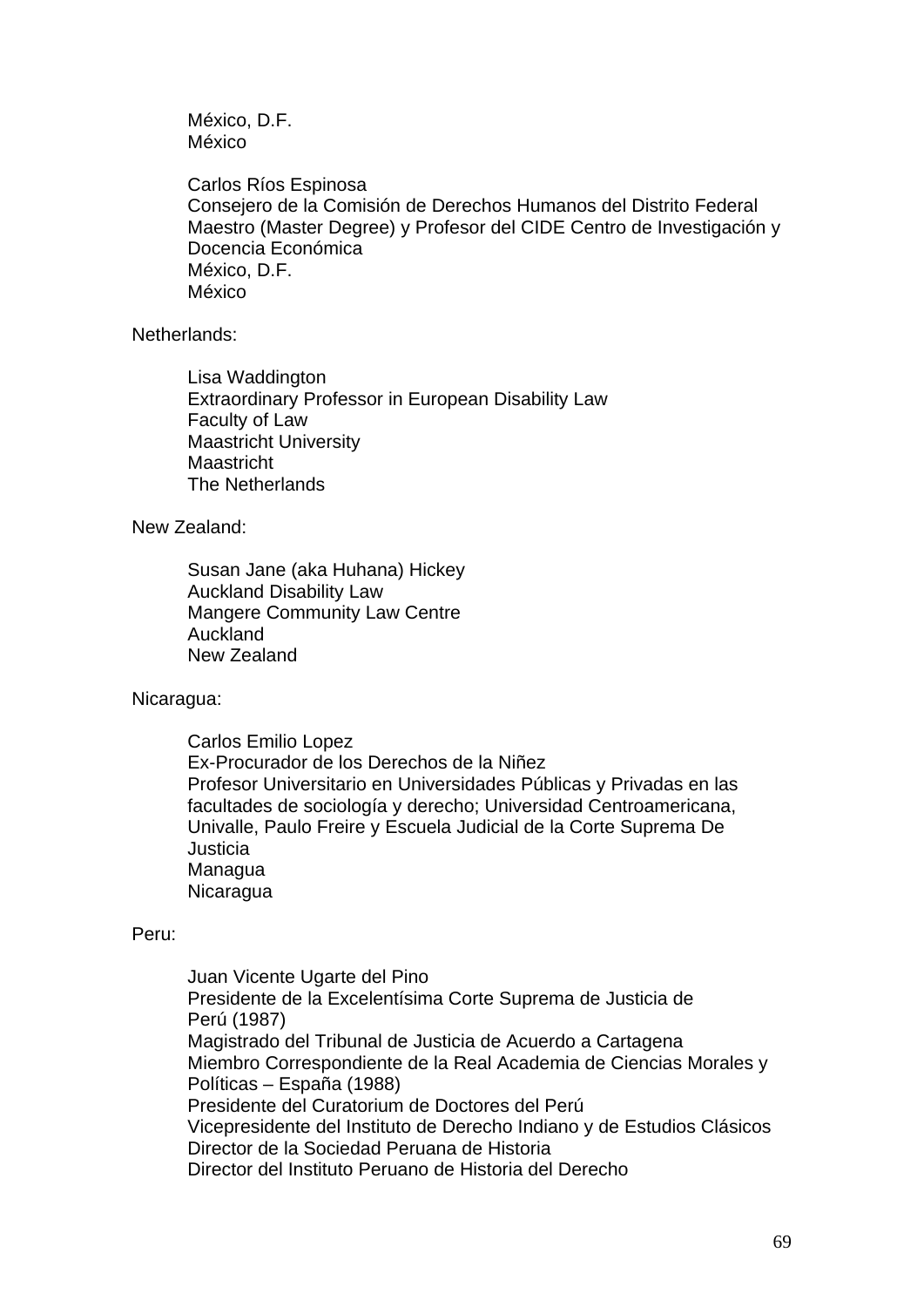México, D.F.
México

Carlos Ríos Espinosa
Consejero de la Comisión de Derechos Humanos del Distrito Federal
Maestro (Master Degree) y Profesor del CIDE Centro de Investigación y Docencia Económica
México, D.F.
México

Netherlands:

Lisa Waddington
Extraordinary Professor in European Disability Law
Faculty of Law
Maastricht University
Maastricht
The Netherlands

New Zealand:

Susan Jane (aka Huhana) Hickey
Auckland Disability Law
Mangere Community Law Centre
Auckland
New Zealand

Nicaragua:

Carlos Emilio Lopez
Ex-Procurador de los Derechos de la Niñez
Profesor Universitario en Universidades Públicas y Privadas en las facultades de sociología y derecho; Universidad Centroamericana, Univalle, Paulo Freire y Escuela Judicial de la Corte Suprema De Justicia
Managua
Nicaragua

Peru:

Juan Vicente Ugarte del Pino
Presidente de la Excelentísima Corte Suprema de Justicia de Perú (1987)
Magistrado del Tribunal de Justicia de Acuerdo a Cartagena
Miembro Correspondiente de la Real Academia de Ciencias Morales y Políticas – España (1988)
Presidente del Curatorium de Doctores del Perú
Vicepresidente del Instituto de Derecho Indiano y de Estudios Clásicos
Director de la Sociedad Peruana de Historia
Director del Instituto Peruano de Historia del Derecho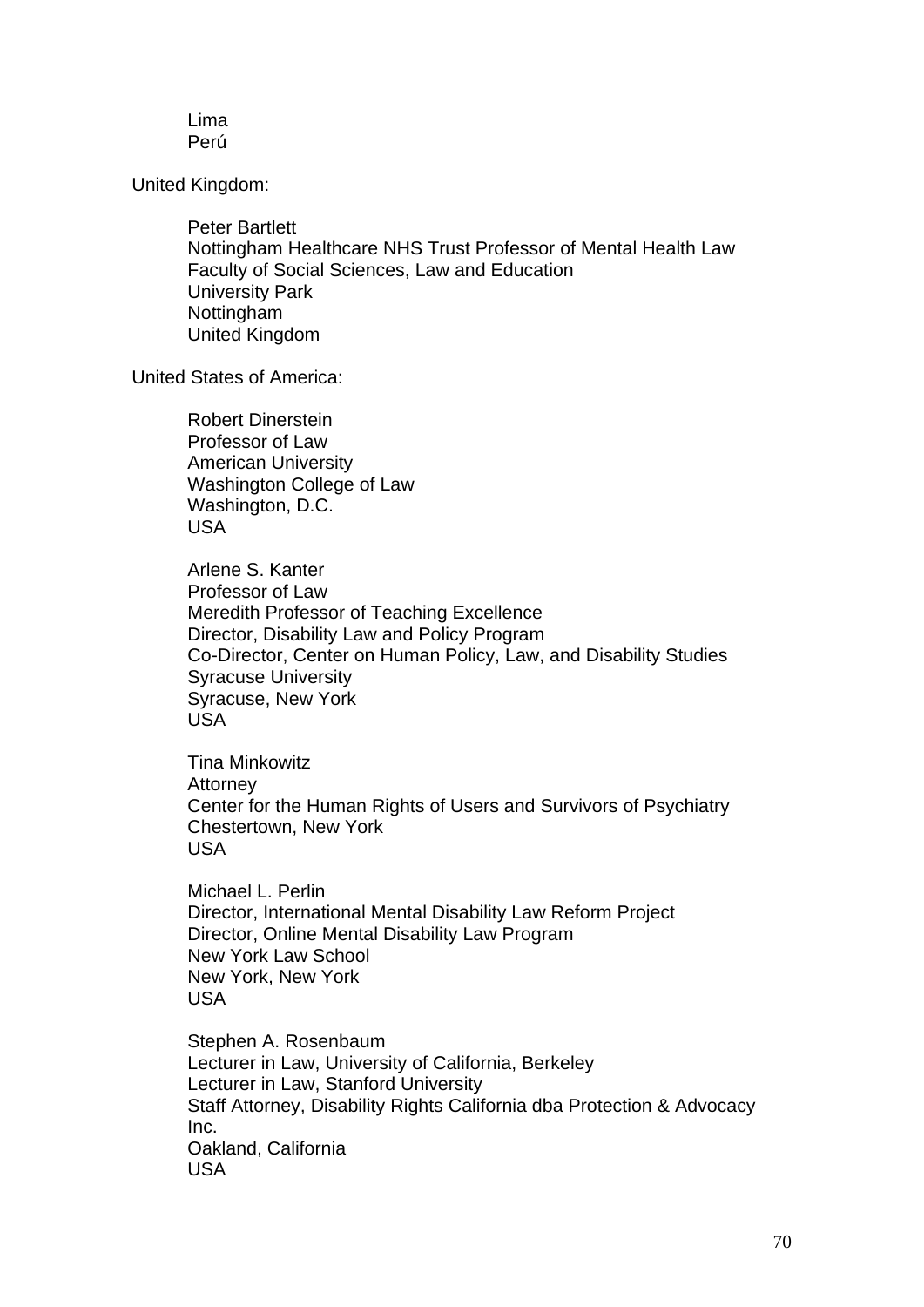Lima
Perú

United Kingdom:

Peter Bartlett
Nottingham Healthcare NHS Trust Professor of Mental Health Law
Faculty of Social Sciences, Law and Education
University Park
Nottingham
United Kingdom

United States of America:

Robert Dinerstein
Professor of Law
American University
Washington College of Law
Washington, D.C.
USA

Arlene S. Kanter
Professor of Law
Meredith Professor of Teaching Excellence
Director, Disability Law and Policy Program
Co-Director, Center on Human Policy, Law, and Disability Studies
Syracuse University
Syracuse, New York
USA

Tina Minkowitz
Attorney
Center for the Human Rights of Users and Survivors of Psychiatry
Chestertown, New York
USA

Michael L. Perlin
Director, International Mental Disability Law Reform Project
Director, Online Mental Disability Law Program
New York Law School
New York, New York
USA

Stephen A. Rosenbaum
Lecturer in Law, University of California, Berkeley
Lecturer in Law, Stanford University
Staff Attorney, Disability Rights California dba Protection & Advocacy Inc.
Oakland, California
USA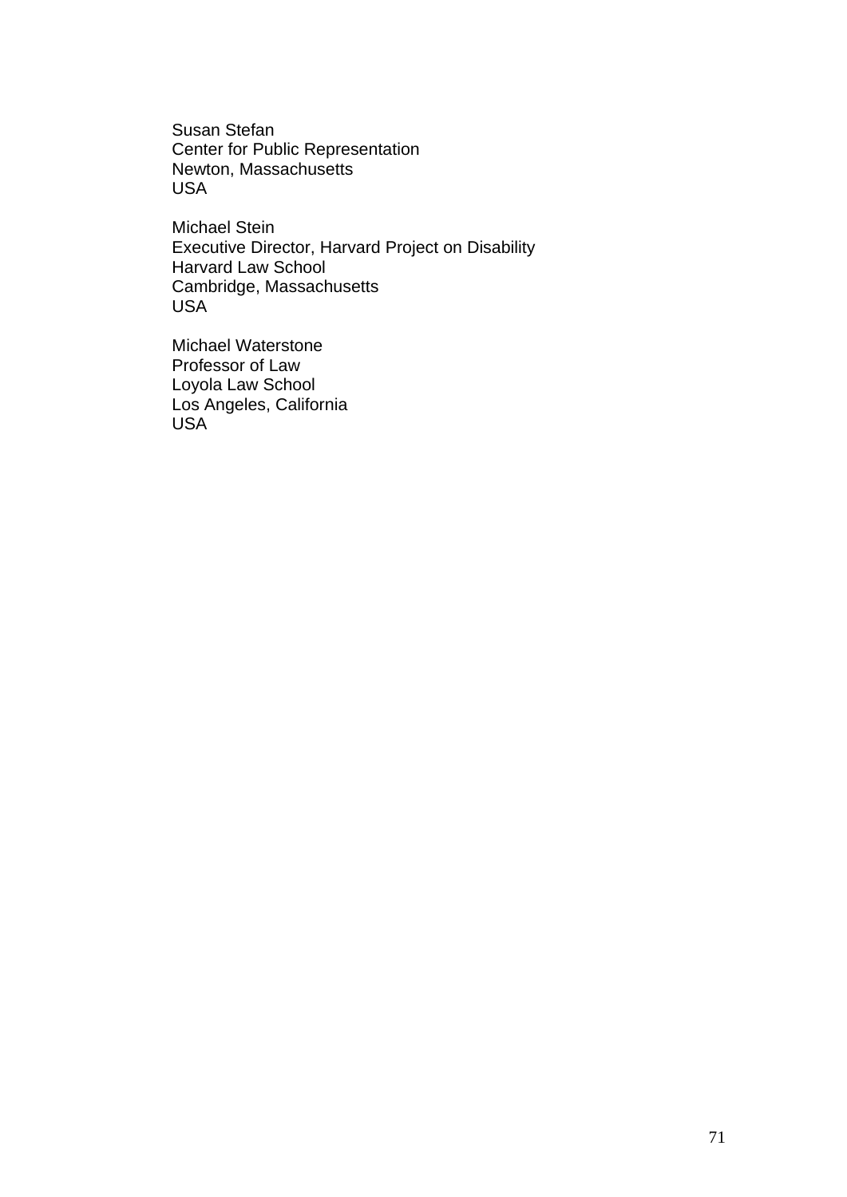Susan Stefan
Center for Public Representation
Newton, Massachusetts
USA

Michael Stein
Executive Director, Harvard Project on Disability
Harvard Law School
Cambridge, Massachusetts
USA

Michael Waterstone
Professor of Law
Loyola Law School
Los Angeles, California
USA